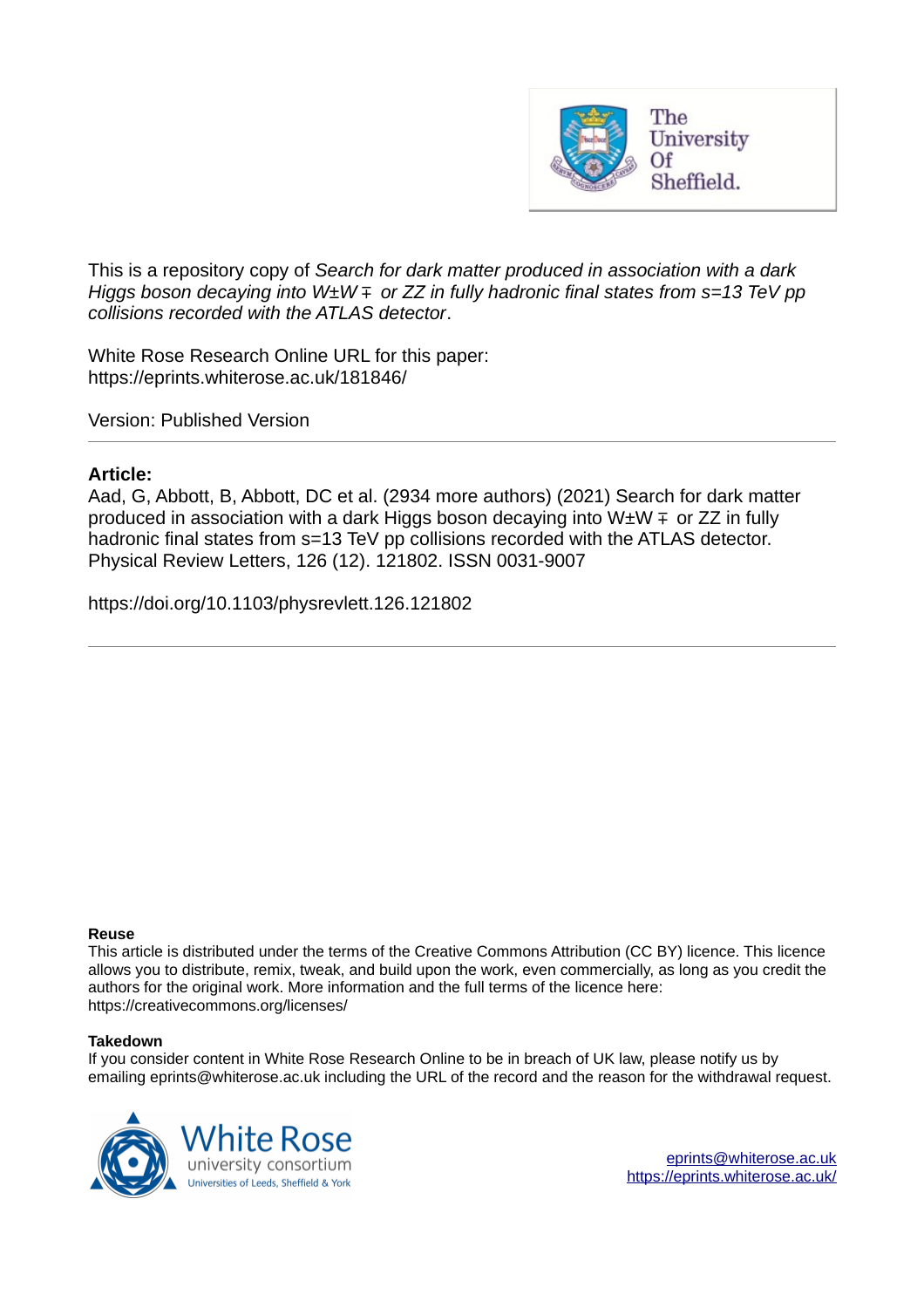This is a repository copy of *Search for dark matter produced in association with a dark Higgs boson decaying into W±W∓ or ZZ in fully hadronic final states from s=13 TeV pp collisions recorded with the ATLAS detector*.

White Rose Research Online URL for this paper:
https://eprints.whiterose.ac.uk/181846/

Version: Published Version

**Article:**

Aad, G, Abbott, B, Abbott, DC et al. (2934 more authors) (2021) Search for dark matter produced in association with a dark Higgs boson decaying into W±W∓ or ZZ in fully hadronic final states from s=13 TeV pp collisions recorded with the ATLAS detector. Physical Review Letters, 126 (12). 121802. ISSN 0031-9007

https://doi.org/10.1103/physrevlett.126.121802

**Reuse**

This article is distributed under the terms of the Creative Commons Attribution (CC BY) licence. This licence allows you to distribute, remix, tweak, and build upon the work, even commercially, as long as you credit the authors for the original work. More information and the full terms of the licence here: https://creativecommons.org/licenses/

**Takedown**

If you consider content in White Rose Research Online to be in breach of UK law, please notify us by emailing eprints@whiterose.ac.uk including the URL of the record and the reason for the withdrawal request.

eprints@whiterose.ac.uk
https://eprints.whiterose.ac.uk/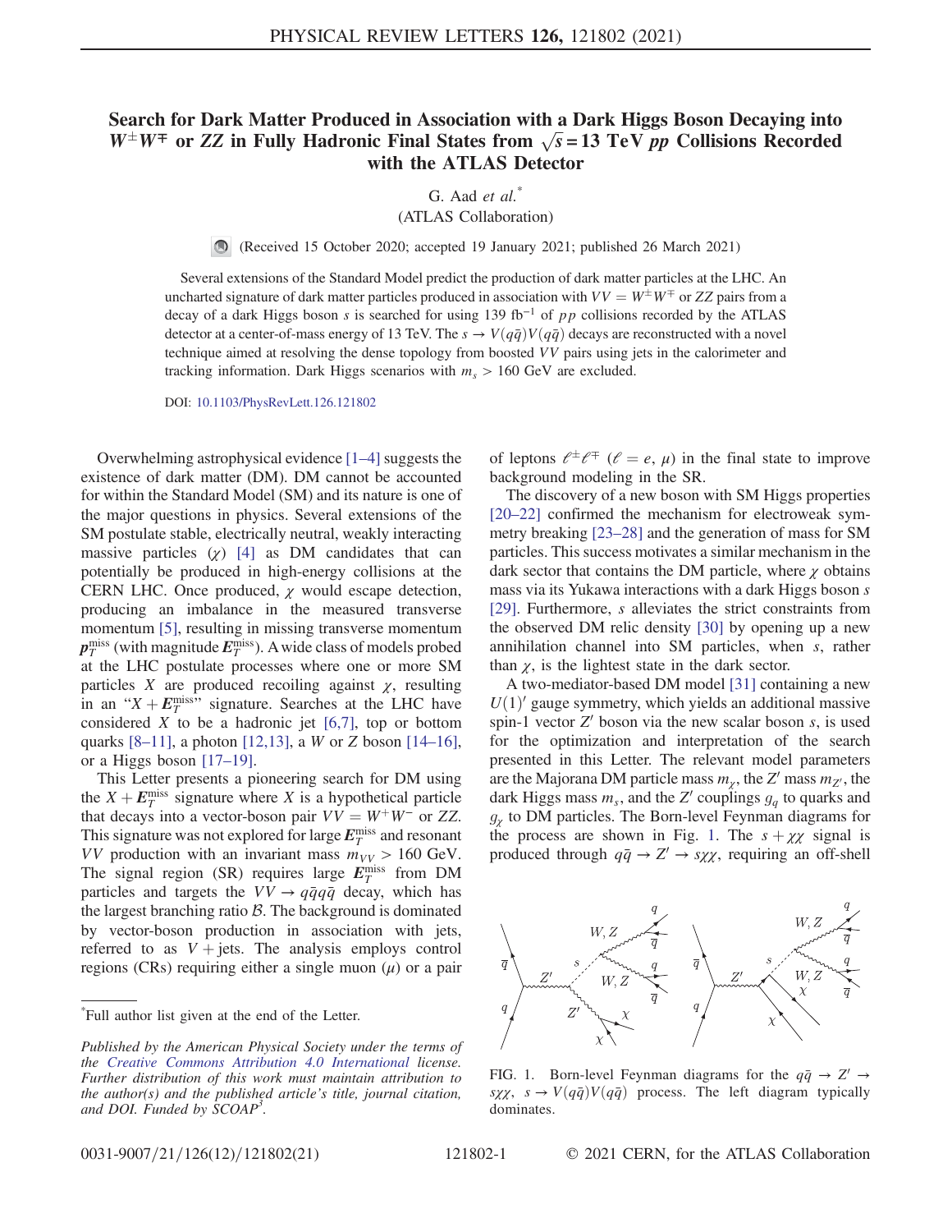# Search for Dark Matter Produced in Association with a Dark Higgs Boson Decaying into $W^{\pm}W^{\mp}$ or $ZZ$ in Fully Hadronic Final States from $\sqrt{s} = 13$ TeV $pp$ Collisions Recorded with the ATLAS Detector

G. Aad *et al.*[*]

(ATLAS Collaboration)

(Received 15 October 2020; accepted 19 January 2021; published 26 March 2021)

Several extensions of the Standard Model predict the production of dark matter particles at the LHC. An uncharted signature of dark matter particles produced in association with $VV = W^{\pm}W^{\mp}$ or $ZZ$ pairs from a decay of a dark Higgs boson $s$ is searched for using 139 fb$^{-1}$ of $pp$ collisions recorded by the ATLAS detector at a center-of-mass energy of 13 TeV. The $s \to V(q\bar{q})V(q\bar{q})$ decays are reconstructed with a novel technique aimed at resolving the dense topology from boosted $VV$ pairs using jets in the calorimeter and tracking information. Dark Higgs scenarios with $m_s > 160$ GeV are excluded.

DOI: 10.1103/PhysRevLett.126.121802

Overwhelming astrophysical evidence [1–4] suggests the existence of dark matter (DM). DM cannot be accounted for within the Standard Model (SM) and its nature is one of the major questions in physics. Several extensions of the SM postulate stable, electrically neutral, weakly interacting massive particles ($\chi$) [4] as DM candidates that can potentially be produced in high-energy collisions at the CERN LHC. Once produced, $\chi$ would escape detection, producing an imbalance in the measured transverse momentum [5], resulting in missing transverse momentum $\boldsymbol{p}_T^{\text{miss}}$ (with magnitude $E_T^{\text{miss}}$). A wide class of models probed at the LHC postulate processes where one or more SM particles $X$ are produced recoiling against $\chi$, resulting in an "$X + E_T^{\text{miss}}$" signature. Searches at the LHC have considered $X$ to be a hadronic jet [6,7], top or bottom quarks [8–11], a photon [12,13], a $W$ or $Z$ boson [14–16], or a Higgs boson [17–19].

This Letter presents a pioneering search for DM using the $X + E_T^{\text{miss}}$ signature where $X$ is a hypothetical particle that decays into a vector-boson pair $VV = W^+W^-$ or $ZZ$. This signature was not explored for large $E_T^{\text{miss}}$ and resonant $VV$ production with an invariant mass $m_{VV} > 160$ GeV. The signal region (SR) requires large $E_T^{\text{miss}}$ from DM particles and targets the $VV \to q\bar{q}q\bar{q}$ decay, which has the largest branching ratio $\mathcal{B}$. The background is dominated by vector-boson production in association with jets, referred to as $V$ + jets. The analysis employs control regions (CRs) requiring either a single muon ($\mu$) or a pair of leptons $\ell^{\pm}\ell^{\mp}$ ($\ell = e, \mu$) in the final state to improve background modeling in the SR.

The discovery of a new boson with SM Higgs properties [20–22] confirmed the mechanism for electroweak symmetry breaking [23–28] and the generation of mass for SM particles. This success motivates a similar mechanism in the dark sector that contains the DM particle, where $\chi$ obtains mass via its Yukawa interactions with a dark Higgs boson $s$ [29]. Furthermore, $s$ alleviates the strict constraints from the observed DM relic density [30] by opening up a new annihilation channel into SM particles, when $s$, rather than $\chi$, is the lightest state in the dark sector.

A two-mediator-based DM model [31] containing a new $U(1)'$ gauge symmetry, which yields an additional massive spin-1 vector $Z'$ boson via the new scalar boson $s$, is used for the optimization and interpretation of the search presented in this Letter. The relevant model parameters are the Majorana DM particle mass $m_\chi$, the $Z'$ mass $m_{Z'}$, the dark Higgs mass $m_s$, and the $Z'$ couplings $g_q$ to quarks and $g_\chi$ to DM particles. The Born-level Feynman diagrams for the process are shown in Fig. 1. The $s + \chi\chi$ signal is produced through $q\bar{q} \to Z' \to s\chi\chi$, requiring an off-shell

FIG. 1. Born-level Feynman diagrams for the $q\bar{q} \to Z' \to s\chi\chi$, $s \to V(q\bar{q})V(q\bar{q})$ process. The left diagram typically dominates.

---

[*]Full author list given at the end of the Letter.

*Published by the American Physical Society under the terms of the Creative Commons Attribution 4.0 International license. Further distribution of this work must maintain attribution to the author(s) and the published article's title, journal citation, and DOI. Funded by SCOAP[3].*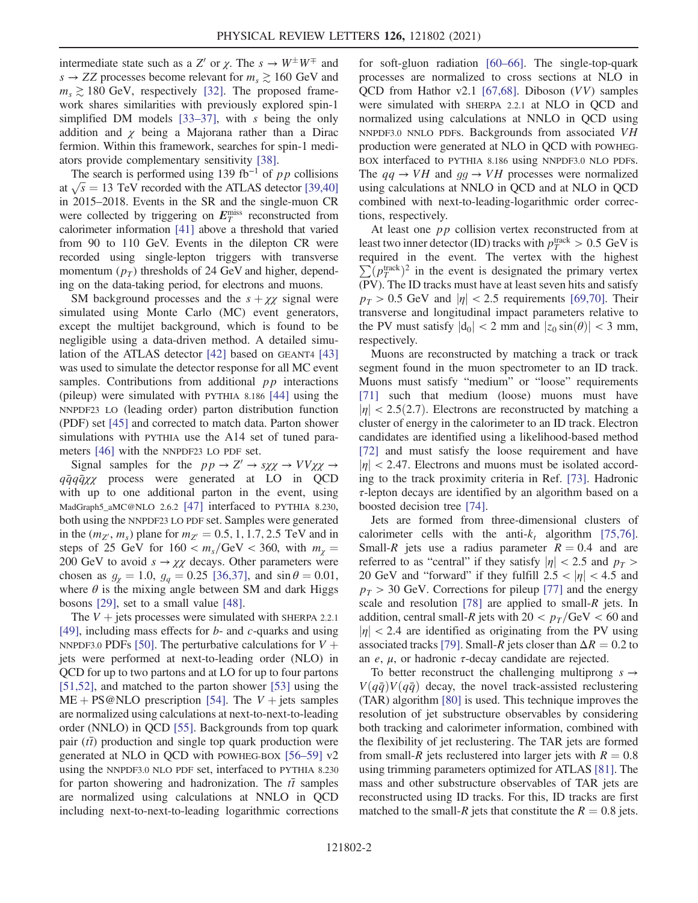intermediate state such as a $Z'$ or $\chi$. The $s \to W^{\pm}W^{\mp}$ and $s \to ZZ$ processes become relevant for $m_s \gtrsim 160$ GeV and $m_s \gtrsim 180$ GeV, respectively [32]. The proposed framework shares similarities with previously explored spin-1 simplified DM models [33–37], with $s$ being the only addition and $\chi$ being a Majorana rather than a Dirac fermion. Within this framework, searches for spin-1 mediators provide complementary sensitivity [38].

The search is performed using 139 fb$^{-1}$ of $pp$ collisions at $\sqrt{s} = 13$ TeV recorded with the ATLAS detector [39,40] in 2015–2018. Events in the SR and the single-muon CR were collected by triggering on $\boldsymbol{E}_T^{\text{miss}}$ reconstructed from calorimeter information [41] above a threshold that varied from 90 to 110 GeV. Events in the dilepton CR were recorded using single-lepton triggers with transverse momentum ($p_T$) thresholds of 24 GeV and higher, depending on the data-taking period, for electrons and muons.

SM background processes and the $s + \chi\chi$ signal were simulated using Monte Carlo (MC) event generators, except the multijet background, which is found to be negligible using a data-driven method. A detailed simulation of the ATLAS detector [42] based on GEANT4 [43] was used to simulate the detector response for all MC event samples. Contributions from additional $pp$ interactions (pileup) were simulated with PYTHIA 8.186 [44] using the NNPDF23 LO (leading order) parton distribution function (PDF) set [45] and corrected to match data. Parton shower simulations with PYTHIA use the A14 set of tuned parameters [46] with the NNPDF23 LO PDF set.

Signal samples for the $pp \to Z' \to s\chi\chi \to VV\chi\chi \to q\bar{q}q\bar{q}\chi\chi$ process were generated at LO in QCD with up to one additional parton in the event, using MadGraph5_aMC@NLO 2.6.2 [47] interfaced to PYTHIA 8.230, both using the NNPDF23 LO PDF set. Samples were generated in the $(m_{Z'}, m_s)$ plane for $m_{Z'} = 0.5, 1, 1.7, 2.5$ TeV and in steps of 25 GeV for $160 < m_s/\text{GeV} < 360$, with $m_\chi = 200$ GeV to avoid $s \to \chi\chi$ decays. Other parameters were chosen as $g_\chi = 1.0$, $g_q = 0.25$ [36,37], and $\sin\theta = 0.01$, where $\theta$ is the mixing angle between SM and dark Higgs bosons [29], set to a small value [48].

The $V$ + jets processes were simulated with SHERPA 2.2.1 [49], including mass effects for $b$- and $c$-quarks and using NNPDF3.0 PDFs [50]. The perturbative calculations for $V$ + jets were performed at next-to-leading order (NLO) in QCD for up to two partons and at LO for up to four partons [51,52], and matched to the parton shower [53] using the ME + PS@NLO prescription [54]. The $V$ + jets samples are normalized using calculations at next-to-next-to-leading order (NNLO) in QCD [55]. Backgrounds from top quark pair ($t\bar{t}$) production and single top quark production were generated at NLO in QCD with POWHEG-BOX [56–59] v2 using the NNPDF3.0 NLO PDF set, interfaced to PYTHIA 8.230 for parton showering and hadronization. The $t\bar{t}$ samples are normalized using calculations at NNLO in QCD including next-to-next-to-leading logarithmic corrections for soft-gluon radiation [60–66]. The single-top-quark processes are normalized to cross sections at NLO in QCD from Hathor v2.1 [67,68]. Diboson ($VV$) samples were simulated with SHERPA 2.2.1 at NLO in QCD and normalized using calculations at NNLO in QCD using NNPDF3.0 NNLO PDFs. Backgrounds from associated $VH$ production were generated at NLO in QCD with POWHEG-BOX interfaced to PYTHIA 8.186 using NNPDF3.0 NLO PDFs. The $qq \to VH$ and $gg \to VH$ processes were normalized using calculations at NNLO in QCD and at NLO in QCD combined with next-to-leading-logarithmic order corrections, respectively.

At least one $pp$ collision vertex reconstructed from at least two inner detector (ID) tracks with $p_T^{\text{track}} > 0.5$ GeV is required in the event. The vertex with the highest $\sum(p_T^{\text{track}})^2$ in the event is designated the primary vertex (PV). The ID tracks must have at least seven hits and satisfy $p_T > 0.5$ GeV and $|\eta| < 2.5$ requirements [69,70]. Their transverse and longitudinal impact parameters relative to the PV must satisfy $|d_0| < 2$ mm and $|z_0 \sin(\theta)| < 3$ mm, respectively.

Muons are reconstructed by matching a track or track segment found in the muon spectrometer to an ID track. Muons must satisfy "medium" or "loose" requirements [71] such that medium (loose) muons must have $|\eta| < 2.5(2.7)$. Electrons are reconstructed by matching a cluster of energy in the calorimeter to an ID track. Electron candidates are identified using a likelihood-based method [72] and must satisfy the loose requirement and have $|\eta| < 2.47$. Electrons and muons must be isolated according to the track proximity criteria in Ref. [73]. Hadronic $\tau$-lepton decays are identified by an algorithm based on a boosted decision tree [74].

Jets are formed from three-dimensional clusters of calorimeter cells with the anti-$k_t$ algorithm [75,76]. Small-$R$ jets use a radius parameter $R = 0.4$ and are referred to as "central" if they satisfy $|\eta| < 2.5$ and $p_T > 20$ GeV and "forward" if they fulfill $2.5 < |\eta| < 4.5$ and $p_T > 30$ GeV. Corrections for pileup [77] and the energy scale and resolution [78] are applied to small-$R$ jets. In addition, central small-$R$ jets with $20 < p_T/\text{GeV} < 60$ and $|\eta| < 2.4$ are identified as originating from the PV using associated tracks [79]. Small-$R$ jets closer than $\Delta R = 0.2$ to an $e$, $\mu$, or hadronic $\tau$-decay candidate are rejected.

To better reconstruct the challenging multiprong $s \to V(q\bar{q})V(q\bar{q})$ decay, the novel track-assisted reclustering (TAR) algorithm [80] is used. This technique improves the resolution of jet substructure observables by considering both tracking and calorimeter information, combined with the flexibility of jet reclustering. The TAR jets are formed from small-$R$ jets reclustered into larger jets with $R = 0.8$ using trimming parameters optimized for ATLAS [81]. The mass and other substructure observables of TAR jets are reconstructed using ID tracks. For this, ID tracks are first matched to the small-$R$ jets that constitute the $R = 0.8$ jets.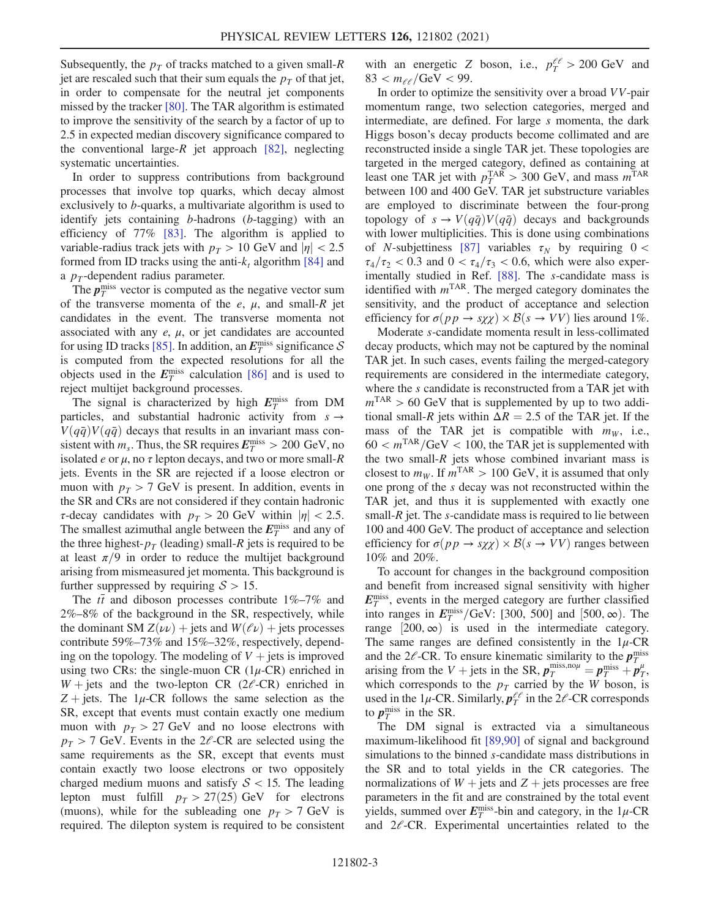Subsequently, the $p_T$ of tracks matched to a given small-$R$ jet are rescaled such that their sum equals the $p_T$ of that jet, in order to compensate for the neutral jet components missed by the tracker [80]. The TAR algorithm is estimated to improve the sensitivity of the search by a factor of up to 2.5 in expected median discovery significance compared to the conventional large-$R$ jet approach [82], neglecting systematic uncertainties.

In order to suppress contributions from background processes that involve top quarks, which decay almost exclusively to $b$-quarks, a multivariate algorithm is used to identify jets containing $b$-hadrons ($b$-tagging) with an efficiency of 77% [83]. The algorithm is applied to variable-radius track jets with $p_T > 10$ GeV and $|\eta| < 2.5$ formed from ID tracks using the anti-$k_t$ algorithm [84] and a $p_T$-dependent radius parameter.

The $\boldsymbol{p}_T^{\text{miss}}$ vector is computed as the negative vector sum of the transverse momenta of the $e$, $\mu$, and small-$R$ jet candidates in the event. The transverse momenta not associated with any $e$, $\mu$, or jet candidates are accounted for using ID tracks [85]. In addition, an $\boldsymbol{E}_T^{\text{miss}}$ significance $\mathcal{S}$ is computed from the expected resolutions for all the objects used in the $\boldsymbol{E}_T^{\text{miss}}$ calculation [86] and is used to reject multijet background processes.

The signal is characterized by high $\boldsymbol{E}_T^{\text{miss}}$ from DM particles, and substantial hadronic activity from $s \to V(q\bar{q})V(q\bar{q})$ decays that results in an invariant mass consistent with $m_s$. Thus, the SR requires $\boldsymbol{E}_T^{\text{miss}} > 200$ GeV, no isolated $e$ or $\mu$, no $\tau$ lepton decays, and two or more small-$R$ jets. Events in the SR are rejected if a loose electron or muon with $p_T > 7$ GeV is present. In addition, events in the SR and CRs are not considered if they contain hadronic $\tau$-decay candidates with $p_T > 20$ GeV within $|\eta| < 2.5$. The smallest azimuthal angle between the $\boldsymbol{E}_T^{\text{miss}}$ and any of the three highest-$p_T$ (leading) small-$R$ jets is required to be at least $\pi/9$ in order to reduce the multijet background arising from mismeasured jet momenta. This background is further suppressed by requiring $\mathcal{S} > 15$.

The $t\bar{t}$ and diboson processes contribute 1%–7% and 2%–8% of the background in the SR, respectively, while the dominant SM $Z(\nu\nu)$ + jets and $W(\ell\nu)$ + jets processes contribute 59%–73% and 15%–32%, respectively, depending on the topology. The modeling of $V$ + jets is improved using two CRs: the single-muon CR ($1\mu$-CR) enriched in $W$ + jets and the two-lepton CR ($2\ell$-CR) enriched in $Z$ + jets. The $1\mu$-CR follows the same selection as the SR, except that events must contain exactly one medium muon with $p_T > 27$ GeV and no loose electrons with $p_T > 7$ GeV. Events in the $2\ell$-CR are selected using the same requirements as the SR, except that events must contain exactly two loose electrons or two oppositely charged medium muons and satisfy $\mathcal{S} < 15$. The leading lepton must fulfill $p_T > 27(25)$ GeV for electrons (muons), while for the subleading one $p_T > 7$ GeV is required. The dilepton system is required to be consistent with an energetic $Z$ boson, i.e., $p_T^{\ell\ell} > 200$ GeV and $83 < m_{\ell\ell}/\text{GeV} < 99$.

In order to optimize the sensitivity over a broad $VV$-pair momentum range, two selection categories, merged and intermediate, are defined. For large $s$ momenta, the dark Higgs boson's decay products become collimated and are reconstructed inside a single TAR jet. These topologies are targeted in the merged category, defined as containing at least one TAR jet with $p_T^{\text{TAR}} > 300$ GeV, and mass $m^{\text{TAR}}$ between 100 and 400 GeV. TAR jet substructure variables are employed to discriminate between the four-prong topology of $s \to V(q\bar{q})V(q\bar{q})$ decays and backgrounds with lower multiplicities. This is done using combinations of $N$-subjettiness [87] variables $\tau_N$ by requiring $0 < \tau_4/\tau_2 < 0.3$ and $0 < \tau_4/\tau_3 < 0.6$, which were also experimentally studied in Ref. [88]. The $s$-candidate mass is identified with $m^{\text{TAR}}$. The merged category dominates the sensitivity, and the product of acceptance and selection efficiency for $\sigma(pp \to s\chi\chi) \times \mathcal{B}(s \to VV)$ lies around 1%.

Moderate $s$-candidate momenta result in less-collimated decay products, which may not be captured by the nominal TAR jet. In such cases, events failing the merged-category requirements are considered in the intermediate category, where the $s$ candidate is reconstructed from a TAR jet with $m^{\text{TAR}} > 60$ GeV that is supplemented by up to two additional small-$R$ jets within $\Delta R = 2.5$ of the TAR jet. If the mass of the TAR jet is compatible with $m_W$, i.e., $60 < m^{\text{TAR}}/\text{GeV} < 100$, the TAR jet is supplemented with the two small-$R$ jets whose combined invariant mass is closest to $m_W$. If $m^{\text{TAR}} > 100$ GeV, it is assumed that only one prong of the $s$ decay was not reconstructed within the TAR jet, and thus it is supplemented with exactly one small-$R$ jet. The $s$-candidate mass is required to lie between 100 and 400 GeV. The product of acceptance and selection efficiency for $\sigma(pp \to s\chi\chi) \times \mathcal{B}(s \to VV)$ ranges between 10% and 20%.

To account for changes in the background composition and benefit from increased signal sensitivity with higher $\boldsymbol{E}_T^{\text{miss}}$, events in the merged category are further classified into ranges in $\boldsymbol{E}_T^{\text{miss}}/\text{GeV}$: [300, 500] and $[500, \infty)$. The range $[200, \infty)$ is used in the intermediate category. The same ranges are defined consistently in the $1\mu$-CR and the $2\ell$-CR. To ensure kinematic similarity to the $\boldsymbol{p}_T^{\text{miss}}$ arising from the $V$ + jets in the SR, $\boldsymbol{p}_T^{\text{miss,no}\mu} = \boldsymbol{p}_T^{\text{miss}} + \boldsymbol{p}_T^{\mu}$, which corresponds to the $p_T$ carried by the $W$ boson, is used in the $1\mu$-CR. Similarly, $\boldsymbol{p}_T^{\ell\ell}$ in the $2\ell$-CR corresponds to $\boldsymbol{p}_T^{\text{miss}}$ in the SR.

The DM signal is extracted via a simultaneous maximum-likelihood fit [89,90] of signal and background simulations to the binned $s$-candidate mass distributions in the SR and to total yields in the CR categories. The normalizations of $W$ + jets and $Z$ + jets processes are free parameters in the fit and are constrained by the total event yields, summed over $\boldsymbol{E}_T^{\text{miss}}$-bin and category, in the $1\mu$-CR and $2\ell$-CR. Experimental uncertainties related to the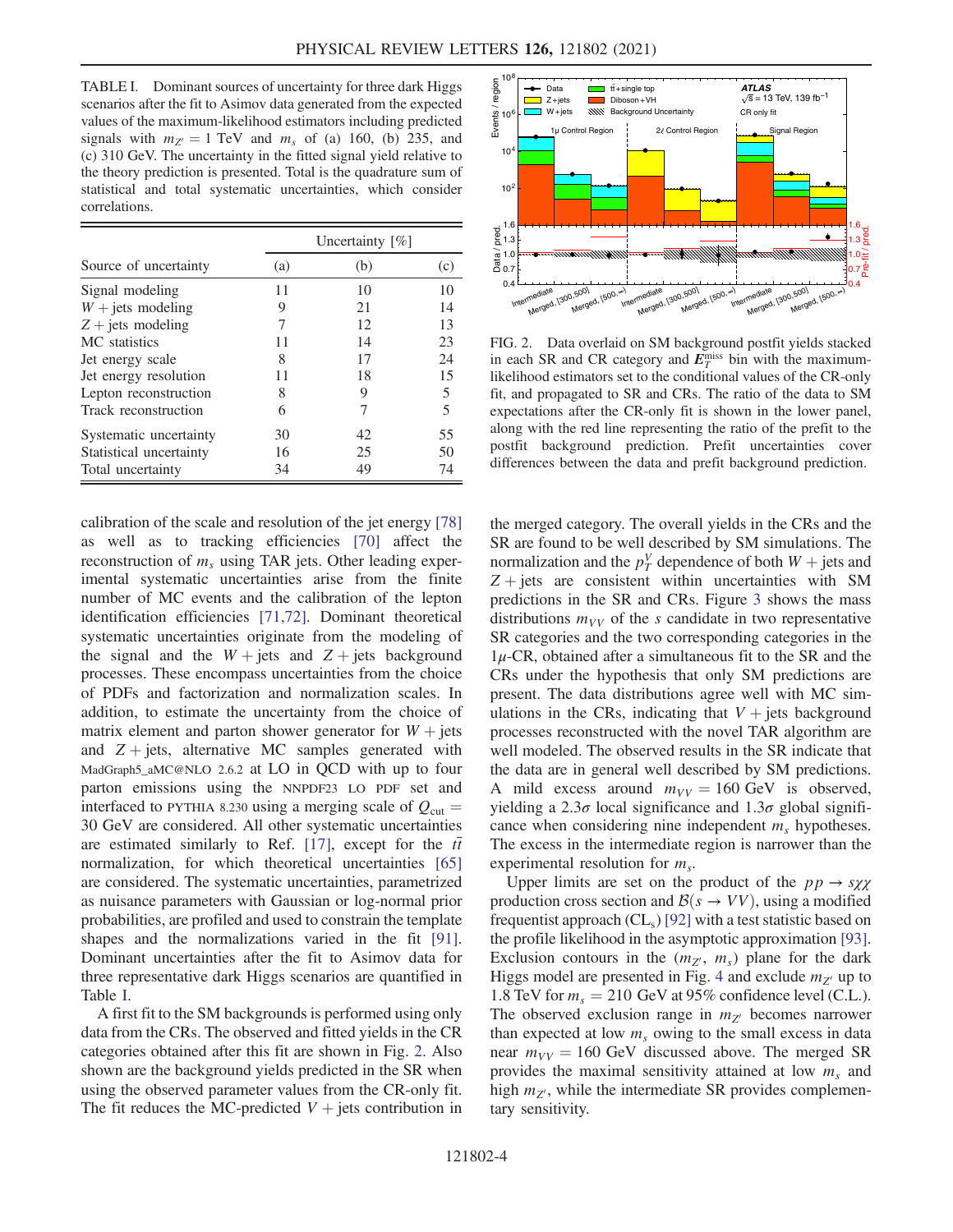TABLE I. Dominant sources of uncertainty for three dark Higgs scenarios after the fit to Asimov data generated from the expected values of the maximum-likelihood estimators including predicted signals with $m_{Z'} = 1$ TeV and $m_s$ of (a) 160, (b) 235, and (c) 310 GeV. The uncertainty in the fitted signal yield relative to the theory prediction is presented. Total is the quadrature sum of statistical and total systematic uncertainties, which consider correlations.

| Source of uncertainty | Uncertainty [%] (a) | (b) | (c) |
|---|---|---|---|
| Signal modeling | 11 | 10 | 10 |
| $W+$jets modeling | 9 | 21 | 14 |
| $Z+$jets modeling | 7 | 12 | 13 |
| MC statistics | 11 | 14 | 23 |
| Jet energy scale | 8 | 17 | 24 |
| Jet energy resolution | 11 | 18 | 15 |
| Lepton reconstruction | 8 | 5 | 5 |
| Track reconstruction | 6 | 7 | 5 |
| Systematic uncertainty | 30 | 42 | 55 |
| Statistical uncertainty | 16 | 25 | 50 |
| Total uncertainty | 34 | 49 | 74 |

calibration of the scale and resolution of the jet energy [78] as well as to tracking efficiencies [70] affect the reconstruction of $m_s$ using TAR jets. Other leading experimental systematic uncertainties arise from the finite number of MC events and the calibration of the lepton identification efficiencies [71,72]. Dominant theoretical systematic uncertainties originate from the modeling of the signal and the $W+$jets and $Z+$jets background processes. These encompass uncertainties from the choice of PDFs and factorization and normalization scales. In addition, to estimate the uncertainty from the choice of matrix element and parton shower generator for $W+$jets and $Z+$jets, alternative MC samples generated with MadGraph5_aMC@NLO 2.6.2 at LO in QCD with up to four parton emissions using the NNPDF23 LO PDF set and interfaced to PYTHIA 8.230 using a merging scale of $Q_{\mathrm{cut}} = 30$ GeV are considered. All other systematic uncertainties are estimated similarly to Ref. [17], except for the $t\bar{t}$ normalization, for which theoretical uncertainties [65] are considered. The systematic uncertainties, parametrized as nuisance parameters with Gaussian or log-normal prior probabilities, are profiled and used to constrain the template shapes and the normalizations varied in the fit [91]. Dominant uncertainties after the fit to Asimov data for three representative dark Higgs scenarios are quantified in Table I.

A first fit to the SM backgrounds is performed using only data from the CRs. The observed and fitted yields in the CR categories obtained after this fit are shown in Fig. 2. Also shown are the background yields predicted in the SR when using the observed parameter values from the CR-only fit. The fit reduces the MC-predicted $V+$jets contribution in the merged category. The overall yields in the CRs and the SR are found to be well described by SM simulations. The normalization and the $p_T^V$ dependence of both $W+$jets and $Z+$jets are consistent within uncertainties with SM predictions in the SR and CRs. Figure 3 shows the mass distributions $m_{VV}$ of the $s$ candidate in two representative SR categories and the two corresponding categories in the $1\mu$-CR, obtained after a simultaneous fit to the SR and the CRs under the hypothesis that only SM predictions are present. The data distributions agree well with MC simulations in the CRs, indicating that $V+$jets background processes reconstructed with the novel TAR algorithm are well modeled. The observed results in the SR indicate that the data are in general well described by SM predictions. A mild excess around $m_{VV} = 160$ GeV is observed, yielding a $2.3\sigma$ local significance and $1.3\sigma$ global significance when considering nine independent $m_s$ hypotheses. The excess in the intermediate region is narrower than the experimental resolution for $m_s$.

FIG. 2. Data overlaid on SM background postfit yields stacked in each SR and CR category and $E_T^{\mathrm{miss}}$ bin with the maximum-likelihood estimators set to the conditional values of the CR-only fit, and propagated to SR and CRs. The ratio of the data to SM expectations after the CR-only fit is shown in the lower panel, along with the red line representing the ratio of the prefit to the postfit background prediction. Prefit uncertainties cover differences between the data and prefit background prediction.

Upper limits are set on the product of the $pp \to s\chi\chi$ production cross section and $\mathcal{B}(s \to VV)$, using a modified frequentist approach ($\mathrm{CL_s}$) [92] with a test statistic based on the profile likelihood in the asymptotic approximation [93]. Exclusion contours in the ($m_{Z'}$, $m_s$) plane for the dark Higgs model are presented in Fig. 4 and exclude $m_{Z'}$ up to 1.8 TeV for $m_s = 210$ GeV at 95% confidence level (C.L.). The observed exclusion range in $m_{Z'}$ becomes narrower than expected at low $m_s$ owing to the small excess in data near $m_{VV} = 160$ GeV discussed above. The merged SR provides the maximal sensitivity attained at low $m_s$ and high $m_{Z'}$, while the intermediate SR provides complementary sensitivity.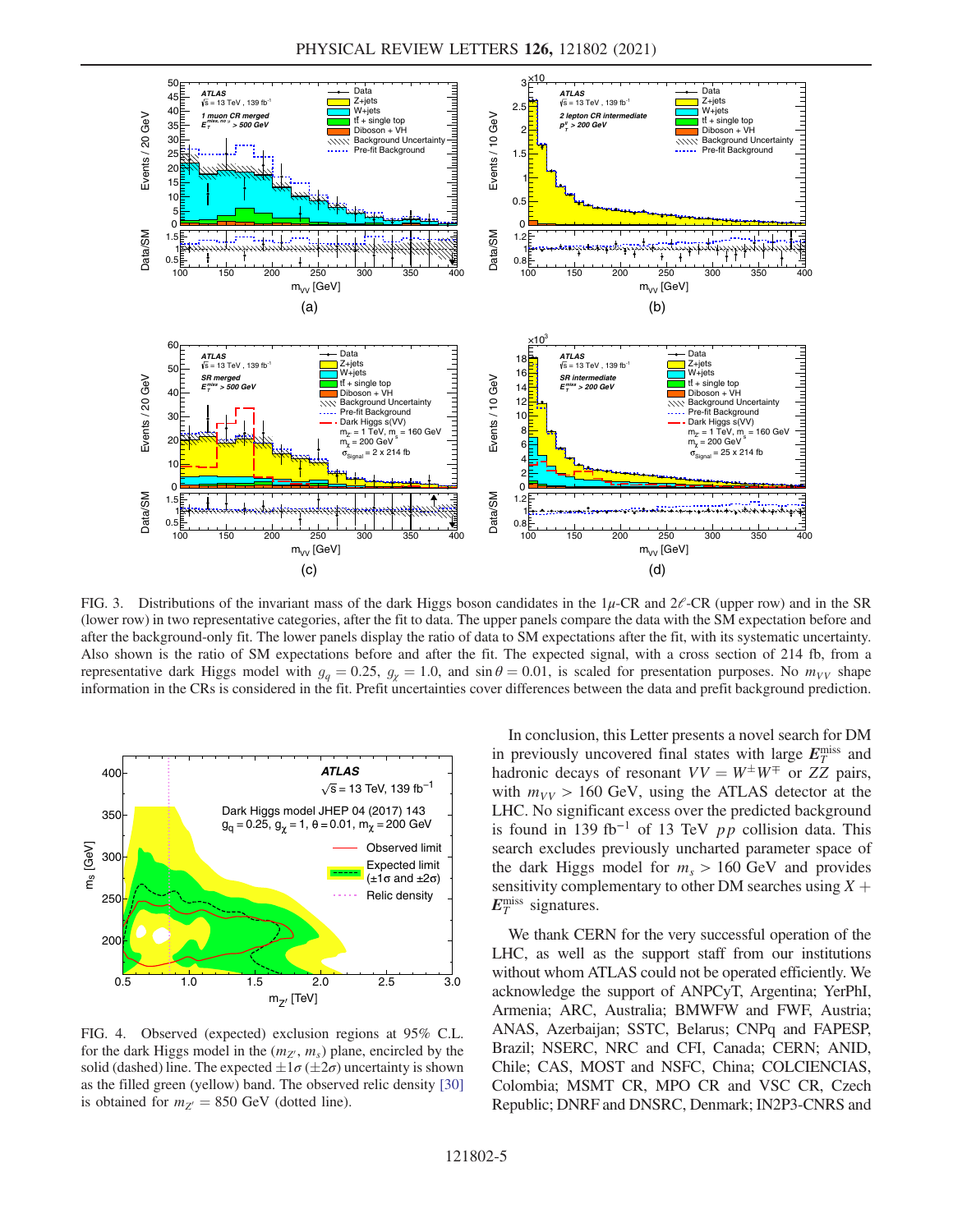FIG. 3. Distributions of the invariant mass of the dark Higgs boson candidates in the $1\mu$-CR and $2\ell$-CR (upper row) and in the SR (lower row) in two representative categories, after the fit to data. The upper panels compare the data with the SM expectation before and after the background-only fit. The lower panels display the ratio of data to SM expectations after the fit, with its systematic uncertainty. Also shown is the ratio of SM expectations before and after the fit. The expected signal, with a cross section of 214 fb, from a representative dark Higgs model with $g_q = 0.25$, $g_\chi = 1.0$, and $\sin\theta = 0.01$, is scaled for presentation purposes. No $m_{VV}$ shape information in the CRs is considered in the fit. Prefit uncertainties cover differences between the data and prefit background prediction.

FIG. 4. Observed (expected) exclusion regions at 95% C.L. for the dark Higgs model in the $(m_{Z'}, m_s)$ plane, encircled by the solid (dashed) line. The expected $\pm 1\sigma$ ($\pm 2\sigma$) uncertainty is shown as the filled green (yellow) band. The expected relic density [30] is obtained for $m_{Z'} = 850$ GeV (dotted line).

In conclusion, this Letter presents a novel search for DM in previously uncovered final states with large $E_T^{\text{miss}}$ and hadronic decays of resonant $VV = W^{\pm}W^{\mp}$ or $ZZ$ pairs, with $m_{VV} > 160$ GeV, using the ATLAS detector at the LHC. No significant excess over the predicted background is found in 139 fb$^{-1}$ of 13 TeV $pp$ collision data. This search excludes previously uncharted parameter space of the dark Higgs model for $m_s > 160$ GeV and provides sensitivity complementary to other DM searches using $X + E_T^{\text{miss}}$ signatures.

We thank CERN for the very successful operation of the LHC, as well as the support staff from our institutions without whom ATLAS could not be operated efficiently. We acknowledge the support of ANPCyT, Argentina; YerPhI, Armenia; ARC, Australia; BMWFW and FWF, Austria; ANAS, Azerbaijan; SSTC, Belarus; CNPq and FAPESP, Brazil; NSERC, NRC and CFI, Canada; CERN; ANID, Chile; CAS, MOST and NSFC, China; COLCIENCIAS, Colombia; MSMT CR, MPO CR and VSC CR, Czech Republic; DNRF and DNSRC, Denmark; IN2P3-CNRS and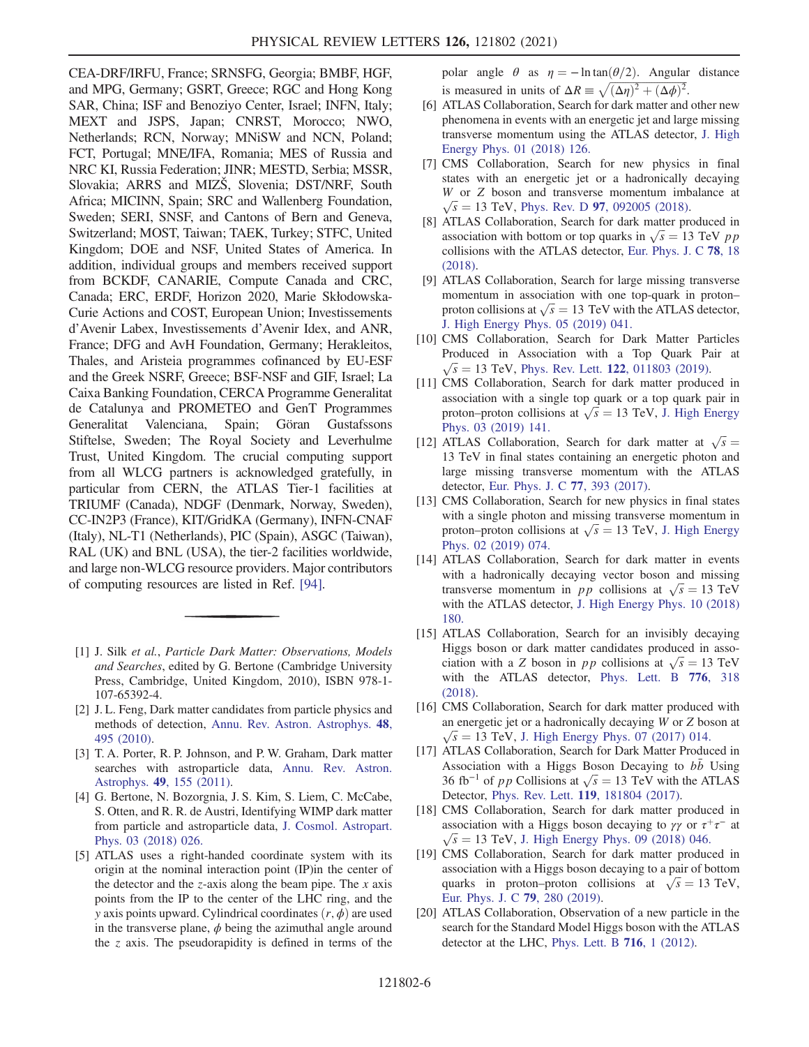CEA-DRF/IRFU, France; SRNSFG, Georgia; BMBF, HGF, and MPG, Germany; GSRT, Greece; RGC and Hong Kong SAR, China; ISF and Benoziyo Center, Israel; INFN, Italy; MEXT and JSPS, Japan; CNRST, Morocco; NWO, Netherlands; RCN, Norway; MNiSW and NCN, Poland; FCT, Portugal; MNE/IFA, Romania; MES of Russia and NRC KI, Russia Federation; JINR; MESTD, Serbia; MSSR, Slovakia; ARRS and MIZŠ, Slovenia; DST/NRF, South Africa; MICINN, Spain; SRC and Wallenberg Foundation, Sweden; SERI, SNSF, and Cantons of Bern and Geneva, Switzerland; MOST, Taiwan; TAEK, Turkey; STFC, United Kingdom; DOE and NSF, United States of America. In addition, individual groups and members received support from BCKDF, CANARIE, Compute Canada and CRC, Canada; ERC, ERDF, Horizon 2020, Marie Skłodowska-Curie Actions and COST, European Union; Investissements d'Avenir Labex, Investissements d'Avenir Idex, and ANR, France; DFG and AvH Foundation, Germany; Herakleitos, Thales, and Aristeia programmes cofinanced by EU-ESF and the Greek NSRF, Greece; BSF-NSF and GIF, Israel; La Caixa Banking Foundation, CERCA Programme Generalitat de Catalunya and PROMETEO and GenT Programmes Generalitat Valenciana, Spain; Göran Gustafssons Stiftelse, Sweden; The Royal Society and Leverhulme Trust, United Kingdom. The crucial computing support from all WLCG partners is acknowledged gratefully, in particular from CERN, the ATLAS Tier-1 facilities at TRIUMF (Canada), NDGF (Denmark, Norway, Sweden), CC-IN2P3 (France), KIT/GridKA (Germany), INFN-CNAF (Italy), NL-T1 (Netherlands), PIC (Spain), ASGC (Taiwan), RAL (UK) and BNL (USA), the tier-2 facilities worldwide, and large non-WLCG resource providers. Major contributors of computing resources are listed in Ref. [94].

---

[1] J. Silk *et al.*, *Particle Dark Matter: Observations, Models and Searches*, edited by G. Bertone (Cambridge University Press, Cambridge, United Kingdom, 2010), ISBN 978-1-107-65392-4.

[2] J. L. Feng, Dark matter candidates from particle physics and methods of detection, Annu. Rev. Astron. Astrophys. **48**, 495 (2010).

[3] T. A. Porter, R. P. Johnson, and P. W. Graham, Dark matter searches with astroparticle data, Annu. Rev. Astron. Astrophys. **49**, 155 (2011).

[4] G. Bertone, N. Bozorgnia, J. S. Kim, S. Liem, C. McCabe, S. Otten, and R. R. de Austri, Identifying WIMP dark matter from particle and astroparticle data, J. Cosmol. Astropart. Phys. 03 (2018) 026.

[5] ATLAS uses a right-handed coordinate system with its origin at the nominal interaction point (IP)in the center of the detector and the $z$-axis along the beam pipe. The $x$ axis points from the IP to the center of the LHC ring, and the $y$ axis points upward. Cylindrical coordinates $(r, \phi)$ are used in the transverse plane, $\phi$ being the azimuthal angle around the $z$ axis. The pseudorapidity is defined in terms of the polar angle $\theta$ as $\eta = -\ln\tan(\theta/2)$. Angular distance is measured in units of $\Delta R \equiv \sqrt{(\Delta\eta)^2 + (\Delta\phi)^2}$.

[6] ATLAS Collaboration, Search for dark matter and other new phenomena in events with an energetic jet and large missing transverse momentum using the ATLAS detector, J. High Energy Phys. 01 (2018) 126.

[7] CMS Collaboration, Search for new physics in final states with an energetic jet or a hadronically decaying $W$ or $Z$ boson and transverse momentum imbalance at $\sqrt{s} = 13$ TeV, Phys. Rev. D **97**, 092005 (2018).

[8] ATLAS Collaboration, Search for dark matter produced in association with bottom or top quarks in $\sqrt{s} = 13$ TeV $pp$ collisions with the ATLAS detector, Eur. Phys. J. C **78**, 18 (2018).

[9] ATLAS Collaboration, Search for large missing transverse momentum in association with one top-quark in proton–proton collisions at $\sqrt{s} = 13$ TeV with the ATLAS detector, J. High Energy Phys. 05 (2019) 041.

[10] CMS Collaboration, Search for Dark Matter Particles Produced in Association with a Top Quark Pair at $\sqrt{s} = 13$ TeV, Phys. Rev. Lett. **122**, 011803 (2019).

[11] CMS Collaboration, Search for dark matter produced in association with a single top quark or a top quark pair in proton–proton collisions at $\sqrt{s} = 13$ TeV, J. High Energy Phys. 03 (2019) 141.

[12] ATLAS Collaboration, Search for dark matter at $\sqrt{s} = 13$ TeV in final states containing an energetic photon and large missing transverse momentum with the ATLAS detector, Eur. Phys. J. C **77**, 393 (2017).

[13] CMS Collaboration, Search for new physics in final states with a single photon and missing transverse momentum in proton–proton collisions at $\sqrt{s} = 13$ TeV, J. High Energy Phys. 02 (2019) 074.

[14] ATLAS Collaboration, Search for dark matter in events with a hadronically decaying vector boson and missing transverse momentum in $pp$ collisions at $\sqrt{s} = 13$ TeV with the ATLAS detector, J. High Energy Phys. 10 (2018) 180.

[15] ATLAS Collaboration, Search for an invisibly decaying Higgs boson or dark matter candidates produced in association with a $Z$ boson in $pp$ collisions at $\sqrt{s} = 13$ TeV with the ATLAS detector, Phys. Lett. B **776**, 318 (2018).

[16] CMS Collaboration, Search for dark matter produced with an energetic jet or a hadronically decaying $W$ or $Z$ boson at $\sqrt{s} = 13$ TeV, J. High Energy Phys. 07 (2017) 014.

[17] ATLAS Collaboration, Search for Dark Matter Produced in Association with a Higgs Boson Decaying to $b\bar{b}$ Using 36 $\text{fb}^{-1}$ of $pp$ Collisions at $\sqrt{s} = 13$ TeV with the ATLAS Detector, Phys. Rev. Lett. **119**, 181804 (2017).

[18] CMS Collaboration, Search for dark matter produced in association with a Higgs boson decaying to $\gamma\gamma$ or $\tau^+\tau^-$ at $\sqrt{s} = 13$ TeV, J. High Energy Phys. 09 (2018) 046.

[19] CMS Collaboration, Search for dark matter produced in association with a Higgs boson decaying to a pair of bottom quarks in proton–proton collisions at $\sqrt{s} = 13$ TeV, Eur. Phys. J. C **79**, 280 (2019).

[20] ATLAS Collaboration, Observation of a new particle in the search for the Standard Model Higgs boson with the ATLAS detector at the LHC, Phys. Lett. B **716**, 1 (2012).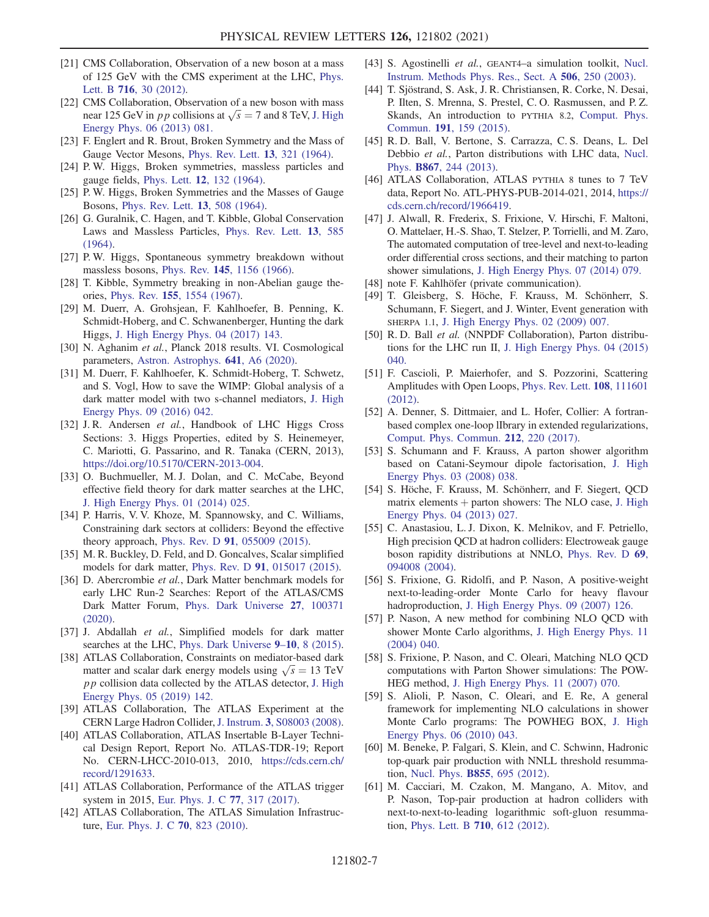[21] CMS Collaboration, Observation of a new boson at a mass of 125 GeV with the CMS experiment at the LHC, Phys. Lett. B **716**, 30 (2012).

[22] CMS Collaboration, Observation of a new boson with mass near 125 GeV in $pp$ collisions at $\sqrt{s} = 7$ and 8 TeV, J. High Energy Phys. 06 (2013) 081.

[23] F. Englert and R. Brout, Broken Symmetry and the Mass of Gauge Vector Mesons, Phys. Rev. Lett. **13**, 321 (1964).

[24] P. W. Higgs, Broken symmetries, massless particles and gauge fields, Phys. Lett. **12**, 132 (1964).

[25] P. W. Higgs, Broken Symmetries and the Masses of Gauge Bosons, Phys. Rev. Lett. **13**, 508 (1964).

[26] G. Guralnik, C. Hagen, and T. Kibble, Global Conservation Laws and Massless Particles, Phys. Rev. Lett. **13**, 585 (1964).

[27] P. W. Higgs, Spontaneous symmetry breakdown without massless bosons, Phys. Rev. **145**, 1156 (1966).

[28] T. Kibble, Symmetry breaking in non-Abelian gauge theories, Phys. Rev. **155**, 1554 (1967).

[29] M. Duerr, A. Grohsjean, F. Kahlhoefer, B. Penning, K. Schmidt-Hoberg, and C. Schwanenberger, Hunting the dark Higgs, J. High Energy Phys. 04 (2017) 143.

[30] N. Aghanim *et al.*, Planck 2018 results. VI. Cosmological parameters, Astron. Astrophys. **641**, A6 (2020).

[31] M. Duerr, F. Kahlhoefer, K. Schmidt-Hoberg, T. Schwetz, and S. Vogl, How to save the WIMP: Global analysis of a dark matter model with two s-channel mediators, J. High Energy Phys. 09 (2016) 042.

[32] J. R. Andersen *et al.*, Handbook of LHC Higgs Cross Sections: 3. Higgs Properties, edited by S. Heinemeyer, C. Mariotti, G. Passarino, and R. Tanaka (CERN, 2013), https://doi.org/10.5170/CERN-2013-004.

[33] O. Buchmueller, M. J. Dolan, and C. McCabe, Beyond effective field theory for dark matter searches at the LHC, J. High Energy Phys. 01 (2014) 025.

[34] P. Harris, V. V. Khoze, M. Spannowsky, and C. Williams, Constraining dark sectors at colliders: Beyond the effective theory approach, Phys. Rev. D **91**, 055009 (2015).

[35] M. R. Buckley, D. Feld, and D. Goncalves, Scalar simplified models for dark matter, Phys. Rev. D **91**, 015017 (2015).

[36] D. Abercrombie *et al.*, Dark Matter benchmark models for early LHC Run-2 Searches: Report of the ATLAS/CMS Dark Matter Forum, Phys. Dark Universe **27**, 100371 (2020).

[37] J. Abdallah *et al.*, Simplified models for dark matter searches at the LHC, Phys. Dark Universe **9–10**, 8 (2015).

[38] ATLAS Collaboration, Constraints on mediator-based dark matter and scalar dark energy models using $\sqrt{s} = 13$ TeV $pp$ collision data collected by the ATLAS detector, J. High Energy Phys. 05 (2019) 142.

[39] ATLAS Collaboration, The ATLAS Experiment at the CERN Large Hadron Collider, J. Instrum. **3**, S08003 (2008).

[40] ATLAS Collaboration, ATLAS Insertable B-Layer Technical Design Report, Report No. ATLAS-TDR-19; Report No. CERN-LHCC-2010-013, 2010, https://cds.cern.ch/record/1291633.

[41] ATLAS Collaboration, Performance of the ATLAS trigger system in 2015, Eur. Phys. J. C **77**, 317 (2017).

[42] ATLAS Collaboration, The ATLAS Simulation Infrastructure, Eur. Phys. J. C **70**, 823 (2010).

[43] S. Agostinelli *et al.*, GEANT4–a simulation toolkit, Nucl. Instrum. Methods Phys. Res., Sect. A **506**, 250 (2003).

[44] T. Sjöstrand, S. Ask, J. R. Christiansen, R. Corke, N. Desai, P. Ilten, S. Mrenna, S. Prestel, C. O. Rasmussen, and P. Z. Skands, An introduction to PYTHIA 8.2, Comput. Phys. Commun. **191**, 159 (2015).

[45] R. D. Ball, V. Bertone, S. Carrazza, C. S. Deans, L. Del Debbio *et al.*, Parton distributions with LHC data, Nucl. Phys. **B867**, 244 (2013).

[46] ATLAS Collaboration, ATLAS PYTHIA 8 tunes to 7 TeV data, Report No. ATL-PHYS-PUB-2014-021, 2014, https://cds.cern.ch/record/1966419.

[47] J. Alwall, R. Frederix, S. Frixione, V. Hirschi, F. Maltoni, O. Mattelaer, H.-S. Shao, T. Stelzer, P. Torrielli, and M. Zaro, The automated computation of tree-level and next-to-leading order differential cross sections, and their matching to parton shower simulations, J. High Energy Phys. 07 (2014) 079.

[48] note F. Kahlhöfer (private communication).

[49] T. Gleisberg, S. Höche, F. Krauss, M. Schönherr, S. Schumann, F. Siegert, and J. Winter, Event generation with SHERPA 1.1, J. High Energy Phys. 02 (2009) 007.

[50] R. D. Ball *et al.* (NNPDF Collaboration), Parton distributions for the LHC run II, J. High Energy Phys. 04 (2015) 040.

[51] F. Cascioli, P. Maierhofer, and S. Pozzorini, Scattering Amplitudes with Open Loops, Phys. Rev. Lett. **108**, 111601 (2012).

[52] A. Denner, S. Dittmaier, and L. Hofer, Collier: A fortran-based complex one-loop lIbrary in extended regularizations, Comput. Phys. Commun. **212**, 220 (2017).

[53] S. Schumann and F. Krauss, A parton shower algorithm based on Catani-Seymour dipole factorisation, J. High Energy Phys. 03 (2008) 038.

[54] S. Höche, F. Krauss, M. Schönherr, and F. Siegert, QCD matrix elements + parton showers: The NLO case, J. High Energy Phys. 04 (2013) 027.

[55] C. Anastasiou, L. J. Dixon, K. Melnikov, and F. Petriello, High precision QCD at hadron colliders: Electroweak gauge boson rapidity distributions at NNLO, Phys. Rev. D **69**, 094008 (2004).

[56] S. Frixione, G. Ridolfi, and P. Nason, A positive-weight next-to-leading-order Monte Carlo for heavy flavour hadroproduction, J. High Energy Phys. 09 (2007) 126.

[57] P. Nason, A new method for combining NLO QCD with shower Monte Carlo algorithms, J. High Energy Phys. 11 (2004) 040.

[58] S. Frixione, P. Nason, and C. Oleari, Matching NLO QCD computations with Parton Shower simulations: The POWHEG method, J. High Energy Phys. 11 (2007) 070.

[59] S. Alioli, P. Nason, C. Oleari, and E. Re, A general framework for implementing NLO calculations in shower Monte Carlo programs: The POWHEG BOX, J. High Energy Phys. 06 (2010) 043.

[60] M. Beneke, P. Falgari, S. Klein, and C. Schwinn, Hadronic top-quark pair production with NNLL threshold resummation, Nucl. Phys. **B855**, 695 (2012).

[61] M. Cacciari, M. Czakon, M. Mangano, A. Mitov, and P. Nason, Top-pair production at hadron colliders with next-to-next-to-leading logarithmic soft-gluon resummation, Phys. Lett. B **710**, 612 (2012).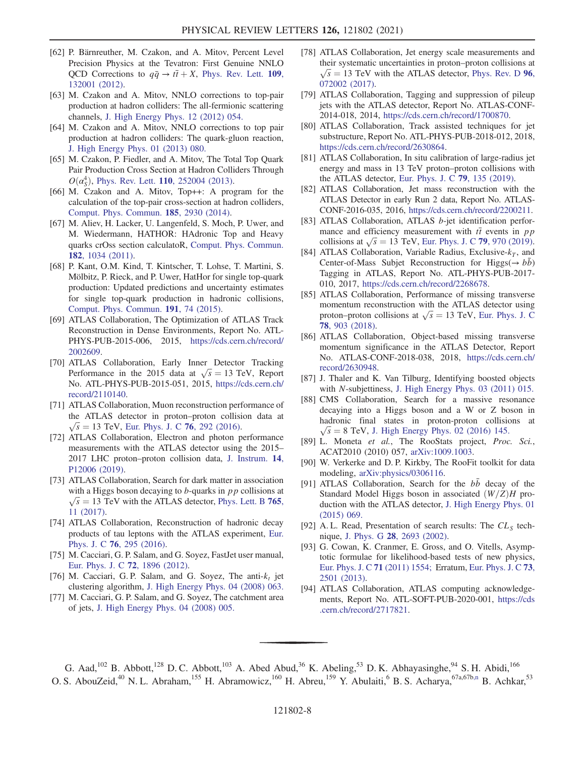[62] P. Bärnreuther, M. Czakon, and A. Mitov, Percent Level Precision Physics at the Tevatron: First Genuine NNLO QCD Corrections to $q\bar{q} \to t\bar{t} + X$, Phys. Rev. Lett. **109**, 132001 (2012).

[63] M. Czakon and A. Mitov, NNLO corrections to top-pair production at hadron colliders: The all-fermionic scattering channels, J. High Energy Phys. 12 (2012) 054.

[64] M. Czakon and A. Mitov, NNLO corrections to top pair production at hadron colliders: The quark-gluon reaction, J. High Energy Phys. 01 (2013) 080.

[65] M. Czakon, P. Fiedler, and A. Mitov, The Total Top Quark Pair Production Cross Section at Hadron Colliders Through $O(\alpha_S^4)$, Phys. Rev. Lett. **110**, 252004 (2013).

[66] M. Czakon and A. Mitov, Top++: A program for the calculation of the top-pair cross-section at hadron colliders, Comput. Phys. Commun. **185**, 2930 (2014).

[67] M. Aliev, H. Lacker, U. Langenfeld, S. Moch, P. Uwer, and M. Wiedermann, HATHOR: HAdronic Top and Heavy quarks crOss section calculatoR, Comput. Phys. Commun. **182**, 1034 (2011).

[68] P. Kant, O.M. Kind, T. Kintscher, T. Lohse, T. Martini, S. Mölbitz, P. Rieck, and P. Uwer, HatHor for single top-quark production: Updated predictions and uncertainty estimates for single top-quark production in hadronic collisions, Comput. Phys. Commun. **191**, 74 (2015).

[69] ATLAS Collaboration, The Optimization of ATLAS Track Reconstruction in Dense Environments, Report No. ATL-PHYS-PUB-2015-006, 2015, https://cds.cern.ch/record/2002609.

[70] ATLAS Collaboration, Early Inner Detector Tracking Performance in the 2015 data at $\sqrt{s} = 13$ TeV, Report No. ATL-PHYS-PUB-2015-051, 2015, https://cds.cern.ch/record/2110140.

[71] ATLAS Collaboration, Muon reconstruction performance of the ATLAS detector in proton–proton collision data at $\sqrt{s} = 13$ TeV, Eur. Phys. J. C **76**, 292 (2016).

[72] ATLAS Collaboration, Electron and photon performance measurements with the ATLAS detector using the 2015–2017 LHC proton–proton collision data, J. Instrum. **14**, P12006 (2019).

[73] ATLAS Collaboration, Search for dark matter in association with a Higgs boson decaying to $b$-quarks in $pp$ collisions at $\sqrt{s} = 13$ TeV with the ATLAS detector, Phys. Lett. B **765**, 11 (2017).

[74] ATLAS Collaboration, Reconstruction of hadronic decay products of tau leptons with the ATLAS experiment, Eur. Phys. J. C **76**, 295 (2016).

[75] M. Cacciari, G. P. Salam, and G. Soyez, FastJet user manual, Eur. Phys. J. C **72**, 1896 (2012).

[76] M. Cacciari, G. P. Salam, and G. Soyez, The anti-$k_t$ jet clustering algorithm, J. High Energy Phys. 04 (2008) 063.

[77] M. Cacciari, G. P. Salam, and G. Soyez, The catchment area of jets, J. High Energy Phys. 04 (2008) 005.

[78] ATLAS Collaboration, Jet energy scale measurements and their systematic uncertainties in proton–proton collisions at $\sqrt{s} = 13$ TeV with the ATLAS detector, Phys. Rev. D **96**, 072002 (2017).

[79] ATLAS Collaboration, Tagging and suppression of pileup jets with the ATLAS detector, Report No. ATLAS-CONF-2014-018, 2014, https://cds.cern.ch/record/1700870.

[80] ATLAS Collaboration, Track assisted techniques for jet substructure, Report No. ATL-PHYS-PUB-2018-012, 2018, https://cds.cern.ch/record/2630864.

[81] ATLAS Collaboration, In situ calibration of large-radius jet energy and mass in 13 TeV proton–proton collisions with the ATLAS detector, Eur. Phys. J. C **79**, 135 (2019).

[82] ATLAS Collaboration, Jet mass reconstruction with the ATLAS Detector in early Run 2 data, Report No. ATLAS-CONF-2016-035, 2016, https://cds.cern.ch/record/2200211.

[83] ATLAS Collaboration, ATLAS $b$-jet identification performance and efficiency measurement with $t\bar{t}$ events in $pp$ collisions at $\sqrt{s} = 13$ TeV, Eur. Phys. J. C **79**, 970 (2019).

[84] ATLAS Collaboration, Variable Radius, Exclusive-$k_T$, and Center-of-Mass Subjet Reconstruction for Higgs($\to b\bar{b}$) Tagging in ATLAS, Report No. ATL-PHYS-PUB-2017-010, 2017, https://cds.cern.ch/record/2268678.

[85] ATLAS Collaboration, Performance of missing transverse momentum reconstruction with the ATLAS detector using proton–proton collisions at $\sqrt{s} = 13$ TeV, Eur. Phys. J. C **78**, 903 (2018).

[86] ATLAS Collaboration, Object-based missing transverse momentum significance in the ATLAS Detector, Report No. ATLAS-CONF-2018-038, 2018, https://cds.cern.ch/record/2630948.

[87] J. Thaler and K. Van Tilburg, Identifying boosted objects with $N$-subjettiness, J. High Energy Phys. 03 (2011) 015.

[88] CMS Collaboration, Search for a massive resonance decaying into a Higgs boson and a W or Z boson in hadronic final states in proton-proton collisions at $\sqrt{s} = 8$ TeV, J. High Energy Phys. 02 (2016) 145.

[89] L. Moneta *et al.*, The RooStats project, Proc. Sci., ACAT2010 (2010) 057, arXiv:1009.1003.

[90] W. Verkerke and D. P. Kirkby, The RooFit toolkit for data modeling, arXiv:physics/0306116.

[91] ATLAS Collaboration, Search for the $b\bar{b}$ decay of the Standard Model Higgs boson in associated $(W/Z)H$ production with the ATLAS detector, J. High Energy Phys. 01 (2015) 069.

[92] A. L. Read, Presentation of search results: The $CL_S$ technique, J. Phys. G **28**, 2693 (2002).

[93] G. Cowan, K. Cranmer, E. Gross, and O. Vitells, Asymptotic formulae for likelihood-based tests of new physics, Eur. Phys. J. C **71** (2011) 1554; Erratum, Eur. Phys. J. C **73**, 2501 (2013).

[94] ATLAS Collaboration, ATLAS computing acknowledgements, Report No. ATL-SOFT-PUB-2020-001, https://cds.cern.ch/record/2717821.

---

G. Aad,[102] B. Abbott,[128] D. C. Abbott,[103] A. Abed Abud,[36] K. Abeling,[53] D. K. Abhayasinghe,[94] S. H. Abidi,[166] O. S. AbouZeid,[40] N. L. Abraham,[155] H. Abramowicz,[160] H. Abreu,[159] Y. Abulaiti,[6] B. S. Acharya,[67a,67b,n] B. Achkar,[53]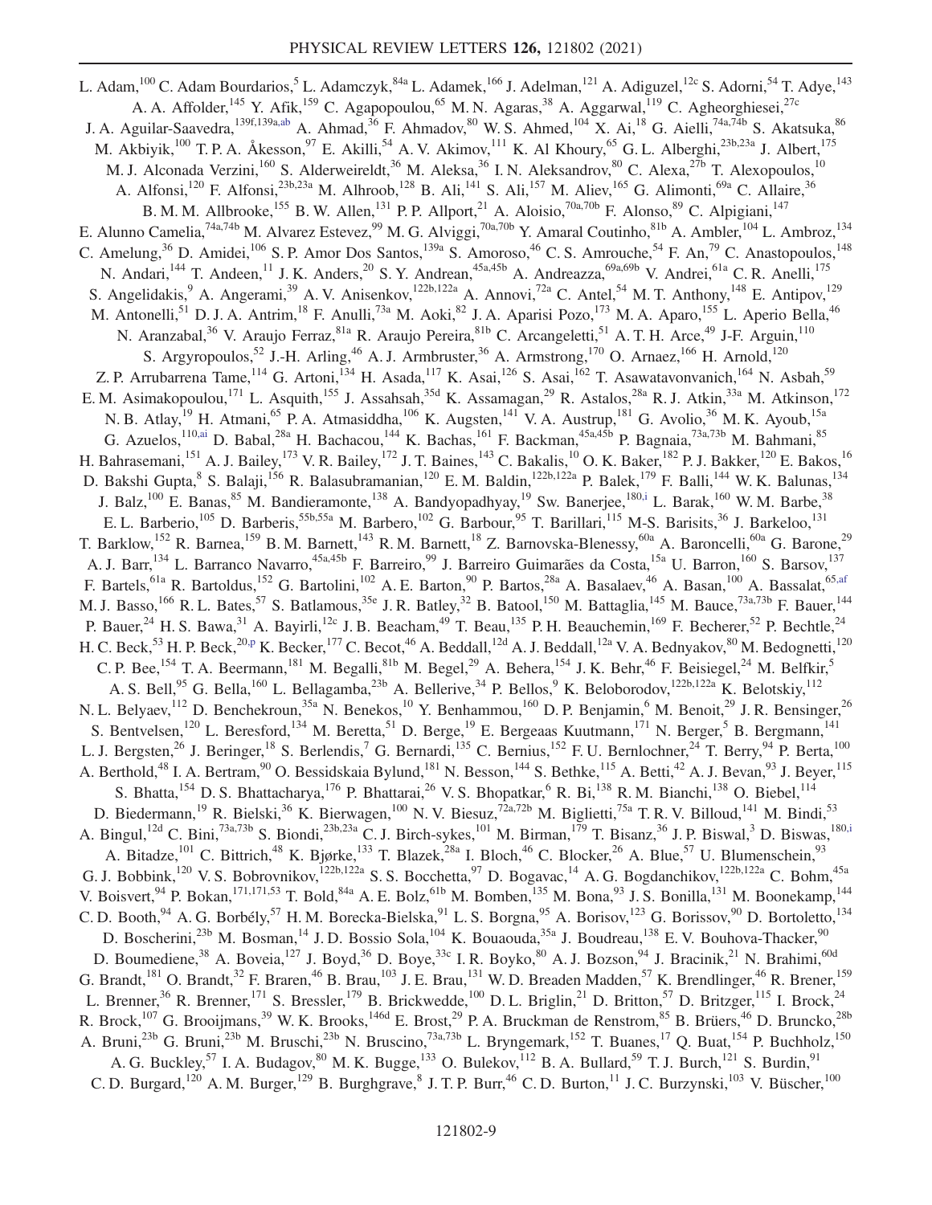L. Adam,[100] C. Adam Bourdarios,[5] L. Adamczyk,[84a] L. Adamek,[166] J. Adelman,[121] A. Adiguzel,[12c] S. Adorni,[54] T. Adye,[143] A. A. Affolder,[145] Y. Afik,[159] C. Agapopoulou,[65] M. N. Agaras,[38] A. Aggarwal,[119] C. Agheorghiesei,[27c] J. A. Aguilar-Saavedra,[139f,139a,ab] A. Ahmad,[36] F. Ahmadov,[80] W. S. Ahmed,[104] X. Ai,[18] G. Aielli,[74a,74b] S. Akatsuka,[86] M. Akbiyik,[100] T. P. A. Åkesson,[97] E. Akilli,[54] A. V. Akimov,[111] K. Al Khoury,[65] G. L. Alberghi,[23b,23a] J. Albert,[175] M. J. Alconada Verzini,[160] S. Alderweireldt,[36] M. Aleksa,[36] I. N. Aleksandrov,[80] C. Alexa,[27b] T. Alexopoulos,[10] A. Alfonsi,[120] F. Alfonsi,[23b,23a] M. Alhroob,[128] B. Ali,[141] S. Ali,[157] M. Aliev,[165] G. Alimonti,[69a] C. Allaire,[36] B. M. M. Allbrooke,[155] B. W. Allen,[131] P. P. Allport,[21] A. Aloisio,[70a,70b] F. Alonso,[89] C. Alpigiani,[147] E. Alunno Camelia,[74a,74b] M. Alvarez Estevez,[99] M. G. Alviggi,[70a,70b] Y. Amaral Coutinho,[81b] A. Ambler,[104] L. Ambroz,[134] C. Amelung,[36] D. Amidei,[106] S. P. Amor Dos Santos,[139a] S. Amoroso,[46] C. S. Amrouche,[54] F. An,[79] C. Anastopoulos,[148] N. Andari,[144] T. Andeen,[11] J. K. Anders,[20] S. Y. Andrean,[45a,45b] A. Andreazza,[69a,69b] V. Andrei,[61a] C. R. Anelli,[175] S. Angelidakis,[9] A. Angerami,[39] A. V. Anisenkov,[122b,122a] A. Annovi,[72a] C. Antel,[54] M. T. Anthony,[148] E. Antipov,[129] M. Antonelli,[51] D. J. A. Antrim,[18] F. Anulli,[73a] M. Aoki,[82] J. A. Aparisi Pozo,[173] M. A. Aparo,[155] L. Aperio Bella,[46] N. Aranzabal,[36] V. Araujo Ferraz,[81a] R. Araujo Pereira,[81b] C. Arcangeletti,[51] A. T. H. Arce,[49] J-F. Arguin,[110] S. Argyropoulos,[52] J.-H. Arling,[46] A. J. Armbruster,[36] A. Armstrong,[170] O. Arnaez,[166] H. Arnold,[120] Z. P. Arrubarrena Tame,[114] G. Artoni,[134] H. Asada,[117] K. Asai,[126] S. Asai,[162] T. Asawatavonvanich,[164] N. Asbah,[59] E. M. Asimakopoulou,[171] L. Asquith,[155] J. Assahsah,[35d] K. Assamagan,[29] R. Astalos,[28a] R. J. Atkin,[33a] M. Atkinson,[172] N. B. Atlay,[19] H. Atmani,[65] P. A. Atmasiddha,[106] K. Augsten,[141] V. A. Austrup,[181] G. Avolio,[36] M. K. Ayoub,[15a] G. Azuelos,[110,ai] D. Babal,[28a] H. Bachacou,[144] K. Bachas,[161] F. Backman,[45a,45b] P. Bagnaia,[73a,73b] M. Bahmani,[85] H. Bahrasemani,[151] A. J. Bailey,[173] V. R. Bailey,[172] J. T. Baines,[143] C. Bakalis,[10] O. K. Baker,[182] P. J. Bakker,[120] E. Bakos,[16] D. Bakshi Gupta,[8] S. Balaji,[156] R. Balasubramanian,[120] E. M. Baldin,[122b,122a] P. Balek,[179] F. Balli,[144] W. K. Balunas,[134] J. Balz,[100] E. Banas,[85] M. Bandieramonte,[138] A. Bandyopadhyay,[19] Sw. Banerjee,[180,i] L. Barak,[160] W. M. Barbe,[38] E. L. Barberio,[105] D. Barberis,[55b,55a] M. Barbero,[102] G. Barbour,[95] T. Barillari,[115] M-S. Barisits,[36] J. Barkeloo,[131] T. Barklow,[152] R. Barnea,[159] B. M. Barnett,[143] R. M. Barnett,[18] Z. Barnovska-Blenessy,[60a] A. Baroncelli,[60a] G. Barone,[29] A. J. Barr,[134] L. Barranco Navarro,[45a,45b] F. Barreiro,[99] J. Barreiro Guimarães da Costa,[15a] U. Barron,[160] S. Barsov,[137] F. Bartels,[61a] R. Bartoldus,[152] G. Bartolini,[102] A. E. Barton,[90] P. Bartos,[28a] A. Basalaev,[46] A. Basan,[100] A. Bassalat,[65,af] M. J. Basso,[166] R. L. Bates,[57] S. Batlamous,[35e] J. R. Batley,[32] B. Batool,[150] M. Battaglia,[145] M. Bauce,[73a,73b] F. Bauer,[144] P. Bauer,[24] H. S. Bawa,[31] A. Bayirli,[12c] J. B. Beacham,[49] T. Beau,[135] P. H. Beauchemin,[169] F. Becherer,[52] P. Bechtle,[24] H. C. Beck,[53] H. P. Beck,[20,p] K. Becker,[177] C. Becot,[46] A. Beddall,[12d] A. J. Beddall,[12a] V. A. Bednyakov,[80] M. Bedognetti,[120] C. P. Bee,[154] T. A. Beermann,[181] M. Begalli,[81b] M. Begel,[29] A. Behera,[154] J. K. Behr,[46] F. Beisiegel,[24] M. Belfkir,[5] A. S. Bell,[95] G. Bella,[160] L. Bellagamba,[23b] A. Bellerive,[34] P. Bellos,[9] K. Beloborodov,[122b,122a] K. Belotskiy,[112] N. L. Belyaev,[112] D. Benchekroun,[35a] N. Benekos,[10] Y. Benhammou,[160] D. P. Benjamin,[6] M. Benoit,[29] J. R. Bensinger,[26] S. Bentvelsen,[120] L. Beresford,[134] M. Beretta,[51] D. Berge,[19] E. Bergeaas Kuutmann,[171] N. Berger,[5] B. Bergmann,[141] L. J. Bergsten,[26] J. Beringer,[18] S. Berlendis,[7] G. Bernardi,[135] C. Bernius,[152] F. U. Bernlochner,[24] T. Berry,[94] P. Berta,[100] A. Berthold,[48] I. A. Bertram,[90] O. Bessidskaia Bylund,[181] N. Besson,[144] S. Bethke,[115] A. Betti,[42] A. J. Bevan,[93] J. Beyer,[115] S. Bhatta,[154] D. S. Bhattacharya,[176] P. Bhattarai,[26] V. S. Bhopatkar,[6] R. Bi,[138] R. M. Bianchi,[138] O. Biebel,[114] D. Biedermann,[19] R. Bielski,[36] K. Bierwagen,[100] N. V. Biesuz,[72a,72b] M. Biglietti,[75a] T. R. V. Billoud,[141] M. Bindi,[53] A. Bingul,[12d] C. Bini,[73a,73b] S. Biondi,[23b,23a] C. J. Birch-sykes,[101] M. Birman,[179] T. Bisanz,[36] J. P. Biswal,[3] D. Biswas,[180,i] A. Bitadze,[101] C. Bittrich,[48] K. Bjørke,[133] T. Blazek,[28a] I. Bloch,[46] C. Blocker,[26] A. Blue,[57] U. Blumenschein,[93] G. J. Bobbink,[120] V. S. Bobrovnikov,[122b,122a] S. S. Bocchetta,[97] D. Bogavac,[14] A. G. Bogdanchikov,[122b,122a] C. Bohm,[45a] V. Boisvert,[94] P. Bokan,[171,171,53] T. Bold,[84a] A. E. Bolz,[61b] M. Bomben,[135] M. Bona,[93] J. S. Bonilla,[131] M. Boonekamp,[144] C. D. Booth,[94] A. G. Borbély,[57] H. M. Borecka-Bielska,[91] L. S. Borgna,[95] A. Borisov,[123] G. Borissov,[90] D. Bortoletto,[134] D. Boscherini,[23b] M. Bosman,[14] J. D. Bossio Sola,[104] K. Bouaouda,[35a] J. Boudreau,[138] E. V. Bouhova-Thacker,[90] D. Boumediene,[38] A. Boveia,[127] J. Boyd,[36] D. Boye,[33c] I. R. Boyko,[80] A. J. Bozson,[94] J. Bracinik,[21] N. Brahimi,[60d] G. Brandt,[181] O. Brandt,[32] F. Braren,[46] B. Brau,[103] J. E. Brau,[131] W. D. Breaden Madden,[57] K. Brendlinger,[46] R. Brener,[159] L. Brenner,[36] R. Brenner,[171] S. Bressler,[179] B. Brickwedde,[100] D. L. Briglin,[21] D. Britton,[57] D. Britzger,[115] I. Brock,[24] R. Brock,[107] G. Brooijmans,[39] W. K. Brooks,[146d] E. Brost,[29] P. A. Bruckman de Renstrom,[85] B. Brüers,[46] D. Bruncko,[28b] A. Bruni,[23b] G. Bruni,[23b] M. Bruschi,[23b] N. Bruscino,[73a,73b] L. Bryngemark,[152] T. Buanes,[17] Q. Buat,[154] P. Buchholz,[150] A. G. Buckley,[57] I. A. Budagov,[80] M. K. Bugge,[133] O. Bulekov,[112] B. A. Bullard,[59] T. J. Burch,[121] S. Burdin,[91] C. D. Burgard,[120] A. M. Burger,[129] B. Burghgrave,[8] J. T. P. Burr,[46] C. D. Burton,[11] J. C. Burzynski,[103] V. Büscher,[100]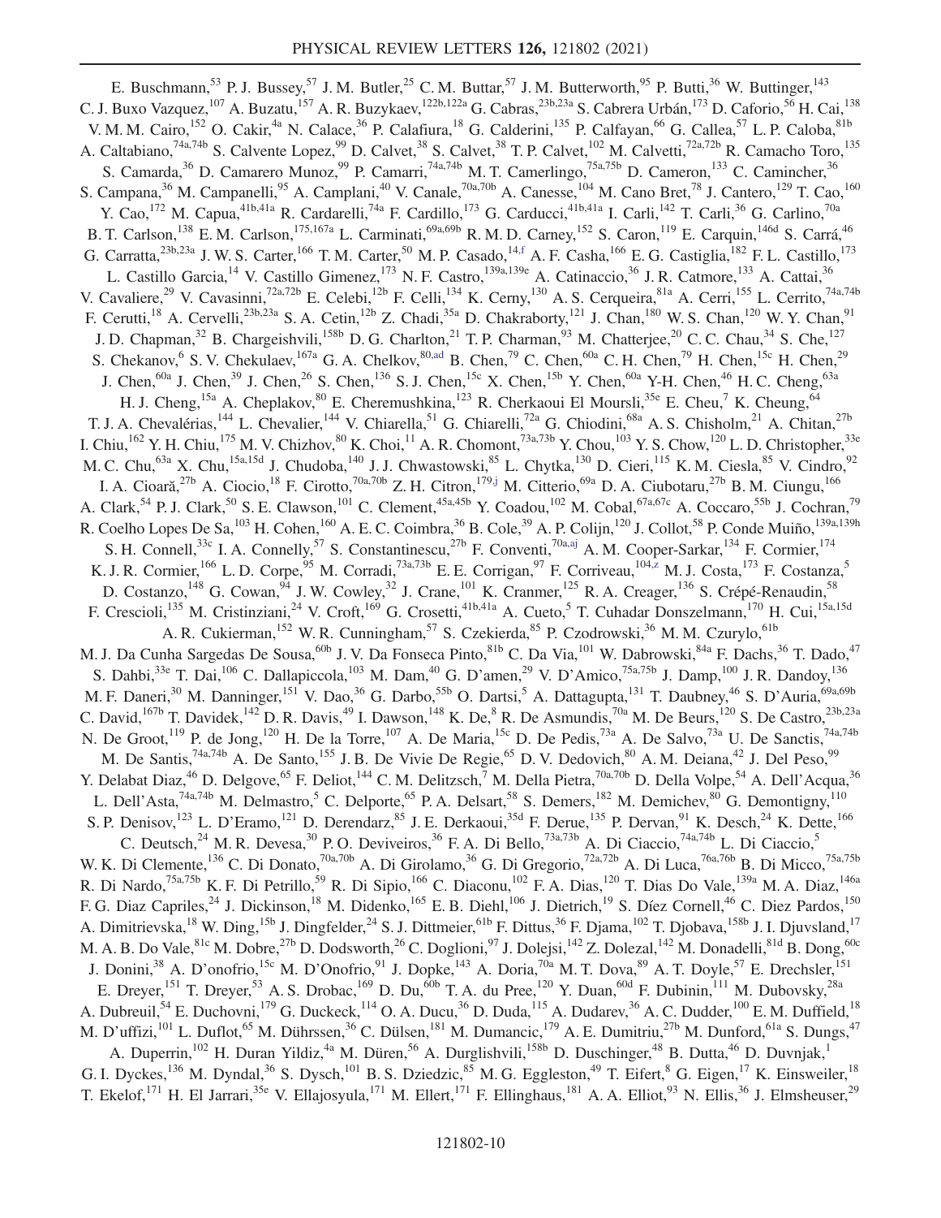E. Buschmann,[53] P. J. Bussey,[57] J. M. Butler,[25] C. M. Buttar,[57] J. M. Butterworth,[95] P. Butti,[36] W. Buttinger,[143] C. J. Buxo Vazquez,[107] A. Buzatu,[157] A. R. Buzykaev,[122b,122a] G. Cabras,[23b,23a] S. Cabrera Urbán,[173] D. Caforio,[56] H. Cai,[138] V. M. M. Cairo,[152] O. Cakir,[4a] N. Calace,[36] P. Calafiura,[18] G. Calderini,[135] P. Calfayan,[66] G. Callea,[57] L. P. Caloba,[81b] A. Caltabiano,[74a,74b] S. Calvente Lopez,[99] D. Calvet,[38] S. Calvet,[38] T. P. Calvet,[102] M. Calvetti,[72a,72b] R. Camacho Toro,[135] S. Camarda,[36] D. Camarero Munoz,[99] P. Camarri,[74a,74b] M. T. Camerlingo,[75a,75b] D. Cameron,[133] C. Camincher,[36] S. Campana,[36] M. Campanelli,[95] A. Camplani,[40] V. Canale,[70a,70b] A. Canesse,[104] M. Cano Bret,[78] J. Cantero,[129] T. Cao,[160] Y. Cao,[172] M. Capua,[41b,41a] R. Cardarelli,[74a] F. Cardillo,[173] G. Carducci,[41b,41a] I. Carli,[142] T. Carli,[36] G. Carlino,[70a] B. T. Carlson,[138] E. M. Carlson,[175,167a] L. Carminati,[69a,69b] R. M. D. Carney,[152] S. Caron,[119] E. Carquin,[146d] S. Carrá,[46] G. Carratta,[23b,23a] J. W. S. Carter,[166] T. M. Carter,[50] M. P. Casado,[14,f] A. F. Casha,[166] E. G. Castiglia,[182] F. L. Castillo,[173] L. Castillo Garcia,[14] V. Castillo Gimenez,[173] N. F. Castro,[139a,139e] A. Catinaccio,[36] J. R. Catmore,[133] A. Cattai,[36] V. Cavaliere,[29] V. Cavasinni,[72a,72b] E. Celebi,[12b] F. Celli,[134] K. Cerny,[130] A. S. Cerqueira,[81a] A. Cerri,[155] L. Cerrito,[74a,74b] F. Cerutti,[18] A. Cervelli,[23b,23a] S. A. Cetin,[12b] Z. Chadi,[35a] D. Chakraborty,[121] J. Chan,[180] W. S. Chan,[120] W. Y. Chan,[91] J. D. Chapman,[32] B. Chargeishvili,[158b] D. G. Charlton,[21] T. P. Charman,[93] M. Chatterjee,[20] C. C. Chau,[34] S. Che,[127] S. Chekanov,[6] S. V. Chekulaev,[167a] G. A. Chelkov,[80,ad] B. Chen,[79] C. Chen,[60a] C. H. Chen,[79] H. Chen,[15c] H. Chen,[29] J. Chen,[60a] J. Chen,[39] J. Chen,[26] S. Chen,[136] S. J. Chen,[15c] X. Chen,[15b] Y. Chen,[60a] Y-H. Chen,[46] H. C. Cheng,[63a] H. J. Cheng,[15a] A. Cheplakov,[80] E. Cheremushkina,[123] R. Cherkaoui El Moursli,[35e] E. Cheu,[7] K. Cheung,[64] T. J. A. Chevalérias,[144] L. Chevalier,[144] V. Chiarella,[51] G. Chiarelli,[72a] G. Chiodini,[68a] A. S. Chisholm,[21] A. Chitan,[27b] I. Chiu,[162] Y. H. Chiu,[175] M. V. Chizhov,[80] K. Choi,[11] A. R. Chomont,[73a,73b] Y. Chou,[103] Y. S. Chow,[120] L. D. Christopher,[33e] M. C. Chu,[63a] X. Chu,[15a,15d] J. Chudoba,[140] J. J. Chwastowski,[85] L. Chytka,[130] D. Cieri,[115] K. M. Ciesla,[85] V. Cindro,[92] I. A. Cioară,[27b] A. Ciocio,[18] F. Cirotto,[70a,70b] Z. H. Citron,[179,j] M. Citterio,[69a] D. A. Ciubotaru,[27b] B. M. Ciungu,[166] A. Clark,[54] P. J. Clark,[50] S. E. Clawson,[101] C. Clement,[45a,45b] Y. Coadou,[102] M. Cobal,[67a,67c] A. Coccaro,[55b] J. Cochran,[79] R. Coelho Lopes De Sa,[103] H. Cohen,[160] A. E. C. Coimbra,[36] B. Cole,[39] A. P. Colijn,[120] J. Collot,[58] P. Conde Muiño,[139a,139h] S. H. Connell,[33c] I. A. Connelly,[57] S. Constantinescu,[27b] F. Conventi,[70a,aj] A. M. Cooper-Sarkar,[134] F. Cormier,[174] K. J. R. Cormier,[166] L. D. Corpe,[95] M. Corradi,[73a,73b] E. E. Corrigan,[97] F. Corriveau,[104,z] M. J. Costa,[173] F. Costanza,[5] D. Costanzo,[148] G. Cowan,[94] J. W. Cowley,[32] J. Crane,[101] K. Cranmer,[125] R. A. Creager,[136] S. Crépé-Renaudin,[58] F. Crescioli,[135] M. Cristinziani,[24] V. Croft,[169] G. Crosetti,[41b,41a] A. Cueto,[5] T. Cuhadar Donszelmann,[170] H. Cui,[15a,15d] A. R. Cukierman,[152] W. R. Cunningham,[57] S. Czekierda,[85] P. Czodrowski,[36] M. M. Czurylo,[61b] M. J. Da Cunha Sargedas De Sousa,[60b] J. V. Da Fonseca Pinto,[81b] C. Da Via,[101] W. Dabrowski,[84a] F. Dachs,[36] T. Dado,[47] S. Dahbi,[33e] T. Dai,[106] C. Dallapiccola,[103] M. Dam,[40] G. D'amen,[29] V. D'Amico,[75a,75b] J. Damp,[100] J. R. Dandoy,[136] M. F. Daneri,[30] M. Danninger,[151] V. Dao,[36] G. Darbo,[55b] O. Dartsi,[5] A. Dattagupta,[131] T. Daubney,[46] S. D'Auria,[69a,69b] C. David,[167b] T. Davidek,[142] D. R. Davis,[49] I. Dawson,[148] K. De,[8] R. De Asmundis,[70a] M. De Beurs,[120] S. De Castro,[23b,23a] N. De Groot,[119] P. de Jong,[120] H. De la Torre,[107] A. De Maria,[15c] D. De Pedis,[73a] A. De Salvo,[73a] U. De Sanctis,[74a,74b] M. De Santis,[74a,74b] A. De Santo,[155] J. B. De Vivie De Regie,[65] D. V. Dedovich,[80] A. M. Deiana,[42] J. Del Peso,[99] Y. Delabat Diaz,[46] D. Delgove,[65] F. Deliot,[144] C. M. Delitzsch,[7] M. Della Pietra,[70a,70b] D. Della Volpe,[54] A. Dell'Acqua,[36] L. Dell'Asta,[74a,74b] M. Delmastro,[5] C. Delporte,[65] P. A. Delsart,[58] S. Demers,[182] M. Demichev,[80] G. Demontigny,[110] S. P. Denisov,[123] L. D'Eramo,[121] D. Derendarz,[85] J. E. Derkaoui,[35d] F. Derue,[135] P. Dervan,[91] K. Desch,[24] K. Dette,[166] C. Deutsch,[24] M. R. Devesa,[30] P. O. Deviveiros,[36] F. A. Di Bello,[73a,73b] A. Di Ciaccio,[74a,74b] L. Di Ciaccio,[5] W. K. Di Clemente,[136] C. Di Donato,[70a,70b] A. Di Girolamo,[36] G. Di Gregorio,[72a,72b] A. Di Luca,[76a,76b] B. Di Micco,[75a,75b] R. Di Nardo,[75a,75b] K. F. Di Petrillo,[59] R. Di Sipio,[166] C. Diaconu,[102] F. A. Dias,[120] T. Dias Do Vale,[139a] M. A. Diaz,[146a] F. G. Diaz Capriles,[24] J. Dickinson,[18] M. Didenko,[165] E. B. Diehl,[106] J. Dietrich,[19] S. Díez Cornell,[46] C. Diez Pardos,[150] A. Dimitrievska,[18] W. Ding,[15b] J. Dingfelder,[24] S. J. Dittmeier,[61b] F. Dittus,[36] F. Djama,[102] T. Djobava,[158b] J. I. Djuvsland,[17] M. A. B. Do Vale,[81c] M. Dobre,[27b] D. Dodsworth,[26] C. Doglioni,[97] J. Dolejsi,[142] Z. Dolezal,[142] M. Donadelli,[81d] B. Dong,[60c] J. Donini,[38] A. D'onofrio,[15c] M. D'Onofrio,[91] J. Dopke,[143] A. Doria,[70a] M. T. Dova,[89] A. T. Doyle,[57] E. Drechsler,[151] E. Dreyer,[151] T. Dreyer,[53] A. S. Drobac,[169] D. Du,[60b] T. A. du Pree,[120] Y. Duan,[60d] F. Dubinin,[111] M. Dubovsky,[28a] A. Dubreuil,[54] E. Duchovni,[179] G. Duckeck,[114] O. A. Ducu,[36] D. Duda,[115] A. Dudarev,[36] A. C. Dudder,[100] E. M. Duffield,[18] M. D'uffizi,[101] L. Duflot,[65] M. Dührssen,[36] C. Dülsen,[181] M. Dumancic,[179] A. E. Dumitriu,[27b] M. Dunford,[61a] S. Dungs,[47] A. Duperrin,[102] H. Duran Yildiz,[4a] M. Düren,[56] A. Durglishvili,[158b] D. Duschinger,[48] B. Dutta,[46] D. Duvnjak,[1] G. I. Dyckes,[136] M. Dyndal,[36] S. Dysch,[101] B. S. Dziedzic,[85] M. G. Eggleston,[49] T. Eifert,[8] G. Eigen,[17] K. Einsweiler,[18] T. Ekelof,[171] H. El Jarrari,[35e] V. Ellajosyula,[171] M. Ellert,[171] F. Ellinghaus,[181] A. A. Elliot,[93] N. Ellis,[36] J. Elmsheuser,[29]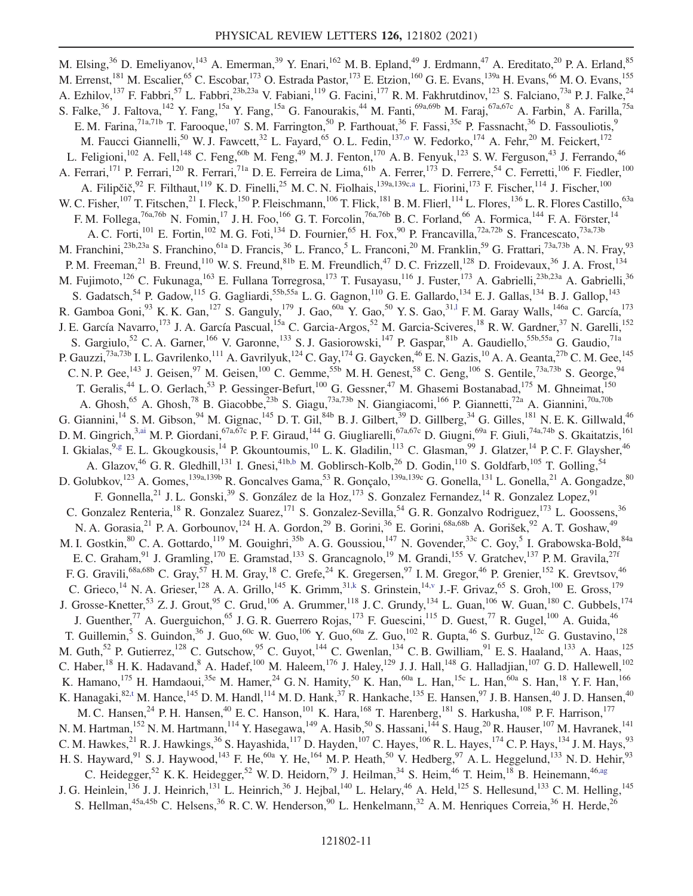M. Elsing,[36] D. Emeliyanov,[143] A. Emerman,[39] Y. Enari,[162] M. B. Epland,[49] J. Erdmann,[47] A. Ereditato,[20] P. A. Erland,[85] M. Errenst,[181] M. Escalier,[65] C. Escobar,[173] O. Estrada Pastor,[173] E. Etzion,[160] G. E. Evans,[139a] H. Evans,[66] M. O. Evans,[155] A. Ezhilov,[137] F. Fabbri,[57] L. Fabbri,[23b,23a] V. Fabiani,[119] G. Facini,[177] R. M. Fakhrutdinov,[123] S. Falciano,[73a] P. J. Falke,[24] S. Falke,[36] J. Faltova,[142] Y. Fang,[15a] Y. Fang,[15a] G. Fanourakis,[44] M. Fanti,[69a,69b] M. Faraj,[67a,67c] A. Farbin,[8] A. Farilla,[75a] E. M. Farina,[71a,71b] T. Farooque,[107] S. M. Farrington,[50] P. Farthouat,[36] F. Fassi,[35e] P. Fassnacht,[36] D. Fassouliotis,[9] M. Faucci Giannelli,[50] W. J. Fawcett,[32] L. Fayard,[65] O. L. Fedin,[137,o] W. Fedorko,[174] A. Fehr,[20] M. Feickert,[172] L. Feligioni,[102] A. Fell,[148] C. Feng,[60b] M. Feng,[49] M. J. Fenton,[170] A. B. Fenyuk,[123] S. W. Ferguson,[43] J. Ferrando,[46] A. Ferrari,[171] P. Ferrari,[120] R. Ferrari,[71a] D. E. Ferreira de Lima,[61b] A. Ferrer,[173] D. Ferrere,[54] C. Ferretti,[106] F. Fiedler,[100] A. Filipčič,[92] F. Filthaut,[119] K. D. Finelli,[25] M. C. N. Fiolhais,[139a,139c,a] L. Fiorini,[173] F. Fischer,[114] J. Fischer,[100] W. C. Fisher,[107] T. Fitschen,[21] I. Fleck,[150] P. Fleischmann,[106] T. Flick,[181] B. M. Flierl,[114] L. Flores,[136] L. R. Flores Castillo,[63a] F. M. Follega,[76a,76b] N. Fomin,[17] J. H. Foo,[166] G. T. Forcolin,[76a,76b] B. C. Forland,[66] A. Formica,[144] F. A. Förster,[14] A. C. Forti,[101] E. Fortin,[102] M. G. Foti,[134] D. Fournier,[65] H. Fox,[90] P. Francavilla,[72a,72b] S. Francescato,[73a,73b] M. Franchini,[23b,23a] S. Franchino,[61a] D. Francis,[36] L. Franco,[5] L. Franconi,[20] M. Franklin,[59] G. Frattari,[73a,73b] A. N. Fray,[93] P. M. Freeman,[21] B. Freund,[110] W. S. Freund,[81b] E. M. Freundlich,[47] D. C. Frizzell,[128] D. Froidevaux,[36] J. A. Frost,[134] M. Fujimoto,[126] C. Fukunaga,[163] E. Fullana Torregrosa,[173] T. Fusayasu,[116] J. Fuster,[173] A. Gabrielli,[23b,23a] A. Gabrielli,[36] S. Gadatsch,[54] P. Gadow,[115] G. Gagliardi,[55b,55a] L. G. Gagnon,[110] G. E. Gallardo,[134] E. J. Gallas,[134] B. J. Gallop,[143] R. Gamboa Goni,[93] K. K. Gan,[127] S. Ganguly,[179] J. Gao,[60a] Y. Gao,[50] Y. S. Gao,[31,l] F. M. Garay Walls,[146a] C. García,[173] J. E. García Navarro,[173] J. A. García Pascual,[15a] C. Garcia-Argos,[52] M. Garcia-Sciveres,[18] R. W. Gardner,[37] N. Garelli,[152] S. Gargiulo,[52] C. A. Garner,[166] V. Garonne,[133] S. J. Gasiorowski,[147] P. Gaspar,[81b] A. Gaudiello,[55b,55a] G. Gaudio,[71a] P. Gauzzi,[73a,73b] I. L. Gavrilenko,[111] A. Gavrilyuk,[124] C. Gay,[174] G. Gaycken,[46] E. N. Gazis,[10] A. A. Geanta,[27b] C. M. Gee,[145] C. N. P. Gee,[143] J. Geisen,[97] M. Geisen,[100] C. Gemme,[55b] M. H. Genest,[58] C. Geng,[106] S. Gentile,[73a,73b] S. George,[94] T. Geralis,[44] L. O. Gerlach,[53] P. Gessinger-Befurt,[100] G. Gessner,[47] M. Ghasemi Bostanabad,[175] M. Ghneimat,[150] A. Ghosh,[65] A. Ghosh,[78] B. Giacobbe,[23b] S. Giagu,[73a,73b] N. Giangiacomi,[166] P. Giannetti,[72a] A. Giannini,[70a,70b] G. Giannini,[14] S. M. Gibson,[94] M. Gignac,[145] D. T. Gil,[84b] B. J. Gilbert,[39] D. Gillberg,[34] G. Gilles,[181] N. E. K. Gillwald,[46] D. M. Gingrich,[3,ai] M. P. Giordani,[67a,67c] P. F. Giraud,[144] G. Giugliarelli,[67a,67c] D. Giugni,[69a] F. Giuli,[74a,74b] S. Gkaitatzis,[161] I. Gkialas,[9,g] E. L. Gkougkousis,[14] P. Gkountoumis,[10] L. K. Gladilin,[113] C. Glasman,[99] J. Glatzer,[14] P. C. F. Glaysher,[46] A. Glazov,[46] G. R. Gledhill,[131] I. Gnesi,[41b,b] M. Goblirsch-Kolb,[26] D. Godin,[110] S. Goldfarb,[105] T. Golling,[54] D. Golubkov,[123] A. Gomes,[139a,139b] R. Goncalves Gama,[53] R. Gonçalo,[139a,139c] G. Gonella,[131] L. Gonella,[21] A. Gongadze,[80] F. Gonnella,[21] J. L. Gonski,[39] S. González de la Hoz,[173] S. Gonzalez Fernandez,[14] R. Gonzalez Lopez,[91] C. Gonzalez Renteria,[18] R. Gonzalez Suarez,[171] S. Gonzalez-Sevilla,[54] G. R. Gonzalvo Rodriguez,[173] L. Goossens,[36] N. A. Gorasia,[21] P. A. Gorbounov,[124] H. A. Gordon,[29] B. Gorini,[36] E. Gorini,[68a,68b] A. Gorišek,[92] A. T. Goshaw,[49] M. I. Gostkin,[80] C. A. Gottardo,[119] M. Gouighri,[35b] A. G. Goussiou,[147] N. Govender,[33c] C. Goy,[5] I. Grabowska-Bold,[84a] E. C. Graham,[91] J. Gramling,[170] E. Gramstad,[133] S. Grancagnolo,[19] M. Grandi,[155] V. Gratchev,[137] P. M. Gravila,[27f] F. G. Gravili,[68a,68b] C. Gray,[57] H. M. Gray,[18] C. Grefe,[24] K. Gregersen,[97] I. M. Gregor,[46] P. Grenier,[152] K. Grevtsov,[46] C. Grieco,[14] N. A. Grieser,[128] A. A. Grillo,[145] K. Grimm,[31,k] S. Grinstein,[14,v] J.-F. Grivaz,[65] S. Groh,[100] E. Gross,[179] J. Grosse-Knetter,[53] Z. J. Grout,[95] C. Grud,[106] A. Grummer,[118] J. C. Grundy,[134] L. Guan,[106] W. Guan,[180] C. Gubbels,[174] J. Guenther,[77] A. Guerguichon,[65] J. G. R. Guerrero Rojas,[173] F. Guescini,[115] D. Guest,[77] R. Gugel,[100] A. Guida,[46] T. Guillemin,[5] S. Guindon,[36] J. Guo,[60c] W. Guo,[106] Y. Guo,[60a] Z. Guo,[102] R. Gupta,[46] S. Gurbuz,[12c] G. Gustavino,[128] M. Guth,[52] P. Gutierrez,[128] C. Gutschow,[95] C. Guyot,[144] C. Gwenlan,[134] C. B. Gwilliam,[91] E. S. Haaland,[133] A. Haas,[125] C. Haber,[18] H. K. Hadavand,[8] A. Hadef,[100] M. Haleem,[176] J. Haley,[129] J. J. Hall,[148] G. Halladjian,[107] G. D. Hallewell,[102] K. Hamano,[175] H. Hamdaoui,[35e] M. Hamer,[24] G. N. Hamity,[50] K. Han,[60a] L. Han,[15c] L. Han,[60a] S. Han,[18] Y. F. Han,[166] K. Hanagaki,[82,t] M. Hance,[145] D. M. Handl,[114] M. D. Hank,[37] R. Hankache,[135] E. Hansen,[97] J. B. Hansen,[40] J. D. Hansen,[40] M. C. Hansen,[24] P. H. Hansen,[40] E. C. Hanson,[101] K. Hara,[168] T. Harenberg,[181] S. Harkusha,[108] P. F. Harrison,[177] N. M. Hartman,[152] N. M. Hartmann,[114] Y. Hasegawa,[149] A. Hasib,[50] S. Hassani,[144] S. Haug,[20] R. Hauser,[107] M. Havranek,[141] C. M. Hawkes,[21] R. J. Hawkings,[36] S. Hayashida,[117] D. Hayden,[107] C. Hayes,[106] R. L. Hayes,[174] C. P. Hays,[134] J. M. Hays,[93] H. S. Hayward,[91] S. J. Haywood,[143] F. He,[60a] Y. He,[164] M. P. Heath,[50] V. Hedberg,[97] A. L. Heggelund,[133] N. D. Hehir,[93] C. Heidegger,[52] K. K. Heidegger,[52] W. D. Heidorn,[79] J. Heilman,[34] S. Heim,[46] T. Heim,[18] B. Heinemann,[46,ag] J. G. Heinlein,[136] J. J. Heinrich,[131] L. Heinrich,[36] J. Hejbal,[140] L. Helary,[46] A. Held,[125] S. Hellesund,[133] C. M. Helling,[145] S. Hellman,[45a,45b] C. Helsens,[36] R. C. W. Henderson,[90] L. Henkelmann,[32] A. M. Henriques Correia,[36] H. Herde,[26]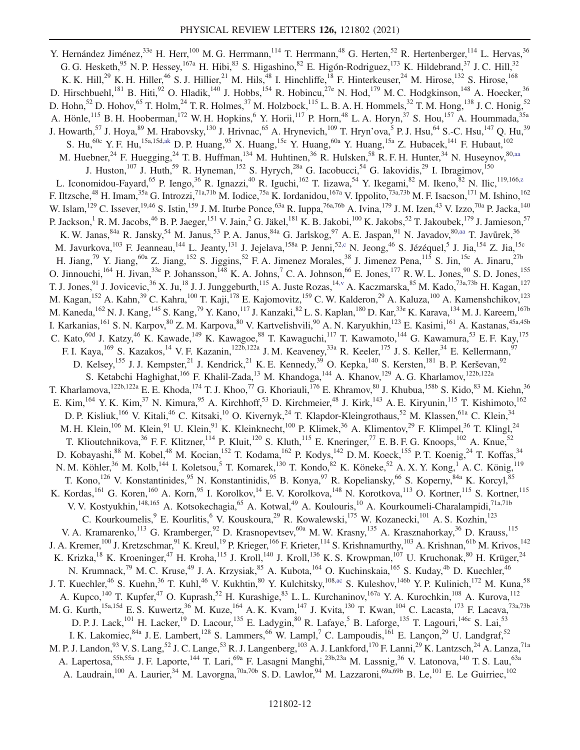Y. Hernández Jiménez,[33e] H. Herr,[100] M. G. Herrmann,[114] T. Herrmann,[48] G. Herten,[52] R. Hertenberger,[114] L. Hervas,[36] G. G. Hesketh,[95] N. P. Hessey,[167a] H. Hibi,[83] S. Higashino,[82] E. Higón-Rodriguez,[173] K. Hildebrand,[37] J. C. Hill,[32] K. K. Hill,[29] K. H. Hiller,[46] S. J. Hillier,[21] M. Hils,[48] I. Hinchliffe,[18] F. Hinterkeuser,[24] M. Hirose,[132] S. Hirose,[168] D. Hirschbuehl,[181] B. Hiti,[92] O. Hladik,[140] J. Hobbs,[154] R. Hobincu,[27e] N. Hod,[179] M. C. Hodgkinson,[148] A. Hoecker,[36] D. Hohn,[52] D. Hohov,[65] T. Holm,[24] T. R. Holmes,[37] M. Holzbock,[115] L. B. A. H. Hommels,[32] T. M. Hong,[138] J. C. Honig,[52] A. Hönle,[115] B. H. Hooberman,[172] W. H. Hopkins,[6] Y. Horii,[117] P. Horn,[48] L. A. Horyn,[37] S. Hou,[157] A. Hoummada,[35a] J. Howarth,[57] J. Hoya,[89] M. Hrabovsky,[130] J. Hrivnac,[65] A. Hrynevich,[109] T. Hryn'ova,[5] P. J. Hsu,[64] S.-C. Hsu,[147] Q. Hu,[39] S. Hu,[60c] Y. F. Hu,[15a,15d,ak] D. P. Huang,[95] X. Huang,[15c] Y. Huang,[60a] Y. Huang,[15a] Z. Hubacek,[141] F. Hubaut,[102] M. Huebner,[24] F. Huegging,[24] T. B. Huffman,[134] M. Huhtinen,[36] R. Hulsken,[58] R. F. H. Hunter,[34] N. Huseynov,[80,aa] J. Huston,[107] J. Huth,[59] R. Hyneman,[152] S. Hyrych,[28a] G. Iacobucci,[54] G. Iakovidis,[29] I. Ibragimov,[150] L. Iconomidou-Fayard,[65] P. Iengo,[36] R. Ignazzi,[40] R. Iguchi,[162] T. Iizawa,[54] Y. Ikegami,[82] M. Ikeno,[82] N. Ilic,[119,166,z] F. Iltzsche,[48] H. Imam,[35a] G. Introzzi,[71a,71b] M. Iodice,[75a] K. Iordanidou,[167a] V. Ippolito,[73a,73b] M. F. Isacson,[171] M. Ishino,[162] W. Islam,[129] C. Issever,[19,46] S. Istin,[159] J. M. Iturbe Ponce,[63a] R. Iuppa,[76a,76b] A. Ivina,[179] J. M. Izen,[43] V. Izzo,[70a] P. Jacka,[140] P. Jackson,[1] R. M. Jacobs,[46] B. P. Jaeger,[151] V. Jain,[2] G. Jäkel,[181] K. B. Jakobi,[100] K. Jakobs,[52] T. Jakoubek,[179] J. Jamieson,[57] K. W. Janas,[84a] R. Jansky,[54] M. Janus,[53] P. A. Janus,[84a] G. Jarlskog,[97] A. E. Jaspan,[91] N. Javadov,[80,aa] T. Javůrek,[36] M. Javurkova,[103] F. Jeanneau,[144] L. Jeanty,[131] J. Jejelava,[158a] P. Jenni,[52,c] N. Jeong,[46] S. Jézéquel,[5] J. Jia,[154] Z. Jia,[15c] H. Jiang,[79] Y. Jiang,[60a] Z. Jiang,[152] S. Jiggins,[52] F. A. Jimenez Morales,[38] J. Jimenez Pena,[115] S. Jin,[15c] A. Jinaru,[27b] O. Jinnouchi,[164] H. Jivan,[33e] P. Johansson,[148] K. A. Johns,[7] C. A. Johnson,[66] E. Jones,[177] R. W. L. Jones,[90] S. D. Jones,[155] T. J. Jones,[91] J. Jovicevic,[36] X. Ju,[18] J. J. Junggeburth,[115] A. Juste Rozas,[14,v] A. Kaczmarska,[85] M. Kado,[73a,73b] H. Kagan,[127] M. Kagan,[152] A. Kahn,[39] C. Kahra,[100] T. Kaji,[178] E. Kajomovitz,[159] C. W. Kalderon,[29] A. Kaluza,[100] A. Kamenshchikov,[123] M. Kaneda,[162] N. J. Kang,[145] S. Kang,[79] Y. Kano,[117] J. Kanzaki,[82] L. S. Kaplan,[180] D. Kar,[33e] K. Karava,[134] M. J. Kareem,[167b] I. Karkanias,[161] S. N. Karpov,[80] Z. M. Karpova,[80] V. Kartvelishvili,[90] A. N. Karyukhin,[123] E. Kasimi,[161] A. Kastanas,[45a,45b] C. Kato,[60d] J. Katzy,[46] K. Kawade,[149] K. Kawagoe,[88] T. Kawaguchi,[117] T. Kawamoto,[144] G. Kawamura,[53] E. F. Kay,[175] F. I. Kaya,[169] S. Kazakos,[14] V. F. Kazanin,[122b,122a] J. M. Keaveney,[33a] R. Keeler,[175] J. S. Keller,[34] E. Kellermann,[97] D. Kelsey,[155] J. J. Kempster,[21] J. Kendrick,[21] K. E. Kennedy,[39] O. Kepka,[140] S. Kersten,[181] B. P. Kerševan,[92] S. Ketabchi Haghighat,[166] F. Khalil-Zada,[13] M. Khandoga,[144] A. Khanov,[129] A. G. Kharlamov,[122b,122a] T. Kharlamova,[122b,122a] E. E. Khoda,[174] T. J. Khoo,[77] G. Khoriauli,[176] E. Khramov,[80] J. Khubua,[158b] S. Kido,[83] M. Kiehn,[36] E. Kim,[164] Y. K. Kim,[37] N. Kimura,[95] A. Kirchhoff,[53] D. Kirchmeier,[48] J. Kirk,[143] A. E. Kiryunin,[115] T. Kishimoto,[162] D. P. Kisliuk,[166] V. Kitali,[46] C. Kitsaki,[10] O. Kivernyk,[24] T. Klapdor-Kleingrothaus,[52] M. Klassen,[61a] C. Klein,[34] M. H. Klein,[106] M. Klein,[91] U. Klein,[91] K. Kleinknecht,[100] P. Klimek,[36] A. Klimentov,[29] F. Klimpel,[36] T. Klingl,[24] T. Klioutchnikova,[36] F. F. Klitzner,[114] P. Kluit,[120] S. Kluth,[115] E. Kneringer,[77] E. B. F. G. Knoops,[102] A. Knue,[52] D. Kobayashi,[88] M. Kobel,[48] M. Kocian,[152] T. Kodama,[162] P. Kodys,[142] D. M. Koeck,[155] P. T. Koenig,[24] T. Koffas,[34] N. M. Köhler,[36] M. Kolb,[144] I. Koletsou,[5] T. Komarek,[130] T. Kondo,[82] K. Köneke,[52] A. X. Y. Kong,[1] A. C. König,[119] T. Kono,[126] V. Konstantinides,[95] N. Konstantinidis,[95] B. Konya,[97] R. Kopeliansky,[66] S. Koperny,[84a] K. Korcyl,[85] K. Kordas,[161] G. Koren,[160] A. Korn,[95] I. Korolkov,[14] E. V. Korolkova,[148] N. Korotkova,[113] O. Kortner,[115] S. Kortner,[115] V. V. Kostyukhin,[148,165] A. Kotsokechagia,[65] A. Kotwal,[49] A. Koulouris,[10] A. Kourkoumeli-Charalampidi,[71a,71b] C. Kourkoumelis,[9] E. Kourlitis,[6] V. Kouskoura,[29] R. Kowalewski,[175] W. Kozanecki,[101] A. S. Kozhin,[123] V. A. Kramarenko,[113] G. Kramberger,[92] D. Krasnopevtsev,[60a] M. W. Krasny,[135] A. Krasznahorkay,[36] D. Krauss,[115] J. A. Kremer,[100] J. Kretzschmar,[91] K. Kreul,[19] P. Krieger,[166] F. Krieter,[114] S. Krishnamurthy,[103] A. Krishnan,[61b] M. Krivos,[142] K. Krizka,[18] K. Kroeninger,[47] H. Kroha,[115] J. Kroll,[140] J. Kroll,[136] K. S. Krowpman,[107] U. Kruchonak,[80] H. Krüger,[24] N. Krumnack,[79] M. C. Kruse,[49] J. A. Krzysiak,[85] A. Kubota,[164] O. Kuchinskaia,[165] S. Kuday,[4b] D. Kuechler,[46] J. T. Kuechler,[46] S. Kuehn,[36] T. Kuhl,[46] V. Kukhtin,[80] Y. Kulchitsky,[108,ac] S. Kuleshov,[146b] Y. P. Kulinich,[172] M. Kuna,[58] A. Kupco,[140] T. Kupfer,[47] O. Kuprash,[52] H. Kurashige,[83] L. L. Kurchaninov,[167a] Y. A. Kurochkin,[108] A. Kurova,[112] M. G. Kurth,[15a,15d] E. S. Kuwertz,[36] M. Kuze,[164] A. K. Kvam,[147] J. Kvita,[130] T. Kwan,[104] C. Lacasta,[173] F. Lacava,[73a,73b] D. P. J. Lack,[101] H. Lacker,[19] D. Lacour,[135] E. Ladygin,[80] R. Lafaye,[5] B. Laforge,[135] T. Lagouri,[146c] S. Lai,[53] I. K. Lakomiec,[84a] J. E. Lambert,[128] S. Lammers,[66] W. Lampl,[7] C. Lampoudis,[161] E. Lançon,[29] U. Landgraf,[52] M. P. J. Landon,[93] V. S. Lang,[52] J. C. Lange,[53] R. J. Langenberg,[103] A. J. Lankford,[170] F. Lanni,[29] K. Lantzsch,[24] A. Lanza,[71a] A. Lapertosa,[55b,55a] J. F. Laporte,[144] T. Lari,[69a] F. Lasagni Manghi,[23b,23a] M. Lassnig,[36] V. Latonova,[140] T. S. Lau,[63a] A. Laudrain,[100] A. Laurier,[34] M. Lavorgna,[70a,70b] S. D. Lawlor,[94] M. Lazzaroni,[69a,69b] B. Le,[101] E. Le Guirriec,[102]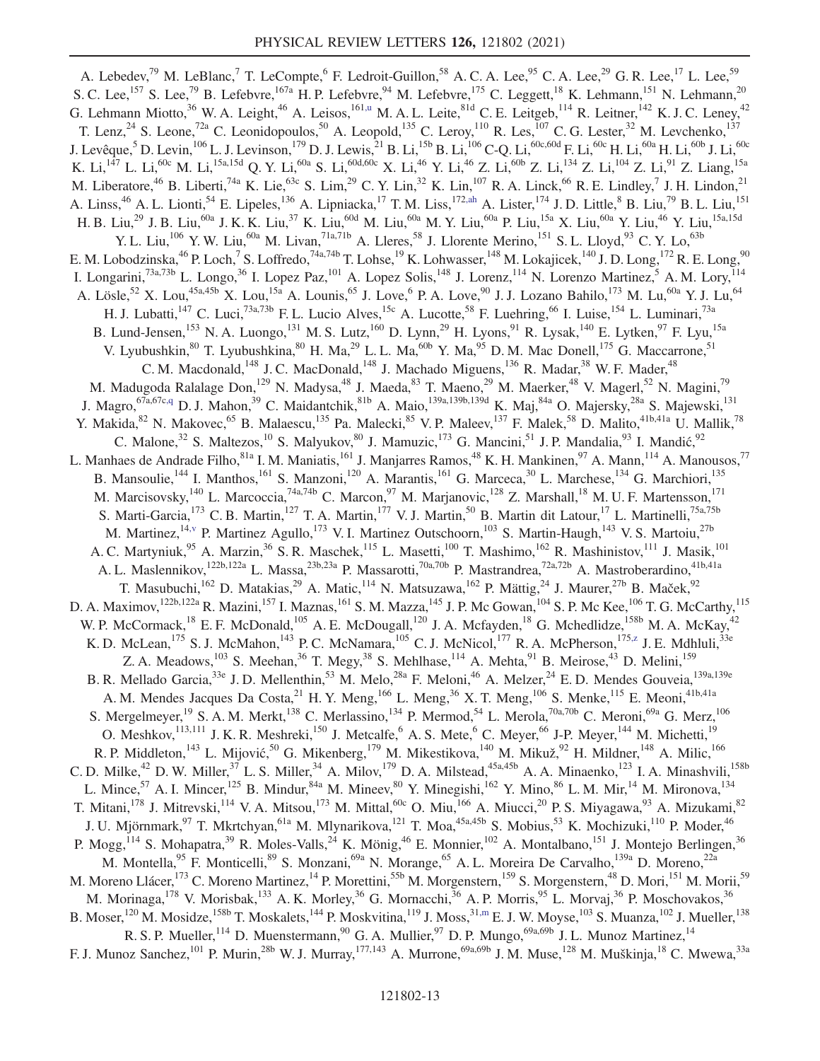A. Lebedev,[79] M. LeBlanc,[7] T. LeCompte,[6] F. Ledroit-Guillon,[58] A. C. A. Lee,[95] C. A. Lee,[29] G. R. Lee,[17] L. Lee,[59] S. C. Lee,[157] S. Lee,[79] B. Lefebvre,[167a] H. P. Lefebvre,[94] M. Lefebvre,[175] C. Leggett,[18] K. Lehmann,[151] N. Lehmann,[20] G. Lehmann Miotto,[36] W. A. Leight,[46] A. Leisos,[161,u] M. A. L. Leite,[81d] C. E. Leitgeb,[114] R. Leitner,[142] K. J. C. Leney,[42] T. Lenz,[24] S. Leone,[72a] C. Leonidopoulos,[50] A. Leopold,[135] C. Leroy,[110] R. Les,[107] C. G. Lester,[32] M. Levchenko,[137] J. Levêque,[5] D. Levin,[106] L. J. Levinson,[179] D. J. Lewis,[21] B. Li,[15b] B. Li,[106] C-Q. Li,[60c,60d] F. Li,[60c] H. Li,[60a] H. Li,[60b] J. Li,[60c] K. Li,[147] L. Li,[60c] M. Li,[15a,15d] Q. Y. Li,[60a] S. Li,[60d,60c] X. Li,[46] Y. Li,[46] Z. Li,[60b] Z. Li,[134] Z. Li,[104] Z. Li,[91] Z. Liang,[15a] M. Liberatore,[46] B. Liberti,[74a] K. Lie,[63c] S. Lim,[29] C. Y. Lin,[32] K. Lin,[107] R. A. Linck,[66] R. E. Lindley,[7] J. H. Lindon,[21] A. Linss,[46] A. L. Lionti,[54] E. Lipeles,[136] A. Lipniacka,[17] T. M. Liss,[172,ah] A. Lister,[174] J. D. Little,[8] B. Liu,[79] B. L. Liu,[151] H. B. Liu,[29] J. B. Liu,[60a] J. K. K. Liu,[37] K. Liu,[60d] M. Liu,[60a] M. Y. Liu,[60a] P. Liu,[15a] X. Liu,[60a] Y. Liu,[46] Y. Liu,[15a,15d] Y. L. Liu,[106] Y. W. Liu,[60a] M. Livan,[71a,71b] A. Lleres,[58] J. Llorente Merino,[151] S. L. Lloyd,[93] C. Y. Lo,[63b] E. M. Lobodzinska,[46] P. Loch,[7] S. Loffredo,[74a,74b] T. Lohse,[19] K. Lohwasser,[148] M. Lokajicek,[140] J. D. Long,[172] R. E. Long,[90] I. Longarini,[73a,73b] L. Longo,[36] I. Lopez Paz,[101] A. Lopez Solis,[148] J. Lorenz,[114] N. Lorenzo Martinez,[5] A. M. Lory,[114] A. Lösle,[52] X. Lou,[45a,45b] X. Lou,[15a] A. Lounis,[65] J. Love,[6] P. A. Love,[90] J. J. Lozano Bahilo,[173] M. Lu,[60a] Y. J. Lu,[64] H. J. Lubatti,[147] C. Luci,[73a,73b] F. L. Lucio Alves,[15c] A. Lucotte,[58] F. Luehring,[66] I. Luise,[154] L. Luminari,[73a] B. Lund-Jensen,[153] N. A. Luongo,[131] M. S. Lutz,[160] D. Lynn,[29] H. Lyons,[91] R. Lysak,[140] E. Lytken,[97] F. Lyu,[15a] V. Lyubushkin,[80] T. Lyubushkina,[80] H. Ma,[29] L. L. Ma,[60b] Y. Ma,[95] D. M. Mac Donell,[175] G. Maccarrone,[51] C. M. Macdonald,[148] J. C. MacDonald,[148] J. Machado Miguens,[136] R. Madar,[38] W. F. Mader,[48] M. Madugoda Ralalage Don,[129] N. Madysa,[48] J. Maeda,[83] T. Maeno,[29] M. Maerker,[48] V. Magerl,[52] N. Magini,[79] J. Magro,[67a,67c,q] D. J. Mahon,[39] C. Maidantchik,[81b] A. Maio,[139a,139b,139d] K. Maj,[84a] O. Majersky,[28a] S. Majewski,[131] Y. Makida,[82] N. Makovec,[65] B. Malaescu,[135] Pa. Malecki,[85] V. P. Maleev,[137] F. Malek,[58] D. Malito,[41b,41a] U. Mallik,[78] C. Malone,[32] S. Maltezos,[10] S. Malyukov,[80] J. Mamuzic,[173] G. Mancini,[51] J. P. Mandalia,[93] I. Mandić,[92] L. Manhaes de Andrade Filho,[81a] I. M. Maniatis,[161] J. Manjarres Ramos,[48] K. H. Mankinen,[97] A. Mann,[114] A. Manousos,[77] B. Mansoulie,[144] I. Manthos,[161] S. Manzoni,[120] A. Marantis,[161] G. Marceca,[30] L. Marchese,[134] G. Marchiori,[135] M. Marcisovsky,[140] L. Marcoccia,[74a,74b] C. Marcon,[97] M. Marjanovic,[128] Z. Marshall,[18] M. U. F. Martensson,[171] S. Marti-Garcia,[173] C. B. Martin,[127] T. A. Martin,[177] V. J. Martin,[50] B. Martin dit Latour,[17] L. Martinelli,[75a,75b] M. Martinez,[14,v] P. Martinez Agullo,[173] V. I. Martinez Outschoorn,[103] S. Martin-Haugh,[143] V. S. Martoiu,[27b] A. C. Martyniuk,[95] A. Marzin,[36] S. R. Maschek,[115] L. Masetti,[100] T. Mashimo,[162] R. Mashinistov,[111] J. Masik,[101] A. L. Maslennikov,[122b,122a] L. Massa,[23b,23a] P. Massarotti,[70a,70b] P. Mastrandrea,[72a,72b] A. Mastroberardino,[41b,41a] T. Masubuchi,[162] D. Matakias,[29] A. Matic,[114] N. Matsuzawa,[162] P. Mättig,[24] J. Maurer,[27b] B. Maček,[92] D. A. Maximov,[122b,122a] R. Mazini,[157] I. Maznas,[161] S. M. Mazza,[145] J. P. Mc Gowan,[104] S. P. Mc Kee,[106] T. G. McCarthy,[115] W. P. McCormack,[18] E. F. McDonald,[105] A. E. McDougall,[120] J. A. Mcfayden,[18] G. Mchedlidze,[158b] M. A. McKay,[42] K. D. McLean,[175] S. J. McMahon,[143] P. C. McNamara,[105] C. J. McNicol,[177] R. A. McPherson,[175,z] J. E. Mdhluli,[33e] Z. A. Meadows,[103] S. Meehan,[36] T. Megy,[38] S. Mehlhase,[114] A. Mehta,[91] B. Meirose,[43] D. Melini,[159] B. R. Mellado Garcia,[33e] J. D. Mellenthin,[53] M. Melo,[28a] F. Meloni,[46] A. Melzer,[24] E. D. Mendes Gouveia,[139a,139e] A. M. Mendes Jacques Da Costa,[21] H. Y. Meng,[166] L. Meng,[36] X. T. Meng,[106] S. Menke,[115] E. Meoni,[41b,41a] S. Mergelmeyer,[19] S. A. M. Merkt,[138] C. Merlassino,[134] P. Mermod,[54] L. Merola,[70a,70b] C. Meroni,[69a] G. Merz,[106] O. Meshkov,[113,111] J. K. R. Meshreki,[150] J. Metcalfe,[6] A. S. Mete,[6] C. Meyer,[66] J-P. Meyer,[144] M. Michetti,[19] R. P. Middleton,[143] L. Mijović,[50] G. Mikenberg,[179] M. Mikestikova,[140] M. Mikuž,[92] H. Mildner,[148] A. Milic,[166] C. D. Milke,[42] D. W. Miller,[37] L. S. Miller,[34] A. Milov,[179] D. A. Milstead,[45a,45b] A. A. Minaenko,[123] I. A. Minashvili,[158b] L. Mince,[57] A. I. Mincer,[125] B. Mindur,[84a] M. Mineev,[80] Y. Minegishi,[162] Y. Mino,[86] L. M. Mir,[14] M. Mironova,[134] T. Mitani,[178] J. Mitrevski,[114] V. A. Mitsou,[173] M. Mittal,[60c] O. Miu,[166] A. Miucci,[20] P. S. Miyagawa,[93] A. Mizukami,[82] J. U. Mjörnmark,[97] T. Mkrtchyan,[61a] M. Mlynarikova,[121] T. Moa,[45a,45b] S. Mobius,[53] K. Mochizuki,[110] P. Moder,[46] P. Mogg,[114] S. Mohapatra,[39] R. Moles-Valls,[24] K. Mönig,[46] E. Monnier,[102] A. Montalbano,[151] J. Montejo Berlingen,[36] M. Montella,[95] F. Monticelli,[89] S. Monzani,[69a] N. Morange,[65] A. L. Moreira De Carvalho,[139a] D. Moreno,[22a] M. Moreno Llácer,[173] C. Moreno Martinez,[14] P. Morettini,[55b] M. Morgenstern,[159] S. Morgenstern,[48] D. Mori,[151] M. Morii,[59] M. Morinaga,[178] V. Morisbak,[133] A. K. Morley,[36] G. Mornacchi,[36] A. P. Morris,[95] L. Morvaj,[36] P. Moschovakos,[36] B. Moser,[120] M. Mosidze,[158b] T. Moskalets,[144] P. Moskvitina,[119] J. Moss,[31,m] E. J. W. Moyse,[103] S. Muanza,[102] J. Mueller,[138] R. S. P. Mueller,[114] D. Muenstermann,[90] G. A. Mullier,[97] D. P. Mungo,[69a,69b] J. L. Munoz Martinez,[14] F. J. Munoz Sanchez,[101] P. Murin,[28b] W. J. Murray,[177,143] A. Murrone,[69a,69b] J. M. Muse,[128] M. Muškinja,[18] C. Mwewa,[33a]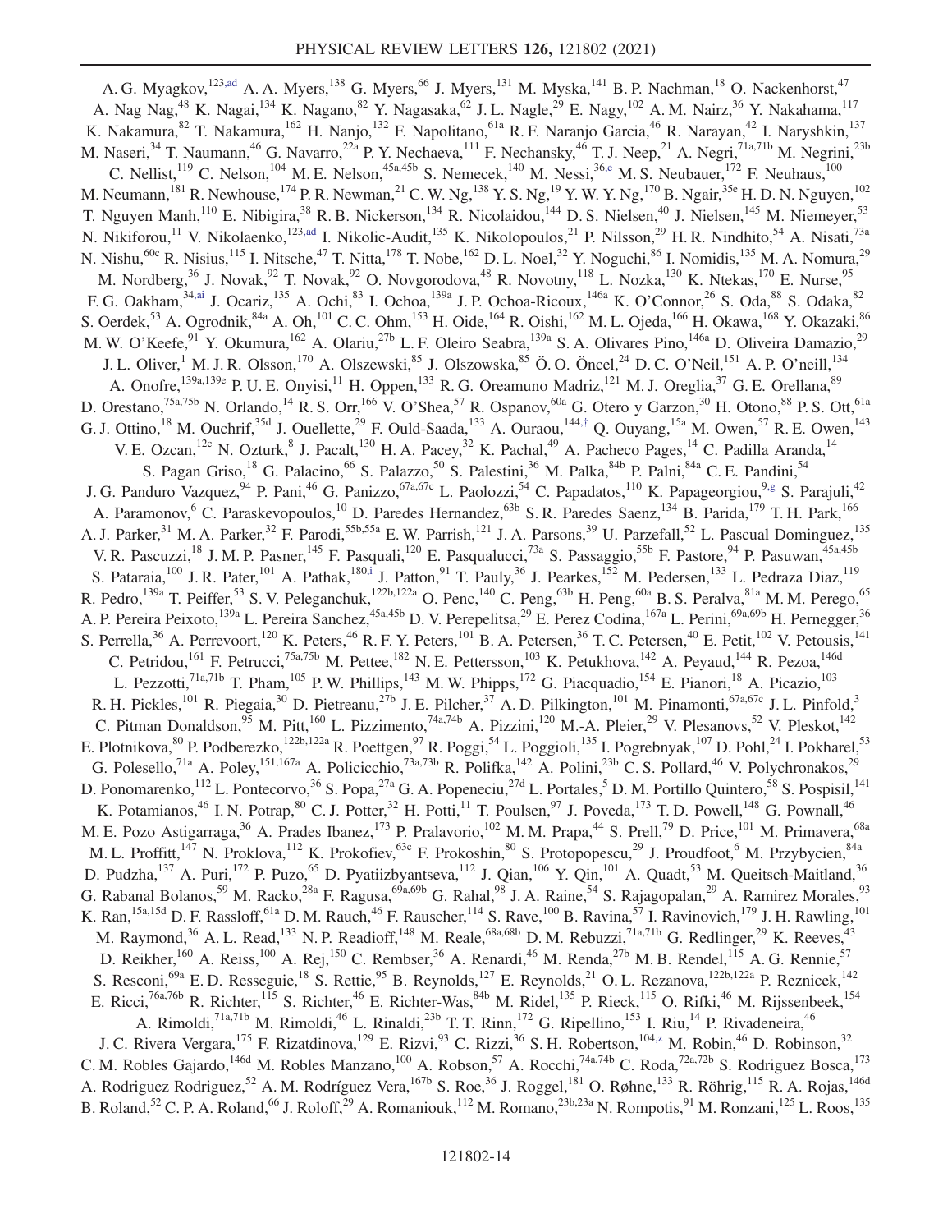A. G. Myagkov,[123,ad] A. A. Myers,[138] G. Myers,[66] J. Myers,[131] M. Myska,[141] B. P. Nachman,[18] O. Nackenhorst,[47] A. Nag Nag,[48] K. Nagai,[134] K. Nagano,[82] Y. Nagasaka,[62] J. L. Nagle,[29] E. Nagy,[102] A. M. Nairz,[36] Y. Nakahama,[117] K. Nakamura,[82] T. Nakamura,[162] H. Nanjo,[132] F. Napolitano,[61a] R. F. Naranjo Garcia,[46] R. Narayan,[42] I. Naryshkin,[137] M. Naseri,[34] T. Naumann,[46] G. Navarro,[22a] P. Y. Nechaeva,[111] F. Nechansky,[46] T. J. Neep,[21] A. Negri,[71a,71b] M. Negrini,[23b] C. Nellist,[119] C. Nelson,[104] M. E. Nelson,[45a,45b] S. Nemecek,[140] M. Nessi,[36,e] M. S. Neubauer,[172] F. Neuhaus,[100] M. Neumann,[181] R. Newhouse,[174] P. R. Newman,[21] C. W. Ng,[138] Y. S. Ng,[19] Y. W. Y. Ng,[170] B. Ngair,[35e] H. D. N. Nguyen,[102] T. Nguyen Manh,[110] E. Nibigira,[38] R. B. Nickerson,[134] R. Nicolaidou,[144] D. S. Nielsen,[40] J. Nielsen,[145] M. Niemeyer,[53] N. Nikiforou,[11] V. Nikolaenko,[123,ad] I. Nikolic-Audit,[135] K. Nikolopoulos,[21] P. Nilsson,[29] H. R. Nindhito,[54] A. Nisati,[73a] N. Nishu,[60c] R. Nisius,[115] I. Nitsche,[47] T. Nitta,[178] T. Nobe,[162] D. L. Noel,[32] Y. Noguchi,[86] I. Nomidis,[135] M. A. Nomura,[29] M. Nordberg,[36] J. Novak,[92] T. Novak,[92] O. Novgorodova,[48] R. Novotny,[118] L. Nozka,[130] K. Ntekas,[170] E. Nurse,[95] F. G. Oakham,[34,ai] J. Ocariz,[135] A. Ochi,[83] I. Ochoa,[139a] J. P. Ochoa-Ricoux,[146a] K. O'Connor,[26] S. Oda,[88] S. Odaka,[82] S. Oerdek,[53] A. Ogrodnik,[84a] A. Oh,[101] C. C. Ohm,[153] H. Oide,[164] R. Oishi,[162] M. L. Ojeda,[166] H. Okawa,[168] Y. Okazaki,[86] M. W. O'Keefe,[91] Y. Okumura,[162] A. Olariu,[27b] L. F. Oleiro Seabra,[139a] S. A. Olivares Pino,[146a] D. Oliveira Damazio,[29] J. L. Oliver,[1] M. J. R. Olsson,[170] A. Olszewski,[85] J. Olszowska,[85] Ö. O. Öncel,[24] D. C. O'Neil,[151] A. P. O'neill,[134] A. Onofre,[139a,139e] P. U. E. Onyisi,[11] H. Oppen,[133] R. G. Oreamuno Madriz,[121] M. J. Oreglia,[37] G. E. Orellana,[89] D. Orestano,[75a,75b] N. Orlando,[14] R. S. Orr,[166] V. O'Shea,[57] R. Ospanov,[60a] G. Otero y Garzon,[30] H. Otono,[88] P. S. Ott,[61a] G. J. Ottino,[18] M. Ouchrif,[35d] J. Ouellette,[29] F. Ould-Saada,[133] A. Ouraou,[144,†] Q. Ouyang,[15a] M. Owen,[57] R. E. Owen,[143] V. E. Ozcan,[12c] N. Ozturk,[8] J. Pacalt,[130] H. A. Pacey,[32] K. Pachal,[49] A. Pacheco Pages,[14] C. Padilla Aranda,[14] S. Pagan Griso,[18] G. Palacino,[66] S. Palazzo,[50] S. Palestini,[36] M. Palka,[84b] P. Palni,[84a] C. E. Pandini,[54] J. G. Panduro Vazquez,[94] P. Pani,[46] G. Panizzo,[67a,67c] L. Paolozzi,[54] C. Papadatos,[110] K. Papageorgiou,[9,g] S. Parajuli,[42] A. Paramonov,[6] C. Paraskevopoulos,[10] D. Paredes Hernandez,[63b] S. R. Paredes Saenz,[134] B. Parida,[179] T. H. Park,[166] A. J. Parker,[31] M. A. Parker,[32] F. Parodi,[55b,55a] E. W. Parrish,[121] J. A. Parsons,[39] U. Parzefall,[52] L. Pascual Dominguez,[135] V. R. Pascuzzi,[18] J. M. P. Pasner,[145] F. Pasquali,[120] E. Pasqualucci,[73a] S. Passaggio,[55b] F. Pastore,[94] P. Pasuwan,[45a,45b] S. Pataraia,[100] J. R. Pater,[101] A. Pathak,[180,i] J. Patton,[91] T. Pauly,[36] J. Pearkes,[152] M. Pedersen,[133] L. Pedraza Diaz,[119] R. Pedro,[139a] T. Peiffer,[53] S. V. Peleganchuk,[122b,122a] O. Penc,[140] C. Peng,[63b] H. Peng,[60a] B. S. Peralva,[81a] M. M. Perego,[65] A. P. Pereira Peixoto,[139a] L. Pereira Sanchez,[45a,45b] D. V. Perepelitsa,[29] E. Perez Codina,[167a] L. Perini,[69a,69b] H. Pernegger,[36] S. Perrella,[36] A. Perrevoort,[120] K. Peters,[46] R. F. Y. Peters,[101] B. A. Petersen,[36] T. C. Petersen,[40] E. Petit,[102] V. Petousis,[141] C. Petridou,[161] F. Petrucci,[75a,75b] M. Pettee,[182] N. E. Pettersson,[103] K. Petukhova,[142] A. Peyaud,[144] R. Pezoa,[146d] L. Pezzotti,[71a,71b] T. Pham,[105] P. W. Phillips,[143] M. W. Phipps,[172] G. Piacquadio,[154] E. Pianori,[18] A. Picazio,[103] R. H. Pickles,[101] R. Piegaia,[30] D. Pietreanu,[27b] J. E. Pilcher,[37] A. D. Pilkington,[101] M. Pinamonti,[67a,67c] J. L. Pinfold,[3] C. Pitman Donaldson,[95] M. Pitt,[160] L. Pizzimento,[74a,74b] A. Pizzini,[120] M.-A. Pleier,[29] V. Plesanovs,[52] V. Pleskot,[142] E. Plotnikova,[80] P. Podberezko,[122b,122a] R. Poettgen,[97] R. Poggi,[54] L. Poggioli,[135] I. Pogrebnyak,[107] D. Pohl,[24] I. Pokharel,[53] G. Polesello,[71a] A. Poley,[151,167a] A. Policicchio,[73a,73b] R. Polifka,[142] A. Polini,[23b] C. S. Pollard,[46] V. Polychronakos,[29] D. Ponomarenko,[112] L. Pontecorvo,[36] S. Popa,[27a] G. A. Popeneciu,[27d] L. Portales,[5] D. M. Portillo Quintero,[58] S. Pospisil,[141] K. Potamianos,[46] I. N. Potrap,[80] C. J. Potter,[32] H. Potti,[11] T. Poulsen,[97] J. Poveda,[173] T. D. Powell,[148] G. Pownall,[46] M. E. Pozo Astigarraga,[36] A. Prades Ibanez,[173] P. Pralavorio,[102] M. M. Prapa,[44] S. Prell,[79] D. Price,[101] M. Primavera,[68a] M. L. Proffitt,[147] N. Proklova,[112] K. Prokofiev,[63c] F. Prokoshin,[80] S. Protopopescu,[29] J. Proudfoot,[6] M. Przybycien,[84a] D. Pudzha,[137] A. Puri,[172] P. Puzo,[65] D. Pyatiizbyantseva,[112] J. Qian,[106] Y. Qin,[101] A. Quadt,[53] M. Queitsch-Maitland,[36] G. Rabanal Bolanos,[59] M. Racko,[28a] F. Ragusa,[69a,69b] G. Rahal,[98] J. A. Raine,[54] S. Rajagopalan,[29] A. Ramirez Morales,[93] K. Ran,[15a,15d] D. F. Rassloff,[61a] D. M. Rauch,[46] F. Rauscher,[114] S. Rave,[100] B. Ravina,[57] I. Ravinovich,[179] J. H. Rawling,[101] M. Raymond,[36] A. L. Read,[133] N. P. Readioff,[148] M. Reale,[68a,68b] D. M. Rebuzzi,[71a,71b] G. Redlinger,[29] K. Reeves,[43] D. Reikher,[160] A. Reiss,[100] A. Rej,[150] C. Rembser,[36] A. Renardi,[46] M. Renda,[27b] M. B. Rendel,[115] A. G. Rennie,[57] S. Resconi,[69a] E. D. Resseguie,[18] S. Rettie,[95] B. Reynolds,[127] E. Reynolds,[21] O. L. Rezanova,[122b,122a] P. Reznicek,[142] E. Ricci,[76a,76b] R. Richter,[115] S. Richter,[46] E. Richter-Was,[84b] M. Ridel,[135] P. Rieck,[115] O. Rifki,[46] M. Rijssenbeek,[154] A. Rimoldi,[71a,71b] M. Rimoldi,[46] L. Rinaldi,[23b] T. T. Rinn,[172] G. Ripellino,[153] I. Riu,[14] P. Rivadeneira,[46] J. C. Rivera Vergara,[175] F. Rizatdinova,[129] E. Rizvi,[93] C. Rizzi,[36] S. H. Robertson,[104,z] M. Robin,[46] D. Robinson,[32] C. M. Robles Gajardo,[146d] M. Robles Manzano,[100] A. Robson,[57] A. Rocchi,[74a,74b] C. Roda,[72a,72b] S. Rodriguez Bosca,[173] A. Rodriguez Rodriguez,[52] A. M. Rodríguez Vera,[167b] S. Roe,[36] J. Roggel,[181] O. Røhne,[133] R. Röhrig,[115] R. A. Rojas,[146d] B. Roland,[52] C. P. A. Roland,[66] J. Roloff,[29] A. Romaniouk,[112] M. Romano,[23b,23a] N. Rompotis,[91] M. Ronzani,[125] L. Roos,[135]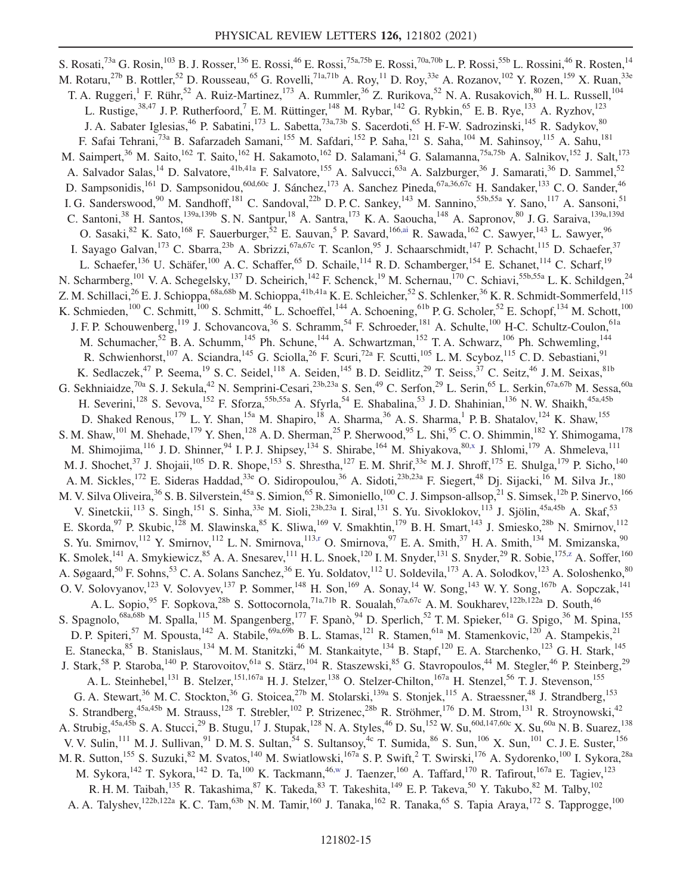S. Rosati,[73a] G. Rosin,[103] B. J. Rosser,[136] E. Rossi,[46] E. Rossi,[75a,75b] E. Rossi,[70a,70b] L. P. Rossi,[55b] L. Rossini,[46] R. Rosten,[14] M. Rotaru,[27b] B. Rottler,[52] D. Rousseau,[65] G. Rovelli,[71a,71b] A. Roy,[11] D. Roy,[33e] A. Rozanov,[102] Y. Rozen,[159] X. Ruan,[33e] T. A. Ruggeri,[1] F. Rühr,[52] A. Ruiz-Martinez,[173] A. Rummler,[36] Z. Rurikova,[52] N. A. Rusakovich,[80] H. L. Russell,[104] L. Rustige,[38,47] J. P. Rutherfoord,[7] E. M. Rüttinger,[148] M. Rybar,[142] G. Rybkin,[65] E. B. Rye,[133] A. Ryzhov,[123] J. A. Sabater Iglesias,[46] P. Sabatini,[173] L. Sabetta,[73a,73b] S. Sacerdoti,[65] H. F-W. Sadrozinski,[145] R. Sadykov,[80] F. Safai Tehrani,[73a] B. Safarzadeh Samani,[155] M. Safdari,[152] P. Saha,[121] S. Saha,[104] M. Sahinsoy,[115] A. Sahu,[181] M. Saimpert,[36] M. Saito,[162] T. Saito,[162] H. Sakamoto,[162] D. Salamani,[54] G. Salamanna,[75a,75b] A. Salnikov,[152] J. Salt,[173] A. Salvador Salas,[14] D. Salvatore,[41b,41a] F. Salvatore,[155] A. Salvucci,[63a] A. Salzburger,[36] J. Samarati,[36] D. Sammel,[52] D. Sampsonidis,[161] D. Sampsonidou,[60d,60c] J. Sánchez,[173] A. Sanchez Pineda,[67a,36,67c] H. Sandaker,[133] C. O. Sander,[46] I. G. Sanderswood,[90] M. Sandhoff,[181] C. Sandoval,[22b] D. P. C. Sankey,[143] M. Sannino,[55b,55a] Y. Sano,[117] A. Sansoni,[51] C. Santoni,[38] H. Santos,[139a,139b] S. N. Santpur,[18] A. Santra,[173] K. A. Saoucha,[148] A. Sapronov,[80] J. G. Saraiva,[139a,139d] O. Sasaki,[82] K. Sato,[168] F. Sauerburger,[52] E. Sauvan,[5] P. Savard,[166,ai] R. Sawada,[162] C. Sawyer,[143] L. Sawyer,[96] I. Sayago Galvan,[173] C. Sbarra,[23b] A. Sbrizzi,[67a,67c] T. Scanlon,[95] J. Schaarschmidt,[147] P. Schacht,[115] D. Schaefer,[37] L. Schaefer,[136] U. Schäfer,[100] A. C. Schaffer,[65] D. Schaile,[114] R. D. Schamberger,[154] E. Schanet,[114] C. Scharf,[19] N. Scharmberg,[101] V. A. Schegelsky,[137] D. Scheirich,[142] F. Schenck,[19] M. Schernau,[170] C. Schiavi,[55b,55a] L. K. Schildgen,[24] Z. M. Schillaci,[26] E. J. Schioppa,[68a,68b] M. Schioppa,[41b,41a] K. E. Schleicher,[52] S. Schlenker,[36] K. R. Schmidt-Sommerfeld,[115] K. Schmieden,[100] C. Schmitt,[100] S. Schmitt,[46] L. Schoeffel,[144] A. Schoening,[61b] P. G. Scholer,[52] E. Schopf,[134] M. Schott,[100] J. F. P. Schouwenberg,[119] J. Schovancova,[36] S. Schramm,[54] F. Schroeder,[181] A. Schulte,[100] H-C. Schultz-Coulon,[61a] M. Schumacher,[52] B. A. Schumm,[145] Ph. Schune,[144] A. Schwartzman,[152] T. A. Schwarz,[106] Ph. Schwemling,[144] R. Schwienhorst,[107] A. Sciandra,[145] G. Sciolla,[26] F. Scuri,[72a] F. Scutti,[105] L. M. Scyboz,[115] C. D. Sebastiani,[91] K. Sedlaczek,[47] P. Seema,[19] S. C. Seidel,[118] A. Seiden,[145] B. D. Seidlitz,[29] T. Seiss,[37] C. Seitz,[46] J. M. Seixas,[81b] G. Sekhniaidze,[70a] S. J. Sekula,[42] N. Semprini-Cesari,[23b,23a] S. Sen,[49] C. Serfon,[29] L. Serin,[65] L. Serkin,[67a,67b] M. Sessa,[60a] H. Severini,[128] S. Sevova,[152] F. Sforza,[55b,55a] A. Sfyrla,[54] E. Shabalina,[53] J. D. Shahinian,[136] N. W. Shaikh,[45a,45b] D. Shaked Renous,[179] L. Y. Shan,[15a] M. Shapiro,[18] A. Sharma,[36] A. S. Sharma,[1] P. B. Shatalov,[124] K. Shaw,[155] S. M. Shaw,[101] M. Shehade,[179] Y. Shen,[128] A. D. Sherman,[25] P. Sherwood,[95] L. Shi,[95] C. O. Shimmin,[182] Y. Shimogama,[178] M. Shimojima,[116] J. D. Shinner,[94] I. P. J. Shipsey,[134] S. Shirabe,[164] M. Shiyakova,[80,x] J. Shlomi,[179] A. Shmeleva,[111] M. J. Shochet,[37] J. Shojaii,[105] D. R. Shope,[153] S. Shrestha,[127] E. M. Shrif,[33e] M. J. Shroff,[175] E. Shulga,[179] P. Sicho,[140] A. M. Sickles,[172] E. Sideras Haddad,[33e] O. Sidiropoulou,[36] A. Sidoti,[23b,23a] F. Siegert,[48] Dj. Sijacki,[16] M. Silva Jr.,[180] M. V. Silva Oliveira,[36] S. B. Silverstein,[45a] S. Simion,[65] R. Simoniello,[100] C. J. Simpson-allsop,[21] S. Simsek,[12b] P. Sinervo,[166] V. Sinetckii,[113] S. Singh,[151] S. Sinha,[33e] M. Sioli,[23b,23a] I. Siral,[131] S. Yu. Sivoklokov,[113] J. Sjölin,[45a,45b] A. Skaf,[53] E. Skorda,[97] P. Skubic,[128] M. Slawinska,[85] K. Sliwa,[169] V. Smakhtin,[179] B. H. Smart,[143] J. Smiesko,[28b] N. Smirnov,[112] S. Yu. Smirnov,[112] Y. Smirnov,[112] L. N. Smirnova,[113,r] O. Smirnova,[97] E. A. Smith,[37] H. A. Smith,[134] M. Smizanska,[90] K. Smolek,[141] A. Smykiewicz,[85] A. A. Snesarev,[111] H. L. Snoek,[120] I. M. Snyder,[131] S. Snyder,[29] R. Sobie,[175,z] A. Soffer,[160] A. Søgaard,[50] F. Sohns,[53] C. A. Solans Sanchez,[36] E. Yu. Soldatov,[112] U. Soldevila,[173] A. A. Solodkov,[123] A. Soloshenko,[80] O. V. Solovyanov,[123] V. Solovyev,[137] P. Sommer,[148] H. Son,[169] A. Sonay,[14] W. Song,[143] W. Y. Song,[167b] A. Sopczak,[141] A. L. Sopio,[95] F. Sopkova,[28b] S. Sottocornola,[71a,71b] R. Soualah,[67a,67c] A. M. Soukharev,[122b,122a] D. South,[46] S. Spagnolo,[68a,68b] M. Spalla,[115] M. Spangenberg,[177] F. Spanò,[94] D. Sperlich,[52] T. M. Spieker,[61a] G. Spigo,[36] M. Spina,[155] D. P. Spiteri,[57] M. Spousta,[142] A. Stabile,[69a,69b] B. L. Stamas,[121] R. Stamen,[61a] M. Stamenkovic,[120] A. Stampekis,[21] E. Stanecka,[85] B. Stanislaus,[134] M. M. Stanitzki,[46] M. Stankaityte,[134] B. Stapf,[120] E. A. Starchenko,[123] G. H. Stark,[145] J. Stark,[58] P. Staroba,[140] P. Starovoitov,[61a] S. Stärz,[104] R. Staszewski,[85] G. Stavropoulos,[44] M. Stegler,[46] P. Steinberg,[29] A. L. Steinhebel,[131] B. Stelzer,[151,167a] H. J. Stelzer,[138] O. Stelzer-Chilton,[167a] H. Stenzel,[56] T. J. Stevenson,[155] G. A. Stewart,[36] M. C. Stockton,[36] G. Stoicea,[27b] M. Stolarski,[139a] S. Stonjek,[115] A. Straessner,[48] J. Strandberg,[153] S. Strandberg,[45a,45b] M. Strauss,[128] T. Strebler,[102] P. Strizenec,[28b] R. Ströhmer,[176] D. M. Strom,[131] R. Stroynowski,[42] A. Strubig,[45a,45b] S. A. Stucci,[29] B. Stugu,[17] J. Stupak,[128] N. A. Styles,[46] D. Su,[152] W. Su,[60d,147,60c] X. Su,[60a] N. B. Suarez,[138] V. V. Sulin,[111] M. J. Sullivan,[91] D. M. S. Sultan,[54] S. Sultansoy,[4c] T. Sumida,[86] S. Sun,[106] X. Sun,[101] C. J. E. Suster,[156] M. R. Sutton,[155] S. Suzuki,[82] M. Svatos,[140] M. Swiatlowski,[167a] S. P. Swift,[2] T. Swirski,[176] A. Sydorenko,[100] I. Sykora,[28a] M. Sykora,[142] T. Sykora,[142] D. Ta,[100] K. Tackmann,[46,w] J. Taenzer,[160] A. Taffard,[170] R. Tafirout,[167a] E. Tagiev,[123] R. H. M. Taibah,[135] R. Takashima,[87] K. Takeda,[83] T. Takeshita,[149] E. P. Takeva,[50] Y. Takubo,[82] M. Talby,[102] A. A. Talyshev,[122b,122a] K. C. Tam,[63b] N. M. Tamir,[160] J. Tanaka,[162] R. Tanaka,[65] S. Tapia Araya,[172] S. Tapprogge,[100]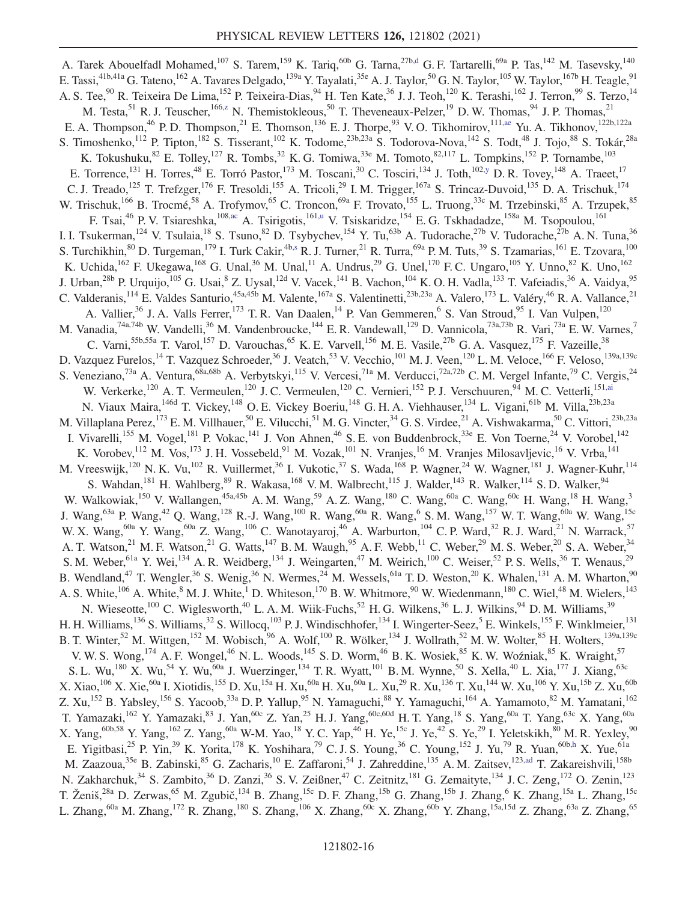A. Tarek Abouelfadl Mohamed,[107] S. Tarem,[159] K. Tariq,[60b] G. Tarna,[27b,d] G. F. Tartarelli,[69a] P. Tas,[142] M. Tasevsky,[140] E. Tassi,[41b,41a] G. Tateno,[162] A. Tavares Delgado,[139a] Y. Tayalati,[35e] A. J. Taylor,[50] G. N. Taylor,[105] W. Taylor,[167b] H. Teagle,[91] A. S. Tee,[90] R. Teixeira De Lima,[152] P. Teixeira-Dias,[94] H. Ten Kate,[36] J. J. Teoh,[120] K. Terashi,[162] J. Terron,[99] S. Terzo,[14] M. Testa,[51] R. J. Teuscher,[166,z] N. Themistokleous,[50] T. Theveneaux-Pelzer,[19] D. W. Thomas,[94] J. P. Thomas,[21] E. A. Thompson,[46] P. D. Thompson,[21] E. Thomson,[136] E. J. Thorpe,[93] V. O. Tikhomirov,[111,ae] Yu. A. Tikhonov,[122b,122a] S. Timoshenko,[112] P. Tipton,[182] S. Tisserant,[102] K. Todome,[23b,23a] S. Todorova-Nova,[142] S. Todt,[48] J. Tojo,[88] S. Tokár,[28a] K. Tokushuku,[82] E. Tolley,[127] R. Tombs,[32] K. G. Tomiwa,[33e] M. Tomoto,[82,117] L. Tompkins,[152] P. Tornambe,[103] E. Torrence,[131] H. Torres,[48] E. Torró Pastor,[173] M. Toscani,[30] C. Tosciri,[134] J. Toth,[102,y] D. R. Tovey,[148] A. Traeet,[17] C. J. Treado,[125] T. Trefzger,[176] F. Tresoldi,[155] A. Tricoli,[29] I. M. Trigger,[167a] S. Trincaz-Duvoid,[135] D. A. Trischuk,[174] W. Trischuk,[166] B. Trocmé,[58] A. Trofymov,[65] C. Troncon,[69a] F. Trovato,[155] L. Truong,[33c] M. Trzebinski,[85] A. Trzupek,[85] F. Tsai,[46] P. V. Tsiareshka,[108,ac] A. Tsirigotis,[161,u] V. Tsiskaridze,[154] E. G. Tskhadadze,[158a] M. Tsopoulou,[161] I. I. Tsukerman,[124] V. Tsulaia,[18] S. Tsuno,[82] D. Tsybychev,[154] Y. Tu,[63b] A. Tudorache,[27b] V. Tudorache,[27b] A. N. Tuna,[36] S. Turchikhin,[80] D. Turgeman,[179] I. Turk Cakir,[4b,s] R. J. Turner,[21] R. Turra,[69a] P. M. Tuts,[39] S. Tzamarias,[161] E. Tzovara,[100] K. Uchida,[162] F. Ukegawa,[168] G. Unal,[36] M. Unal,[11] A. Undrus,[29] G. Unel,[170] F. C. Ungaro,[105] Y. Unno,[82] K. Uno,[162] J. Urban,[28b] P. Urquijo,[105] G. Usai,[8] Z. Uysal,[12d] V. Vacek,[141] B. Vachon,[104] K. O. H. Vadla,[133] T. Vafeiadis,[36] A. Vaidya,[95] C. Valderanis,[114] E. Valdes Santurio,[45a,45b] M. Valente,[167a] S. Valentinetti,[23b,23a] A. Valero,[173] L. Valéry,[46] R. A. Vallance,[21] A. Vallier,[36] J. A. Valls Ferrer,[173] T. R. Van Daalen,[14] P. Van Gemmeren,[6] S. Van Stroud,[95] I. Van Vulpen,[120] M. Vanadia,[74a,74b] W. Vandelli,[36] M. Vandenbroucke,[144] E. R. Vandewall,[129] D. Vannicola,[73a,73b] R. Vari,[73a] E. W. Varnes,[7] C. Varni,[55b,55a] T. Varol,[157] D. Varouchas,[65] K. E. Varvell,[156] M. E. Vasile,[27b] G. A. Vasquez,[175] F. Vazeille,[38] D. Vazquez Furelos,[14] T. Vazquez Schroeder,[36] J. Veatch,[53] V. Vecchio,[101] M. J. Veen,[120] L. M. Veloce,[166] F. Veloso,[139a,139c] S. Veneziano,[73a] A. Ventura,[68a,68b] A. Verbytskyi,[115] V. Vercesi,[71a] M. Verducci,[72a,72b] C. M. Vergel Infante,[79] C. Vergis,[24] W. Verkerke,[120] A. T. Vermeulen,[120] J. C. Vermeulen,[120] C. Vernieri,[152] P. J. Verschuuren,[94] M. C. Vetterli,[151,ai] N. Viaux Maira,[146d] T. Vickey,[148] O. E. Vickey Boeriu,[148] G. H. A. Viehhauser,[134] L. Vigani,[61b] M. Villa,[23b,23a] M. Villaplana Perez,[173] E. M. Villhauer,[50] E. Vilucchi,[51] M. G. Vincter,[34] G. S. Virdee,[21] A. Vishwakarma,[50] C. Vittori,[23b,23a] I. Vivarelli,[155] M. Vogel,[181] P. Vokac,[141] J. Von Ahnen,[46] S. E. von Buddenbrock,[33e] E. Von Toerne,[24] V. Vorobel,[142] K. Vorobev,[112] M. Vos,[173] J. H. Vossebeld,[91] M. Vozak,[101] N. Vranjes,[16] M. Vranjes Milosavljevic,[16] V. Vrba,[141] M. Vreeswijk,[120] N. K. Vu,[102] R. Vuillermet,[36] I. Vukotic,[37] S. Wada,[168] P. Wagner,[24] W. Wagner,[181] J. Wagner-Kuhr,[114] S. Wahdan,[181] H. Wahlberg,[89] R. Wakasa,[168] V. M. Walbrecht,[115] J. Walder,[143] R. Walker,[114] S. D. Walker,[94] W. Walkowiak,[150] V. Wallangen,[45a,45b] A. M. Wang,[59] A. Z. Wang,[180] C. Wang,[60a] C. Wang,[60c] H. Wang,[18] H. Wang,[3] J. Wang,[63a] P. Wang,[42] Q. Wang,[128] R.-J. Wang,[100] R. Wang,[60a] R. Wang,[6] S. M. Wang,[157] W. T. Wang,[60a] W. Wang,[15c] W. X. Wang,[60a] Y. Wang,[60a] Z. Wang,[106] C. Wanotayaroj,[46] A. Warburton,[104] C. P. Ward,[32] R. J. Ward,[21] N. Warrack,[57] A. T. Watson,[21] M. F. Watson,[21] G. Watts,[147] B. M. Waugh,[95] A. F. Webb,[11] C. Weber,[29] M. S. Weber,[20] S. A. Weber,[34] S. M. Weber,[61a] Y. Wei,[134] A. R. Weidberg,[134] J. Weingarten,[47] M. Weirich,[100] C. Weiser,[52] P. S. Wells,[36] T. Wenaus,[29] B. Wendland,[47] T. Wengler,[36] S. Wenig,[36] N. Wermes,[24] M. Wessels,[61a] T. D. Weston,[20] K. Whalen,[131] A. M. Wharton,[90] A. S. White,[106] A. White,[8] M. J. White,[1] D. Whiteson,[170] B. W. Whitmore,[90] W. Wiedenmann,[180] C. Wiel,[48] M. Wielers,[143] N. Wieseotte,[100] C. Wiglesworth,[40] L. A. M. Wiik-Fuchs,[52] H. G. Wilkens,[36] L. J. Wilkins,[94] D. M. Williams,[39] H. H. Williams,[136] S. Williams,[32] S. Willocq,[103] P. J. Windischhofer,[134] I. Wingerter-Seez,[5] E. Winkels,[155] F. Winklmeier,[131] B. T. Winter,[52] M. Wittgen,[152] M. Wobisch,[96] A. Wolf,[100] R. Wölker,[134] J. Wollrath,[52] M. W. Wolter,[85] H. Wolters,[139a,139c] V. W. S. Wong,[174] A. F. Wongel,[46] N. L. Woods,[145] S. D. Worm,[46] B. K. Wosiek,[85] K. W. Woźniak,[85] K. Wraight,[57] S. L. Wu,[180] X. Wu,[54] Y. Wu,[60a] J. Wuerzinger,[134] T. R. Wyatt,[101] B. M. Wynne,[50] S. Xella,[40] L. Xia,[177] J. Xiang,[63c] X. Xiao,[106] X. Xie,[60a] I. Xiotidis,[155] D. Xu,[15a] H. Xu,[60a] H. Xu,[60a] L. Xu,[29] R. Xu,[136] T. Xu,[144] W. Xu,[106] Y. Xu,[15b] Z. Xu,[60b] Z. Xu,[152] B. Yabsley,[156] S. Yacoob,[33a] D. P. Yallup,[95] N. Yamaguchi,[88] Y. Yamaguchi,[164] A. Yamamoto,[82] M. Yamatani,[162] T. Yamazaki,[162] Y. Yamazaki,[83] J. Yan,[60c] Z. Yan,[25] H. J. Yang,[60c,60d] H. T. Yang,[18] S. Yang,[60a] T. Yang,[63c] X. Yang,[60a] X. Yang,[60b,58] Y. Yang,[162] Z. Yang,[60a] W-M. Yao,[18] Y. C. Yap,[46] H. Ye,[15c] J. Ye,[42] S. Ye,[29] I. Yeletskikh,[80] M. R. Yexley,[90] E. Yigitbasi,[25] P. Yin,[39] K. Yorita,[178] K. Yoshihara,[79] C. J. S. Young,[36] C. Young,[152] J. Yu,[79] R. Yuan,[60b,h] X. Yue,[61a] M. Zaazoua,[35e] B. Zabinski,[85] G. Zacharis,[10] E. Zaffaroni,[54] J. Zahreddine,[135] A. M. Zaitsev,[123,ad] T. Zakareishvili,[158b] N. Zakharchuk,[34] S. Zambito,[36] D. Zanzi,[36] S. V. Zeißner,[47] C. Zeitnitz,[181] G. Zemaityte,[134] J. C. Zeng,[172] O. Zenin,[123] T. Ženiš,[28a] D. Zerwas,[65] M. Zgubič,[134] B. Zhang,[15c] D. F. Zhang,[15b] G. Zhang,[15b] J. Zhang,[6] K. Zhang,[15a] L. Zhang,[15c] L. Zhang,[60a] M. Zhang,[172] R. Zhang,[180] S. Zhang,[106] X. Zhang,[60c] X. Zhang,[60b] Y. Zhang,[15a,15d] Z. Zhang,[63a] Z. Zhang,[65]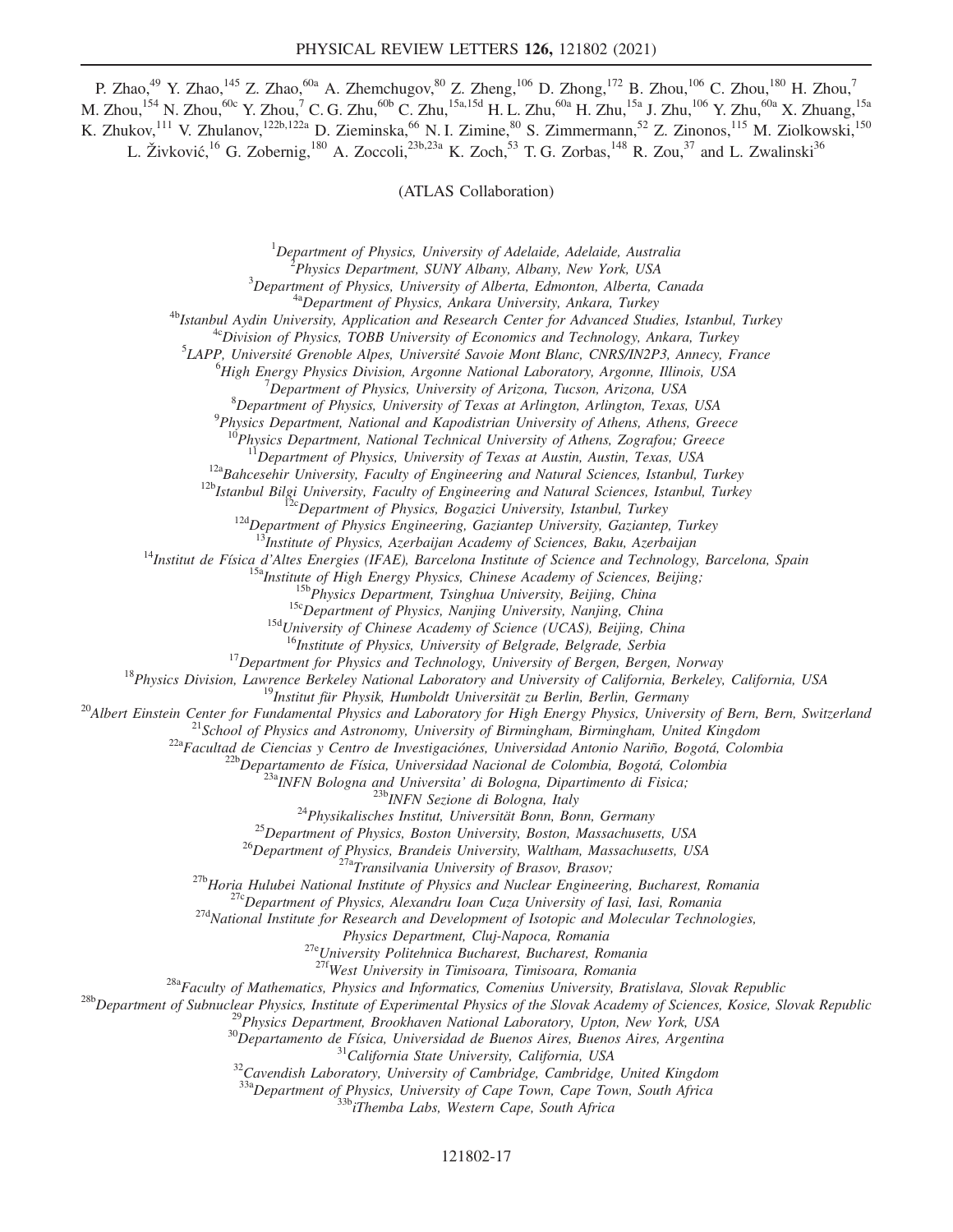P. Zhao,[49] Y. Zhao,[145] Z. Zhao,[60a] A. Zhemchugov,[80] Z. Zheng,[106] D. Zhong,[172] B. Zhou,[106] C. Zhou,[180] H. Zhou,[7] M. Zhou,[154] N. Zhou,[60c] Y. Zhou,[7] C. G. Zhu,[60b] C. Zhu,[15a,15d] H. L. Zhu,[60a] H. Zhu,[15a] J. Zhu,[106] Y. Zhu,[60a] X. Zhuang,[15a] K. Zhukov,[111] V. Zhulanov,[122b,122a] D. Zieminska,[66] N. I. Zimine,[80] S. Zimmermann,[52] Z. Zinonos,[115] M. Ziolkowski,[150] L. Živković,[16] G. Zobernig,[180] A. Zoccoli,[23b,23a] K. Zoch,[53] T. G. Zorbas,[148] R. Zou,[37] and L. Zwalinski[36]

(ATLAS Collaboration)

[1]*Department of Physics, University of Adelaide, Adelaide, Australia*
[2]*Physics Department, SUNY Albany, Albany, New York, USA*
[3]*Department of Physics, University of Alberta, Edmonton, Alberta, Canada*
[4a]*Department of Physics, Ankara University, Ankara, Turkey*
[4b]*Istanbul Aydin University, Application and Research Center for Advanced Studies, Istanbul, Turkey*
[4c]*Division of Physics, TOBB University of Economics and Technology, Ankara, Turkey*
[5]*LAPP, Université Grenoble Alpes, Université Savoie Mont Blanc, CNRS/IN2P3, Annecy, France*
[6]*High Energy Physics Division, Argonne National Laboratory, Argonne, Illinois, USA*
[7]*Department of Physics, University of Arizona, Tucson, Arizona, USA*
[8]*Department of Physics, University of Texas at Arlington, Arlington, Texas, USA*
[9]*Physics Department, National and Kapodistrian University of Athens, Athens, Greece*
[10]*Physics Department, National Technical University of Athens, Zografou; Greece*
[11]*Department of Physics, University of Texas at Austin, Austin, Texas, USA*
[12a]*Bahcesehir University, Faculty of Engineering and Natural Sciences, Istanbul, Turkey*
[12b]*Istanbul Bilgi University, Faculty of Engineering and Natural Sciences, Istanbul, Turkey*
[12c]*Department of Physics, Bogazici University, Istanbul, Turkey*
[12d]*Department of Physics Engineering, Gaziantep University, Gaziantep, Turkey*
[13]*Institute of Physics, Azerbaijan Academy of Sciences, Baku, Azerbaijan*
[14]*Institut de Física d'Altes Energies (IFAE), Barcelona Institute of Science and Technology, Barcelona, Spain*
[15a]*Institute of High Energy Physics, Chinese Academy of Sciences, Beijing;*
[15b]*Physics Department, Tsinghua University, Beijing, China*
[15c]*Department of Physics, Nanjing University, Nanjing, China*
[15d]*University of Chinese Academy of Science (UCAS), Beijing, China*
[16]*Institute of Physics, University of Belgrade, Belgrade, Serbia*
[17]*Department for Physics and Technology, University of Bergen, Bergen, Norway*
[18]*Physics Division, Lawrence Berkeley National Laboratory and University of California, Berkeley, California, USA*
[19]*Institut für Physik, Humboldt Universität zu Berlin, Berlin, Germany*
[20]*Albert Einstein Center for Fundamental Physics and Laboratory for High Energy Physics, University of Bern, Bern, Switzerland*
[21]*School of Physics and Astronomy, University of Birmingham, Birmingham, United Kingdom*
[22a]*Facultad de Ciencias y Centro de Investigaciónes, Universidad Antonio Nariño, Bogotá, Colombia*
[22b]*Departamento de Física, Universidad Nacional de Colombia, Bogotá, Colombia*
[23a]*INFN Bologna and Universita' di Bologna, Dipartimento di Fisica;*
[23b]*INFN Sezione di Bologna, Italy*
[24]*Physikalisches Institut, Universität Bonn, Bonn, Germany*
[25]*Department of Physics, Boston University, Boston, Massachusetts, USA*
[26]*Department of Physics, Brandeis University, Waltham, Massachusetts, USA*
[27a]*Transilvania University of Brasov, Brasov;*
[27b]*Horia Hulubei National Institute of Physics and Nuclear Engineering, Bucharest, Romania*
[27c]*Department of Physics, Alexandru Ioan Cuza University of Iasi, Iasi, Romania*
[27d]*National Institute for Research and Development of Isotopic and Molecular Technologies, Physics Department, Cluj-Napoca, Romania*
[27e]*University Politehnica Bucharest, Bucharest, Romania*
[27f]*West University in Timisoara, Timisoara, Romania*
[28a]*Faculty of Mathematics, Physics and Informatics, Comenius University, Bratislava, Slovak Republic*
[28b]*Department of Subnuclear Physics, Institute of Experimental Physics of the Slovak Academy of Sciences, Kosice, Slovak Republic*
[29]*Physics Department, Brookhaven National Laboratory, Upton, New York, USA*
[30]*Departamento de Física, Universidad de Buenos Aires, Buenos Aires, Argentina*
[31]*California State University, California, USA*
[32]*Cavendish Laboratory, University of Cambridge, Cambridge, United Kingdom*
[33a]*Department of Physics, University of Cape Town, Cape Town, South Africa*
[33b]*iThemba Labs, Western Cape, South Africa*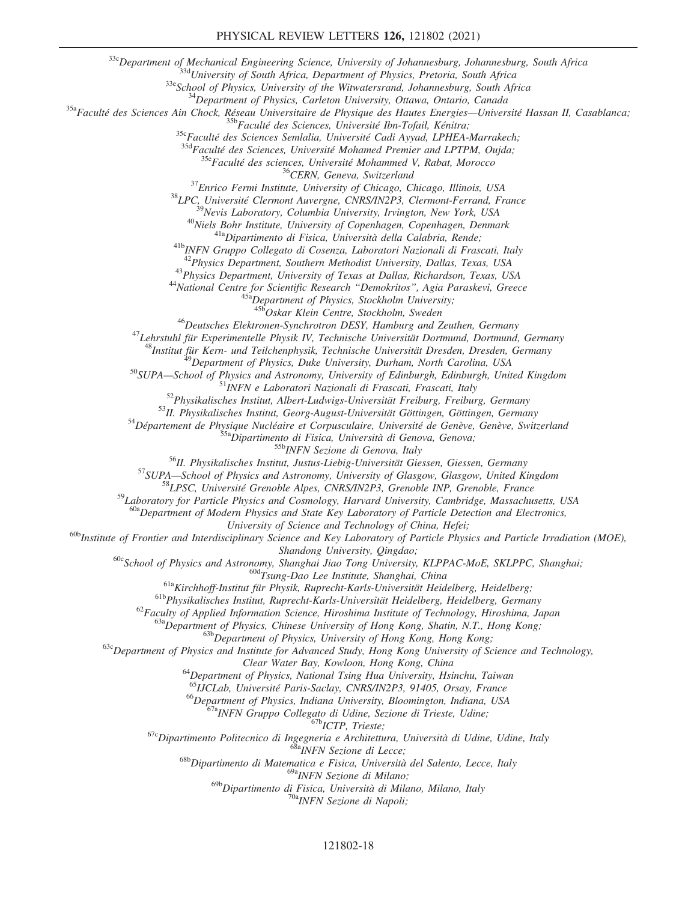[33c]Department of Mechanical Engineering Science, University of Johannesburg, Johannesburg, South Africa
[33d]University of South Africa, Department of Physics, Pretoria, South Africa
[33e]School of Physics, University of the Witwatersrand, Johannesburg, South Africa
[34]Department of Physics, Carleton University, Ottawa, Ontario, Canada
[35a]Faculté des Sciences Ain Chock, Réseau Universitaire de Physique des Hautes Energies—Université Hassan II, Casablanca;
[35b]Faculté des Sciences, Université Ibn-Tofail, Kénitra;
[35c]Faculté des Sciences Semlalia, Université Cadi Ayyad, LPHEA-Marrakech;
[35d]Faculté des Sciences, Université Mohamed Premier and LPTPM, Oujda;
[35e]Faculté des sciences, Université Mohammed V, Rabat, Morocco
[36]CERN, Geneva, Switzerland
[37]Enrico Fermi Institute, University of Chicago, Chicago, Illinois, USA
[38]LPC, Université Clermont Auvergne, CNRS/IN2P3, Clermont-Ferrand, France
[39]Nevis Laboratory, Columbia University, Irvington, New York, USA
[40]Niels Bohr Institute, University of Copenhagen, Copenhagen, Denmark
[41a]Dipartimento di Fisica, Università della Calabria, Rende;
[41b]INFN Gruppo Collegato di Cosenza, Laboratori Nazionali di Frascati, Italy
[42]Physics Department, Southern Methodist University, Dallas, Texas, USA
[43]Physics Department, University of Texas at Dallas, Richardson, Texas, USA
[44]National Centre for Scientific Research "Demokritos", Agia Paraskevi, Greece
[45a]Department of Physics, Stockholm University;
[45b]Oskar Klein Centre, Stockholm, Sweden
[46]Deutsches Elektronen-Synchrotron DESY, Hamburg and Zeuthen, Germany
[47]Lehrstuhl für Experimentelle Physik IV, Technische Universität Dortmund, Dortmund, Germany
[48]Institut für Kern- und Teilchenphysik, Technische Universität Dresden, Dresden, Germany
[49]Department of Physics, Duke University, Durham, North Carolina, USA
[50]SUPA—School of Physics and Astronomy, University of Edinburgh, Edinburgh, United Kingdom
[51]INFN e Laboratori Nazionali di Frascati, Frascati, Italy
[52]Physikalisches Institut, Albert-Ludwigs-Universität Freiburg, Freiburg, Germany
[53]II. Physikalisches Institut, Georg-August-Universität Göttingen, Göttingen, Germany
[54]Département de Physique Nucléaire et Corpusculaire, Université de Genève, Genève, Switzerland
[55a]Dipartimento di Fisica, Università di Genova, Genova;
[55b]INFN Sezione di Genova, Italy
[56]II. Physikalisches Institut, Justus-Liebig-Universität Giessen, Giessen, Germany
[57]SUPA—School of Physics and Astronomy, University of Glasgow, Glasgow, United Kingdom
[58]LPSC, Université Grenoble Alpes, CNRS/IN2P3, Grenoble INP, Grenoble, France
[59]Laboratory for Particle Physics and Cosmology, Harvard University, Cambridge, Massachusetts, USA
[60a]Department of Modern Physics and State Key Laboratory of Particle Detection and Electronics, University of Science and Technology of China, Hefei;
[60b]Institute of Frontier and Interdisciplinary Science and Key Laboratory of Particle Physics and Particle Irradiation (MOE), Shandong University, Qingdao;
[60c]School of Physics and Astronomy, Shanghai Jiao Tong University, KLPPAC-MoE, SKLPPC, Shanghai;
[60d]Tsung-Dao Lee Institute, Shanghai, China
[61a]Kirchhoff-Institut für Physik, Ruprecht-Karls-Universität Heidelberg, Heidelberg;
[61b]Physikalisches Institut, Ruprecht-Karls-Universität Heidelberg, Heidelberg, Germany
[62]Faculty of Applied Information Science, Hiroshima Institute of Technology, Hiroshima, Japan
[63a]Department of Physics, Chinese University of Hong Kong, Shatin, N.T., Hong Kong;
[63b]Department of Physics, University of Hong Kong, Hong Kong;
[63c]Department of Physics and Institute for Advanced Study, Hong Kong University of Science and Technology, Clear Water Bay, Kowloon, Hong Kong, China
[64]Department of Physics, National Tsing Hua University, Hsinchu, Taiwan
[65]IJCLab, Université Paris-Saclay, CNRS/IN2P3, 91405, Orsay, France
[66]Department of Physics, Indiana University, Bloomington, Indiana, USA
[67a]INFN Gruppo Collegato di Udine, Sezione di Trieste, Udine;
[67b]ICTP, Trieste;
[67c]Dipartimento Politecnico di Ingegneria e Architettura, Università di Udine, Udine, Italy
[68a]INFN Sezione di Lecce;
[68b]Dipartimento di Matematica e Fisica, Università del Salento, Lecce, Italy
[69a]INFN Sezione di Milano;
[69b]Dipartimento di Fisica, Università di Milano, Milano, Italy
[70a]INFN Sezione di Napoli;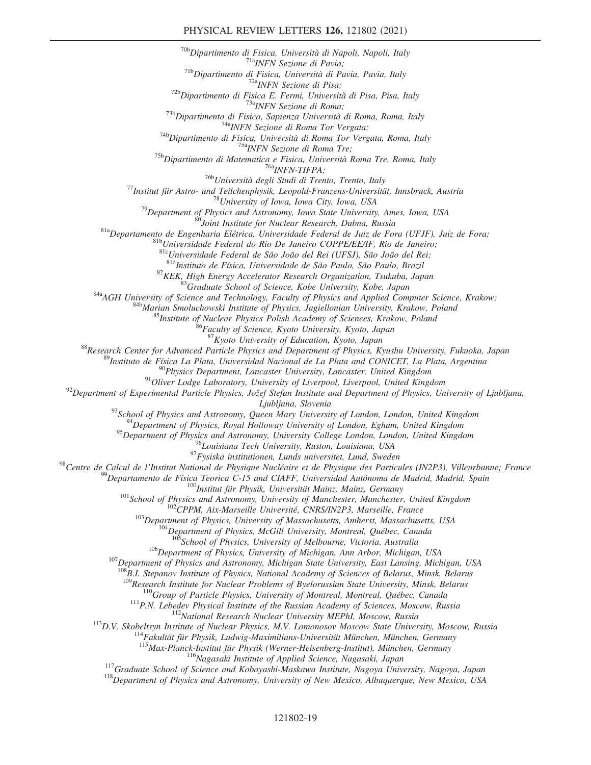[70b]*Dipartimento di Fisica, Università di Napoli, Napoli, Italy*
[71a]*INFN Sezione di Pavia;*
[71b]*Dipartimento di Fisica, Università di Pavia, Pavia, Italy*
[72a]*INFN Sezione di Pisa;*
[72b]*Dipartimento di Fisica E. Fermi, Università di Pisa, Pisa, Italy*
[73a]*INFN Sezione di Roma;*
[73b]*Dipartimento di Fisica, Sapienza Università di Roma, Roma, Italy*
[74a]*INFN Sezione di Roma Tor Vergata;*
[74b]*Dipartimento di Fisica, Università di Roma Tor Vergata, Roma, Italy*
[75a]*INFN Sezione di Roma Tre;*
[75b]*Dipartimento di Matematica e Fisica, Università Roma Tre, Roma, Italy*
[76a]*INFN-TIFPA;*
[76b]*Università degli Studi di Trento, Trento, Italy*
[77]*Institut für Astro- und Teilchenphysik, Leopold-Franzens-Universität, Innsbruck, Austria*
[78]*University of Iowa, Iowa City, Iowa, USA*
[79]*Department of Physics and Astronomy, Iowa State University, Ames, Iowa, USA*
[80]*Joint Institute for Nuclear Research, Dubna, Russia*
[81a]*Departamento de Engenharia Elétrica, Universidade Federal de Juiz de Fora (UFJF), Juiz de Fora;*
[81b]*Universidade Federal do Rio De Janeiro COPPE/EE/IF, Rio de Janeiro;*
[81c]*Universidade Federal de São João del Rei (UFSJ), São João del Rei;*
[81d]*Instituto de Física, Universidade de São Paulo, São Paulo, Brazil*
[82]*KEK, High Energy Accelerator Research Organization, Tsukuba, Japan*
[83]*Graduate School of Science, Kobe University, Kobe, Japan*
[84a]*AGH University of Science and Technology, Faculty of Physics and Applied Computer Science, Krakow;*
[84b]*Marian Smoluchowski Institute of Physics, Jagiellonian University, Krakow, Poland*
[85]*Institute of Nuclear Physics Polish Academy of Sciences, Krakow, Poland*
[86]*Faculty of Science, Kyoto University, Kyoto, Japan*
[87]*Kyoto University of Education, Kyoto, Japan*
[88]*Research Center for Advanced Particle Physics and Department of Physics, Kyushu University, Fukuoka, Japan*
[89]*Instituto de Física La Plata, Universidad Nacional de La Plata and CONICET, La Plata, Argentina*
[90]*Physics Department, Lancaster University, Lancaster, United Kingdom*
[91]*Oliver Lodge Laboratory, University of Liverpool, Liverpool, United Kingdom*
[92]*Department of Experimental Particle Physics, Jožef Stefan Institute and Department of Physics, University of Ljubljana, Ljubljana, Slovenia*
[93]*School of Physics and Astronomy, Queen Mary University of London, London, United Kingdom*
[94]*Department of Physics, Royal Holloway University of London, Egham, United Kingdom*
[95]*Department of Physics and Astronomy, University College London, London, United Kingdom*
[96]*Louisiana Tech University, Ruston, Louisiana, USA*
[97]*Fysiska institutionen, Lunds universitet, Lund, Sweden*
[98]*Centre de Calcul de l'Institut National de Physique Nucléaire et de Physique des Particules (IN2P3), Villeurbanne; France*
[99]*Departamento de Física Teorica C-15 and CIAFF, Universidad Autónoma de Madrid, Madrid, Spain*
[100]*Institut für Physik, Universität Mainz, Mainz, Germany*
[101]*School of Physics and Astronomy, University of Manchester, Manchester, United Kingdom*
[102]*CPPM, Aix-Marseille Université, CNRS/IN2P3, Marseille, France*
[103]*Department of Physics, University of Massachusetts, Amherst, Massachusetts, USA*
[104]*Department of Physics, McGill University, Montreal, Québec, Canada*
[105]*School of Physics, University of Melbourne, Victoria, Australia*
[106]*Department of Physics, University of Michigan, Ann Arbor, Michigan, USA*
[107]*Department of Physics and Astronomy, Michigan State University, East Lansing, Michigan, USA*
[108]*B.I. Stepanov Institute of Physics, National Academy of Sciences of Belarus, Minsk, Belarus*
[109]*Research Institute for Nuclear Problems of Byelorussian State University, Minsk, Belarus*
[110]*Group of Particle Physics, University of Montreal, Montreal, Québec, Canada*
[111]*P.N. Lebedev Physical Institute of the Russian Academy of Sciences, Moscow, Russia*
[112]*National Research Nuclear University MEPhI, Moscow, Russia*
[113]*D.V. Skobeltsyn Institute of Nuclear Physics, M.V. Lomonosov Moscow State University, Moscow, Russia*
[114]*Fakultät für Physik, Ludwig-Maximilians-Universität München, München, Germany*
[115]*Max-Planck-Institut für Physik (Werner-Heisenberg-Institut), München, Germany*
[116]*Nagasaki Institute of Applied Science, Nagasaki, Japan*
[117]*Graduate School of Science and Kobayashi-Maskawa Institute, Nagoya University, Nagoya, Japan*
[118]*Department of Physics and Astronomy, University of New Mexico, Albuquerque, New Mexico, USA*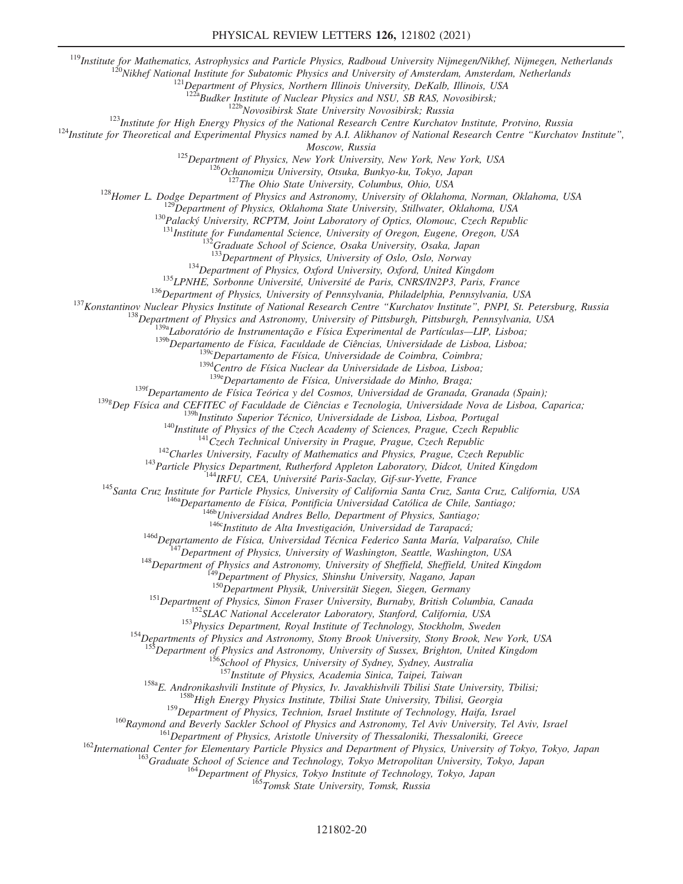[119]Institute for Mathematics, Astrophysics and Particle Physics, Radboud University Nijmegen/Nikhef, Nijmegen, Netherlands
[120]Nikhef National Institute for Subatomic Physics and University of Amsterdam, Amsterdam, Netherlands
[121]Department of Physics, Northern Illinois University, DeKalb, Illinois, USA
[122a]Budker Institute of Nuclear Physics and NSU, SB RAS, Novosibirsk;
[122b]Novosibirsk State University Novosibirsk; Russia
[123]Institute for High Energy Physics of the National Research Centre Kurchatov Institute, Protvino, Russia
[124]Institute for Theoretical and Experimental Physics named by A.I. Alikhanov of National Research Centre "Kurchatov Institute", Moscow, Russia
[125]Department of Physics, New York University, New York, New York, USA
[126]Ochanomizu University, Otsuka, Bunkyo-ku, Tokyo, Japan
[127]The Ohio State University, Columbus, Ohio, USA
[128]Homer L. Dodge Department of Physics and Astronomy, University of Oklahoma, Norman, Oklahoma, USA
[129]Department of Physics, Oklahoma State University, Stillwater, Oklahoma, USA
[130]Palacký University, RCPTM, Joint Laboratory of Optics, Olomouc, Czech Republic
[131]Institute for Fundamental Science, University of Oregon, Eugene, Oregon, USA
[132]Graduate School of Science, Osaka University, Osaka, Japan
[133]Department of Physics, University of Oslo, Oslo, Norway
[134]Department of Physics, Oxford University, Oxford, United Kingdom
[135]LPNHE, Sorbonne Université, Université de Paris, CNRS/IN2P3, Paris, France
[136]Department of Physics, University of Pennsylvania, Philadelphia, Pennsylvania, USA
[137]Konstantinov Nuclear Physics Institute of National Research Centre "Kurchatov Institute", PNPI, St. Petersburg, Russia
[138]Department of Physics and Astronomy, University of Pittsburgh, Pittsburgh, Pennsylvania, USA
[139a]Laboratório de Instrumentação e Física Experimental de Partículas—LIP, Lisboa;
[139b]Departamento de Física, Faculdade de Ciências, Universidade de Lisboa, Lisboa;
[139c]Departamento de Física, Universidade de Coimbra, Coimbra;
[139d]Centro de Física Nuclear da Universidade de Lisboa, Lisboa;
[139e]Departamento de Física, Universidade do Minho, Braga;
[139f]Departamento de Física Teórica y del Cosmos, Universidad de Granada, Granada (Spain);
[139g]Dep Física and CEFITEC of Faculdade de Ciências e Tecnologia, Universidade Nova de Lisboa, Caparica;
[139h]Instituto Superior Técnico, Universidade de Lisboa, Lisboa, Portugal
[140]Institute of Physics of the Czech Academy of Sciences, Prague, Czech Republic
[141]Czech Technical University in Prague, Prague, Czech Republic
[142]Charles University, Faculty of Mathematics and Physics, Prague, Czech Republic
[143]Particle Physics Department, Rutherford Appleton Laboratory, Didcot, United Kingdom
[144]IRFU, CEA, Université Paris-Saclay, Gif-sur-Yvette, France
[145]Santa Cruz Institute for Particle Physics, University of California Santa Cruz, Santa Cruz, California, USA
[146a]Departamento de Física, Pontificia Universidad Católica de Chile, Santiago;
[146b]Universidad Andres Bello, Department of Physics, Santiago;
[146c]Instituto de Alta Investigación, Universidad de Tarapacá;
[146d]Departamento de Física, Universidad Técnica Federico Santa María, Valparaíso, Chile
[147]Department of Physics, University of Washington, Seattle, Washington, USA
[148]Department of Physics and Astronomy, University of Sheffield, Sheffield, United Kingdom
[149]Department of Physics, Shinshu University, Nagano, Japan
[150]Department Physik, Universität Siegen, Siegen, Germany
[151]Department of Physics, Simon Fraser University, Burnaby, British Columbia, Canada
[152]SLAC National Accelerator Laboratory, Stanford, California, USA
[153]Physics Department, Royal Institute of Technology, Stockholm, Sweden
[154]Departments of Physics and Astronomy, Stony Brook University, Stony Brook, New York, USA
[155]Department of Physics and Astronomy, University of Sussex, Brighton, United Kingdom
[156]School of Physics, University of Sydney, Sydney, Australia
[157]Institute of Physics, Academia Sinica, Taipei, Taiwan
[158a]E. Andronikashvili Institute of Physics, Iv. Javakhishvili Tbilisi State University, Tbilisi;
[158b]High Energy Physics Institute, Tbilisi State University, Tbilisi, Georgia
[159]Department of Physics, Technion, Israel Institute of Technology, Haifa, Israel
[160]Raymond and Beverly Sackler School of Physics and Astronomy, Tel Aviv University, Tel Aviv, Israel
[161]Department of Physics, Aristotle University of Thessaloniki, Thessaloniki, Greece
[162]International Center for Elementary Particle Physics and Department of Physics, University of Tokyo, Tokyo, Japan
[163]Graduate School of Science and Technology, Tokyo Metropolitan University, Tokyo, Japan
[164]Department of Physics, Tokyo Institute of Technology, Tokyo, Japan
[165]Tomsk State University, Tomsk, Russia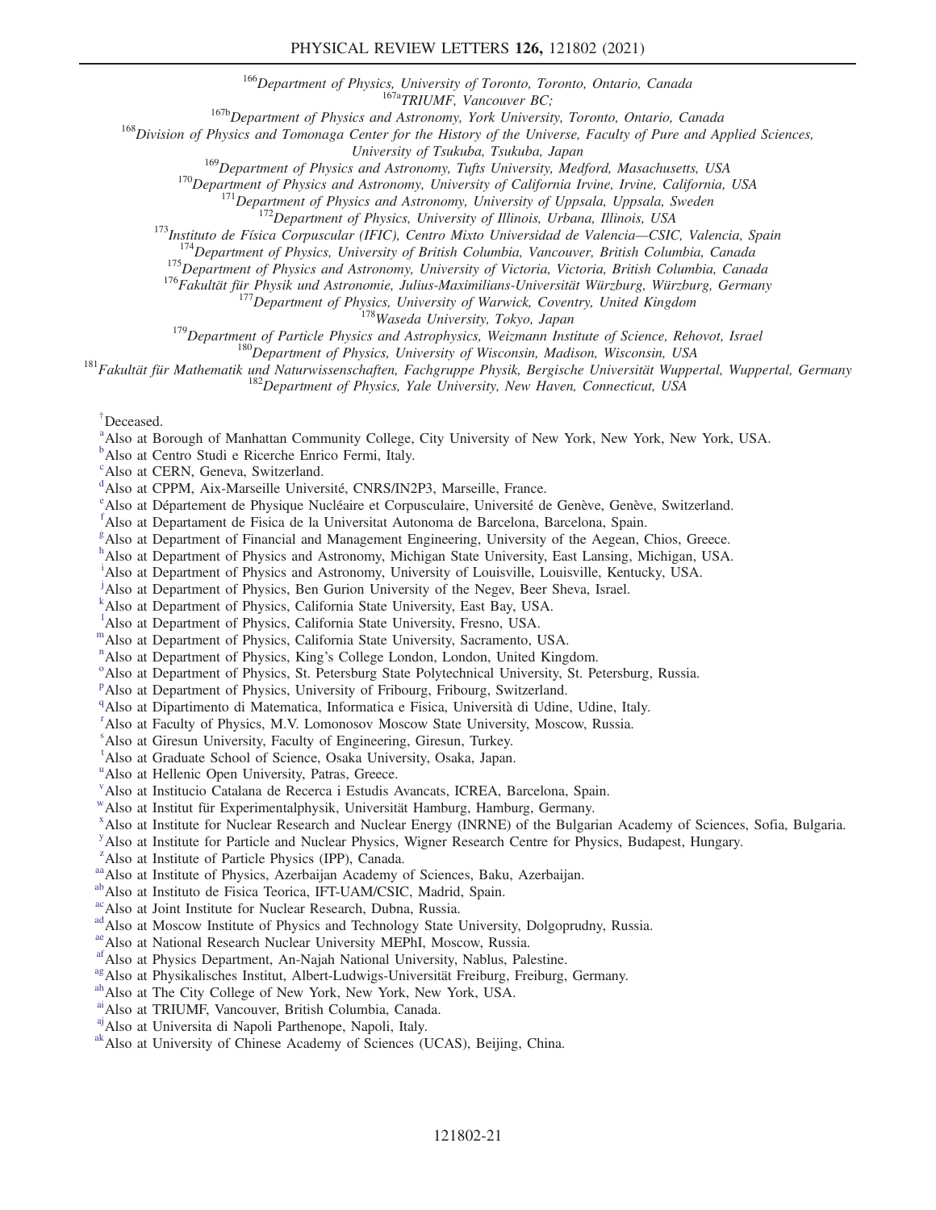[166]*Department of Physics, University of Toronto, Toronto, Ontario, Canada*
[167a]*TRIUMF, Vancouver BC;*
[167b]*Department of Physics and Astronomy, York University, Toronto, Ontario, Canada*
[168]*Division of Physics and Tomonaga Center for the History of the Universe, Faculty of Pure and Applied Sciences, University of Tsukuba, Tsukuba, Japan*
[169]*Department of Physics and Astronomy, Tufts University, Medford, Masachusetts, USA*
[170]*Department of Physics and Astronomy, University of California Irvine, Irvine, California, USA*
[171]*Department of Physics and Astronomy, University of Uppsala, Uppsala, Sweden*
[172]*Department of Physics, University of Illinois, Urbana, Illinois, USA*
[173]*Instituto de Física Corpuscular (IFIC), Centro Mixto Universidad de Valencia—CSIC, Valencia, Spain*
[174]*Department of Physics, University of British Columbia, Vancouver, British Columbia, Canada*
[175]*Department of Physics and Astronomy, University of Victoria, Victoria, British Columbia, Canada*
[176]*Fakultät für Physik und Astronomie, Julius-Maximilians-Universität Würzburg, Würzburg, Germany*
[177]*Department of Physics, University of Warwick, Coventry, United Kingdom*
[178]*Waseda University, Tokyo, Japan*
[179]*Department of Particle Physics and Astrophysics, Weizmann Institute of Science, Rehovot, Israel*
[180]*Department of Physics, University of Wisconsin, Madison, Wisconsin, USA*
[181]*Fakultät für Mathematik und Naturwissenschaften, Fachgruppe Physik, Bergische Universität Wuppertal, Wuppertal, Germany*
[182]*Department of Physics, Yale University, New Haven, Connecticut, USA*

[†]Deceased.
[a]Also at Borough of Manhattan Community College, City University of New York, New York, New York, USA.
[b]Also at Centro Studi e Ricerche Enrico Fermi, Italy.
[c]Also at CERN, Geneva, Switzerland.
[d]Also at CPPM, Aix-Marseille Université, CNRS/IN2P3, Marseille, France.
[e]Also at Département de Physique Nucléaire et Corpusculaire, Université de Genève, Genève, Switzerland.
[f]Also at Departament de Fisica de la Universitat Autonoma de Barcelona, Barcelona, Spain.
[g]Also at Department of Financial and Management Engineering, University of the Aegean, Chios, Greece.
[h]Also at Department of Physics and Astronomy, Michigan State University, East Lansing, Michigan, USA.
[i]Also at Department of Physics and Astronomy, University of Louisville, Louisville, Kentucky, USA.
[j]Also at Department of Physics, Ben Gurion University of the Negev, Beer Sheva, Israel.
[k]Also at Department of Physics, California State University, East Bay, USA.
[l]Also at Department of Physics, California State University, Fresno, USA.
[m]Also at Department of Physics, California State University, Sacramento, USA.
[n]Also at Department of Physics, King's College London, London, United Kingdom.
[o]Also at Department of Physics, St. Petersburg State Polytechnical University, St. Petersburg, Russia.
[p]Also at Department of Physics, University of Fribourg, Fribourg, Switzerland.
[q]Also at Dipartimento di Matematica, Informatica e Fisica, Università di Udine, Udine, Italy.
[r]Also at Faculty of Physics, M.V. Lomonosov Moscow State University, Moscow, Russia.
[s]Also at Giresun University, Faculty of Engineering, Giresun, Turkey.
[t]Also at Graduate School of Science, Osaka University, Osaka, Japan.
[u]Also at Hellenic Open University, Patras, Greece.
[v]Also at Institucio Catalana de Recerca i Estudis Avancats, ICREA, Barcelona, Spain.
[w]Also at Institut für Experimentalphysik, Universität Hamburg, Hamburg, Germany.
[x]Also at Institute for Nuclear Research and Nuclear Energy (INRNE) of the Bulgarian Academy of Sciences, Sofia, Bulgaria.
[y]Also at Institute for Particle and Nuclear Physics, Wigner Research Centre for Physics, Budapest, Hungary.
[z]Also at Institute of Particle Physics (IPP), Canada.
[aa]Also at Institute of Physics, Azerbaijan Academy of Sciences, Baku, Azerbaijan.
[ab]Also at Instituto de Fisica Teorica, IFT-UAM/CSIC, Madrid, Spain.
[ac]Also at Joint Institute for Nuclear Research, Dubna, Russia.
[ad]Also at Moscow Institute of Physics and Technology State University, Dolgoprudny, Russia.
[ae]Also at National Research Nuclear University MEPhI, Moscow, Russia.
[af]Also at Physics Department, An-Najah National University, Nablus, Palestine.
[ag]Also at Physikalisches Institut, Albert-Ludwigs-Universität Freiburg, Freiburg, Germany.
[ah]Also at The City College of New York, New York, New York, USA.
[ai]Also at TRIUMF, Vancouver, British Columbia, Canada.
[aj]Also at Universita di Napoli Parthenope, Napoli, Italy.
[ak]Also at University of Chinese Academy of Sciences (UCAS), Beijing, China.